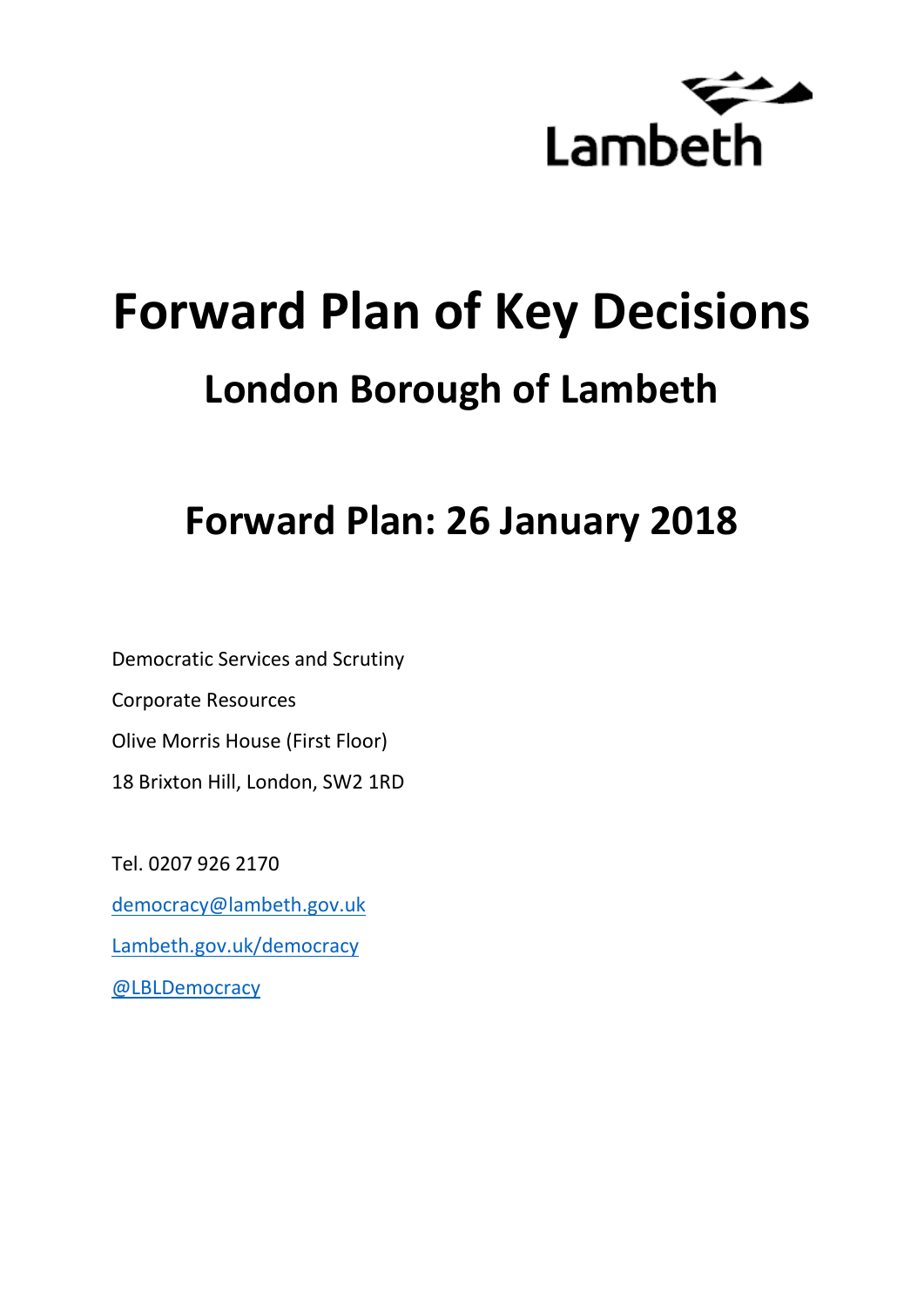Lambeth

# Forward Plan of Key Decisions

## London Borough of Lambeth

## Forward Plan: 26 January 2018

Democratic Services and Scrutiny

Corporate Resources

Olive Morris House (First Floor)

18 Brixton Hill, London, SW2 1RD

Tel. 0207 926 2170

[democracy@lambeth.gov.uk](mailto:democracy@lambeth.gov.uk)

[Lambeth.gov.uk/democracy](Lambeth.gov.uk/democracy)

[@LBLDemocracy](@LBLDemocracy)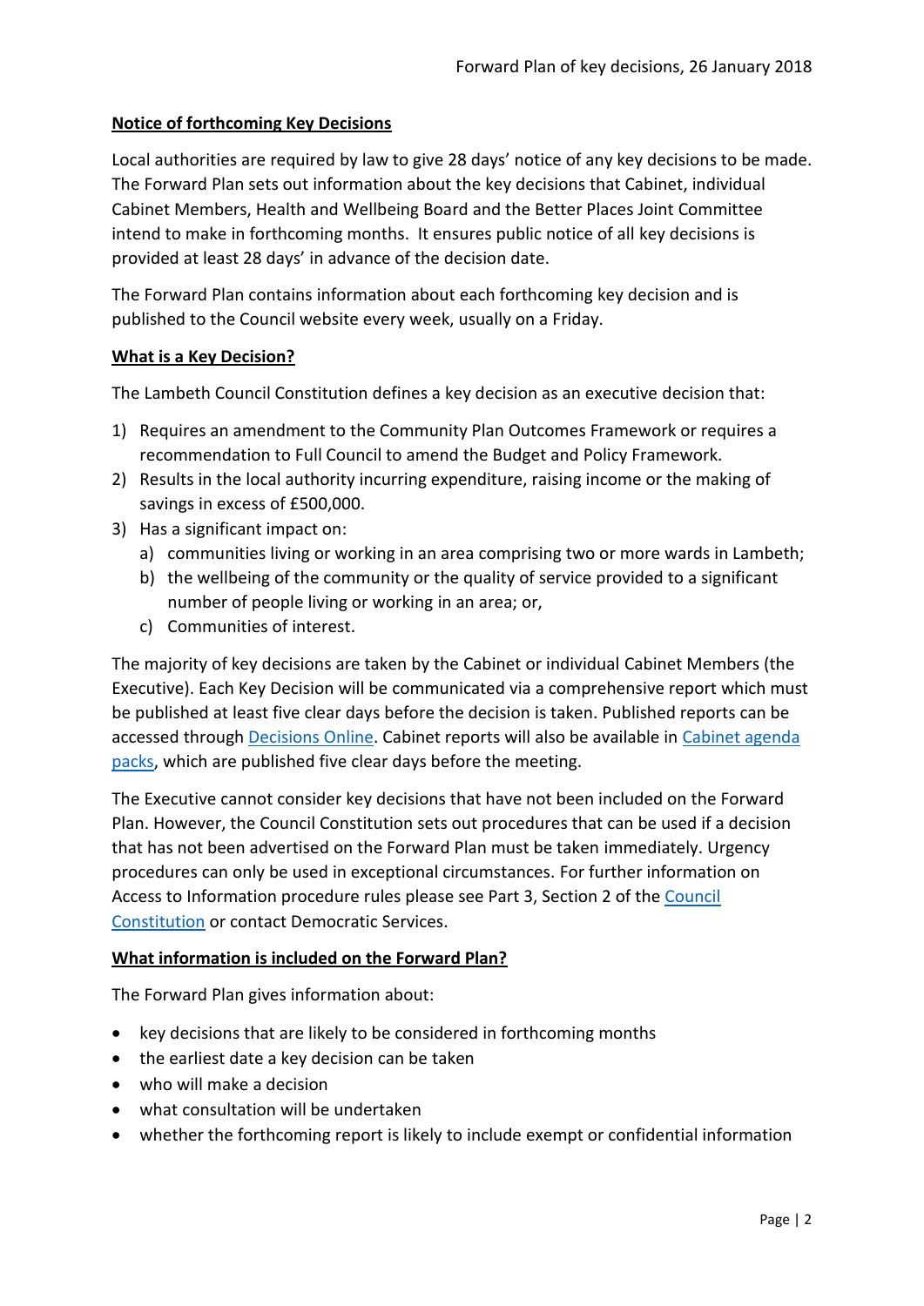**Notice of forthcoming Key Decisions**

Local authorities are required by law to give 28 days' notice of any key decisions to be made. The Forward Plan sets out information about the key decisions that Cabinet, individual Cabinet Members, Health and Wellbeing Board and the Better Places Joint Committee intend to make in forthcoming months. It ensures public notice of all key decisions is provided at least 28 days' in advance of the decision date.

The Forward Plan contains information about each forthcoming key decision and is published to the Council website every week, usually on a Friday.

**What is a Key Decision?**

The Lambeth Council Constitution defines a key decision as an executive decision that:

1) Requires an amendment to the Community Plan Outcomes Framework or requires a recommendation to Full Council to amend the Budget and Policy Framework.
2) Results in the local authority incurring expenditure, raising income or the making of savings in excess of £500,000.
3) Has a significant impact on:
   a) communities living or working in an area comprising two or more wards in Lambeth;
   b) the wellbeing of the community or the quality of service provided to a significant number of people living or working in an area; or,
   c) Communities of interest.

The majority of key decisions are taken by the Cabinet or individual Cabinet Members (the Executive). Each Key Decision will be communicated via a comprehensive report which must be published at least five clear days before the decision is taken. Published reports can be accessed through Decisions Online. Cabinet reports will also be available in Cabinet agenda packs, which are published five clear days before the meeting.

The Executive cannot consider key decisions that have not been included on the Forward Plan. However, the Council Constitution sets out procedures that can be used if a decision that has not been advertised on the Forward Plan must be taken immediately. Urgency procedures can only be used in exceptional circumstances. For further information on Access to Information procedure rules please see Part 3, Section 2 of the Council Constitution or contact Democratic Services.

**What information is included on the Forward Plan?**

The Forward Plan gives information about:

- key decisions that are likely to be considered in forthcoming months
- the earliest date a key decision can be taken
- who will make a decision
- what consultation will be undertaken
- whether the forthcoming report is likely to include exempt or confidential information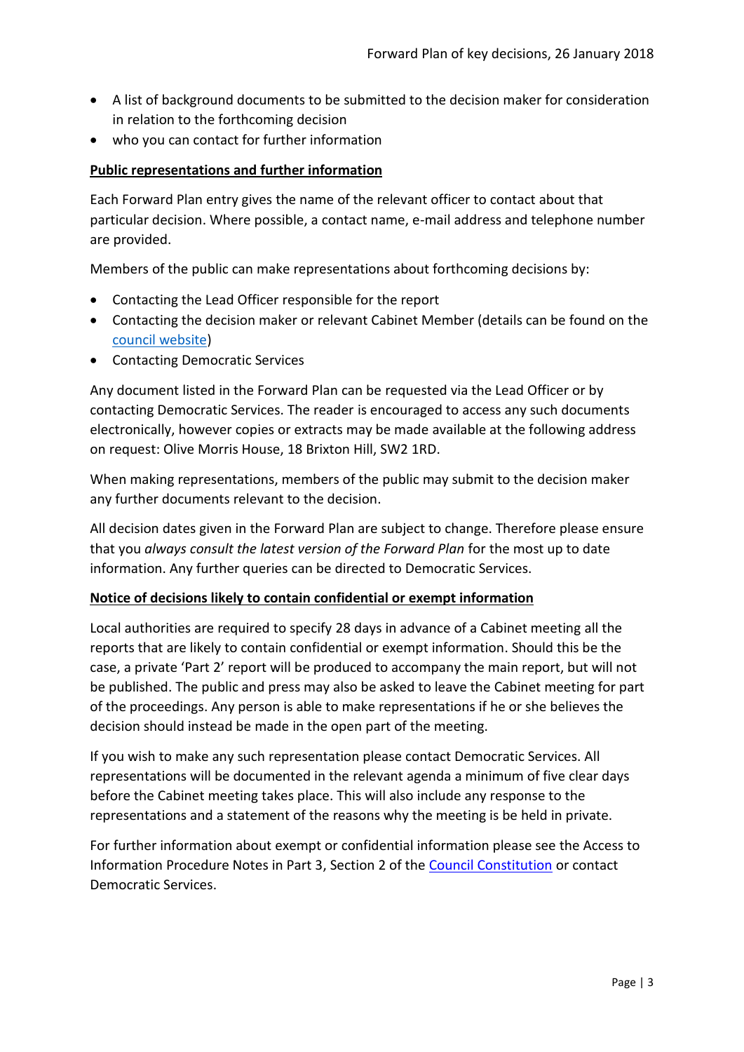- A list of background documents to be submitted to the decision maker for consideration in relation to the forthcoming decision
- who you can contact for further information

**Public representations and further information**

Each Forward Plan entry gives the name of the relevant officer to contact about that particular decision. Where possible, a contact name, e-mail address and telephone number are provided.

Members of the public can make representations about forthcoming decisions by:

- Contacting the Lead Officer responsible for the report
- Contacting the decision maker or relevant Cabinet Member (details can be found on the council website)
- Contacting Democratic Services

Any document listed in the Forward Plan can be requested via the Lead Officer or by contacting Democratic Services. The reader is encouraged to access any such documents electronically, however copies or extracts may be made available at the following address on request: Olive Morris House, 18 Brixton Hill, SW2 1RD.

When making representations, members of the public may submit to the decision maker any further documents relevant to the decision.

All decision dates given in the Forward Plan are subject to change. Therefore please ensure that you *always consult the latest version of the Forward Plan* for the most up to date information. Any further queries can be directed to Democratic Services.

**Notice of decisions likely to contain confidential or exempt information**

Local authorities are required to specify 28 days in advance of a Cabinet meeting all the reports that are likely to contain confidential or exempt information. Should this be the case, a private 'Part 2' report will be produced to accompany the main report, but will not be published. The public and press may also be asked to leave the Cabinet meeting for part of the proceedings. Any person is able to make representations if he or she believes the decision should instead be made in the open part of the meeting.

If you wish to make any such representation please contact Democratic Services. All representations will be documented in the relevant agenda a minimum of five clear days before the Cabinet meeting takes place. This will also include any response to the representations and a statement of the reasons why the meeting is be held in private.

For further information about exempt or confidential information please see the Access to Information Procedure Notes in Part 3, Section 2 of the Council Constitution or contact Democratic Services.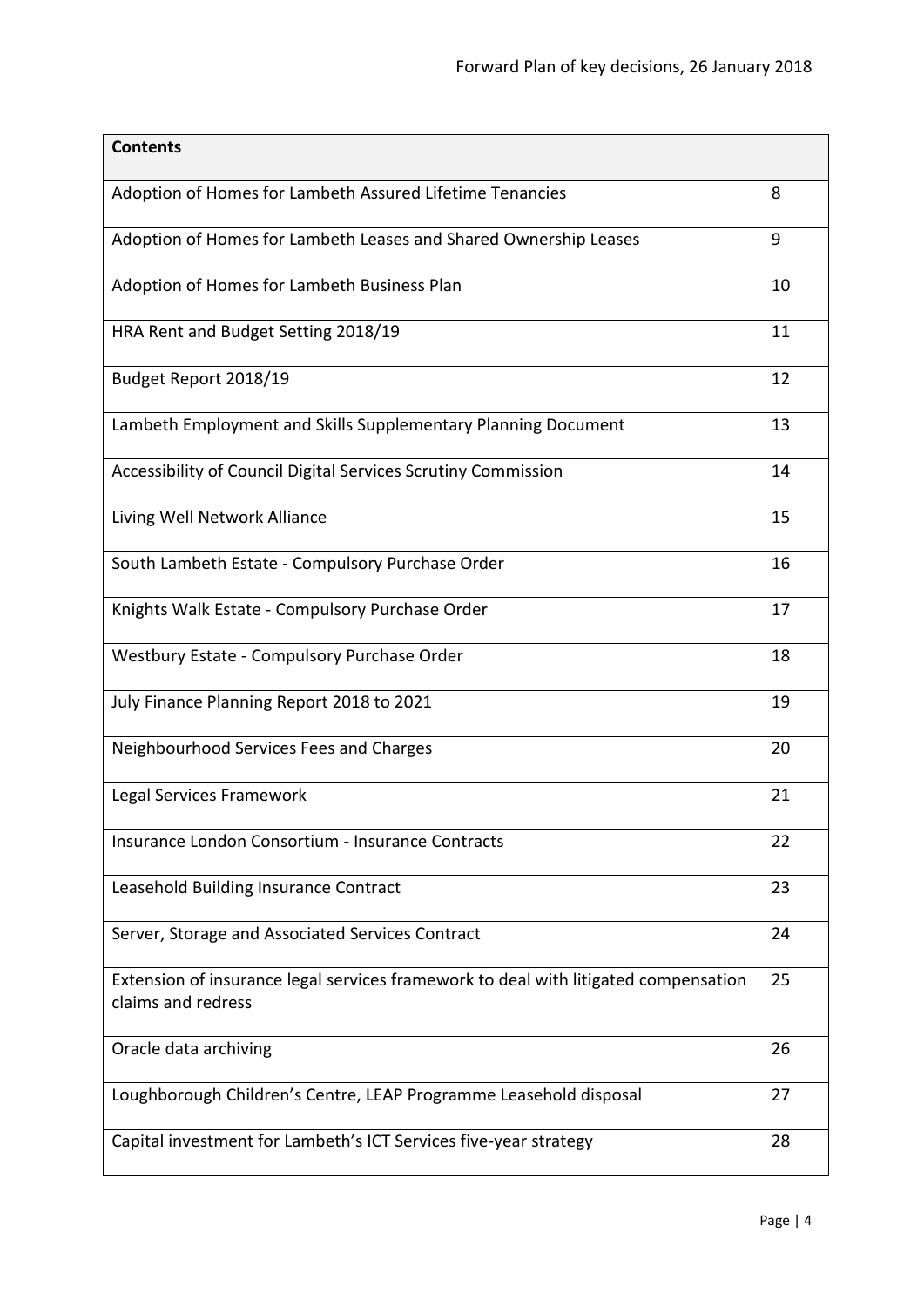| Contents | |
|---|---|
| Adoption of Homes for Lambeth Assured Lifetime Tenancies | 8 |
| Adoption of Homes for Lambeth Leases and Shared Ownership Leases | 9 |
| Adoption of Homes for Lambeth Business Plan | 10 |
| HRA Rent and Budget Setting 2018/19 | 11 |
| Budget Report 2018/19 | 12 |
| Lambeth Employment and Skills Supplementary Planning Document | 13 |
| Accessibility of Council Digital Services Scrutiny Commission | 14 |
| Living Well Network Alliance | 15 |
| South Lambeth Estate - Compulsory Purchase Order | 16 |
| Knights Walk Estate - Compulsory Purchase Order | 17 |
| Westbury Estate - Compulsory Purchase Order | 18 |
| July Finance Planning Report 2018 to 2021 | 19 |
| Neighbourhood Services Fees and Charges | 20 |
| Legal Services Framework | 21 |
| Insurance London Consortium - Insurance Contracts | 22 |
| Leasehold Building Insurance Contract | 23 |
| Server, Storage and Associated Services Contract | 24 |
| Extension of insurance legal services framework to deal with litigated compensation claims and redress | 25 |
| Oracle data archiving | 26 |
| Loughborough Children's Centre, LEAP Programme Leasehold disposal | 27 |
| Capital investment for Lambeth's ICT Services five-year strategy | 28 |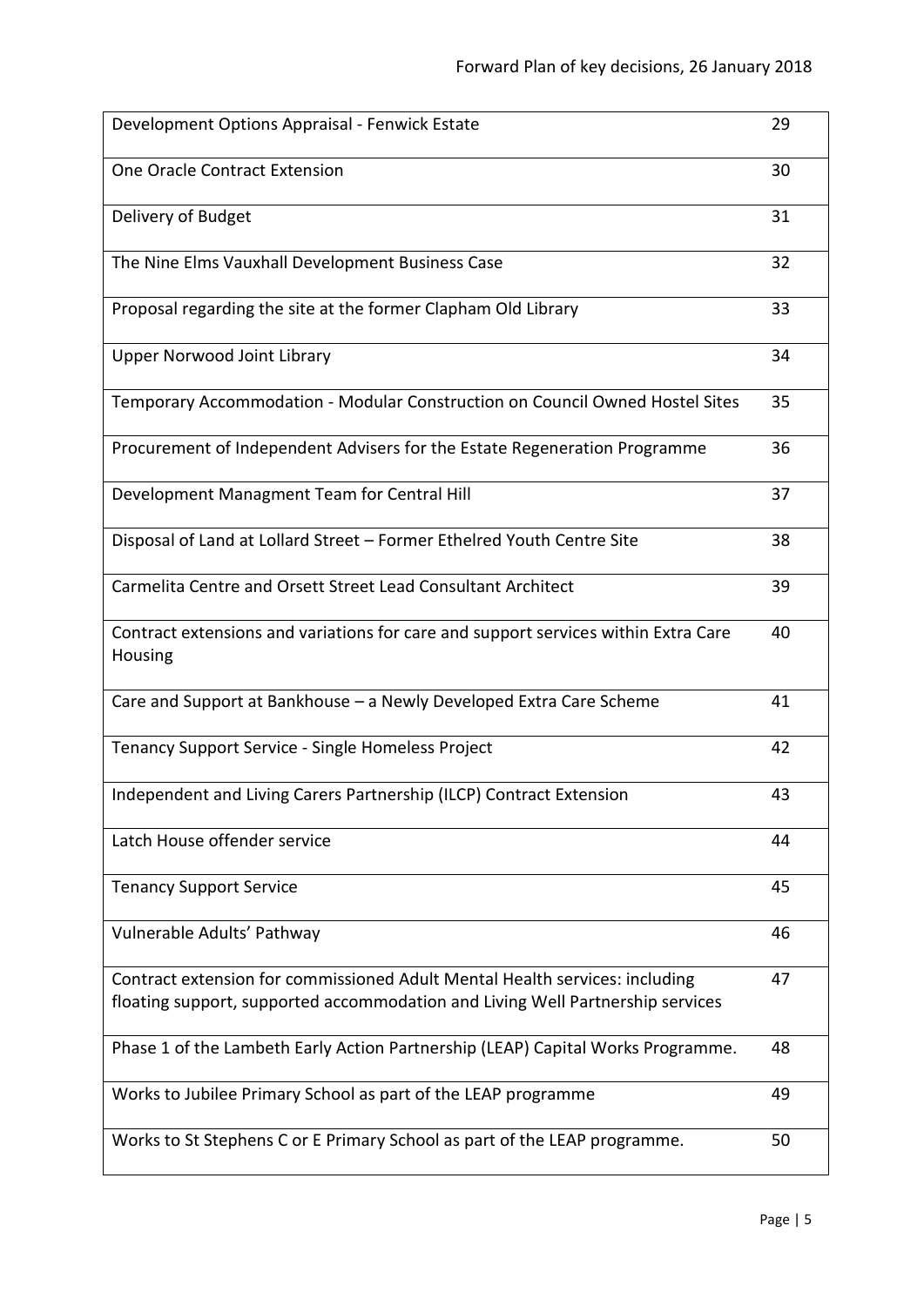| | |
|---|---|
| Development Options Appraisal - Fenwick Estate | 29 |
| One Oracle Contract Extension | 30 |
| Delivery of Budget | 31 |
| The Nine Elms Vauxhall Development Business Case | 32 |
| Proposal regarding the site at the former Clapham Old Library | 33 |
| Upper Norwood Joint Library | 34 |
| Temporary Accommodation - Modular Construction on Council Owned Hostel Sites | 35 |
| Procurement of Independent Advisers for the Estate Regeneration Programme | 36 |
| Development Managment Team for Central Hill | 37 |
| Disposal of Land at Lollard Street – Former Ethelred Youth Centre Site | 38 |
| Carmelita Centre and Orsett Street Lead Consultant Architect | 39 |
| Contract extensions and variations for care and support services within Extra Care Housing | 40 |
| Care and Support at Bankhouse – a Newly Developed Extra Care Scheme | 41 |
| Tenancy Support Service - Single Homeless Project | 42 |
| Independent and Living Carers Partnership (ILCP) Contract Extension | 43 |
| Latch House offender service | 44 |
| Tenancy Support Service | 45 |
| Vulnerable Adults' Pathway | 46 |
| Contract extension for commissioned Adult Mental Health services: including floating support, supported accommodation and Living Well Partnership services | 47 |
| Phase 1 of the Lambeth Early Action Partnership (LEAP) Capital Works Programme. | 48 |
| Works to Jubilee Primary School as part of the LEAP programme | 49 |
| Works to St Stephens C or E Primary School as part of the LEAP programme. | 50 |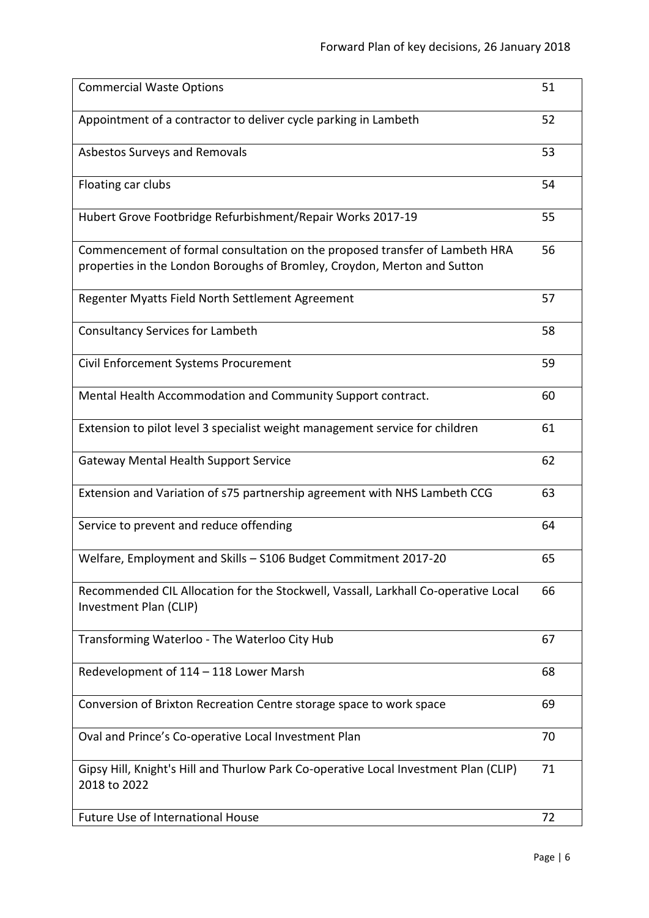| | |
|---|---|
| Commercial Waste Options | 51 |
| Appointment of a contractor to deliver cycle parking in Lambeth | 52 |
| Asbestos Surveys and Removals | 53 |
| Floating car clubs | 54 |
| Hubert Grove Footbridge Refurbishment/Repair Works 2017-19 | 55 |
| Commencement of formal consultation on the proposed transfer of Lambeth HRA properties in the London Boroughs of Bromley, Croydon, Merton and Sutton | 56 |
| Regenter Myatts Field North Settlement Agreement | 57 |
| Consultancy Services for Lambeth | 58 |
| Civil Enforcement Systems Procurement | 59 |
| Mental Health Accommodation and Community Support contract. | 60 |
| Extension to pilot level 3 specialist weight management service for children | 61 |
| Gateway Mental Health Support Service | 62 |
| Extension and Variation of s75 partnership agreement with NHS Lambeth CCG | 63 |
| Service to prevent and reduce offending | 64 |
| Welfare, Employment and Skills – S106 Budget Commitment 2017-20 | 65 |
| Recommended CIL Allocation for the Stockwell, Vassall, Larkhall Co-operative Local Investment Plan (CLIP) | 66 |
| Transforming Waterloo - The Waterloo City Hub | 67 |
| Redevelopment of 114 – 118 Lower Marsh | 68 |
| Conversion of Brixton Recreation Centre storage space to work space | 69 |
| Oval and Prince's Co-operative Local Investment Plan | 70 |
| Gipsy Hill, Knight's Hill and Thurlow Park Co-operative Local Investment Plan (CLIP) 2018 to 2022 | 71 |
| Future Use of International House | 72 |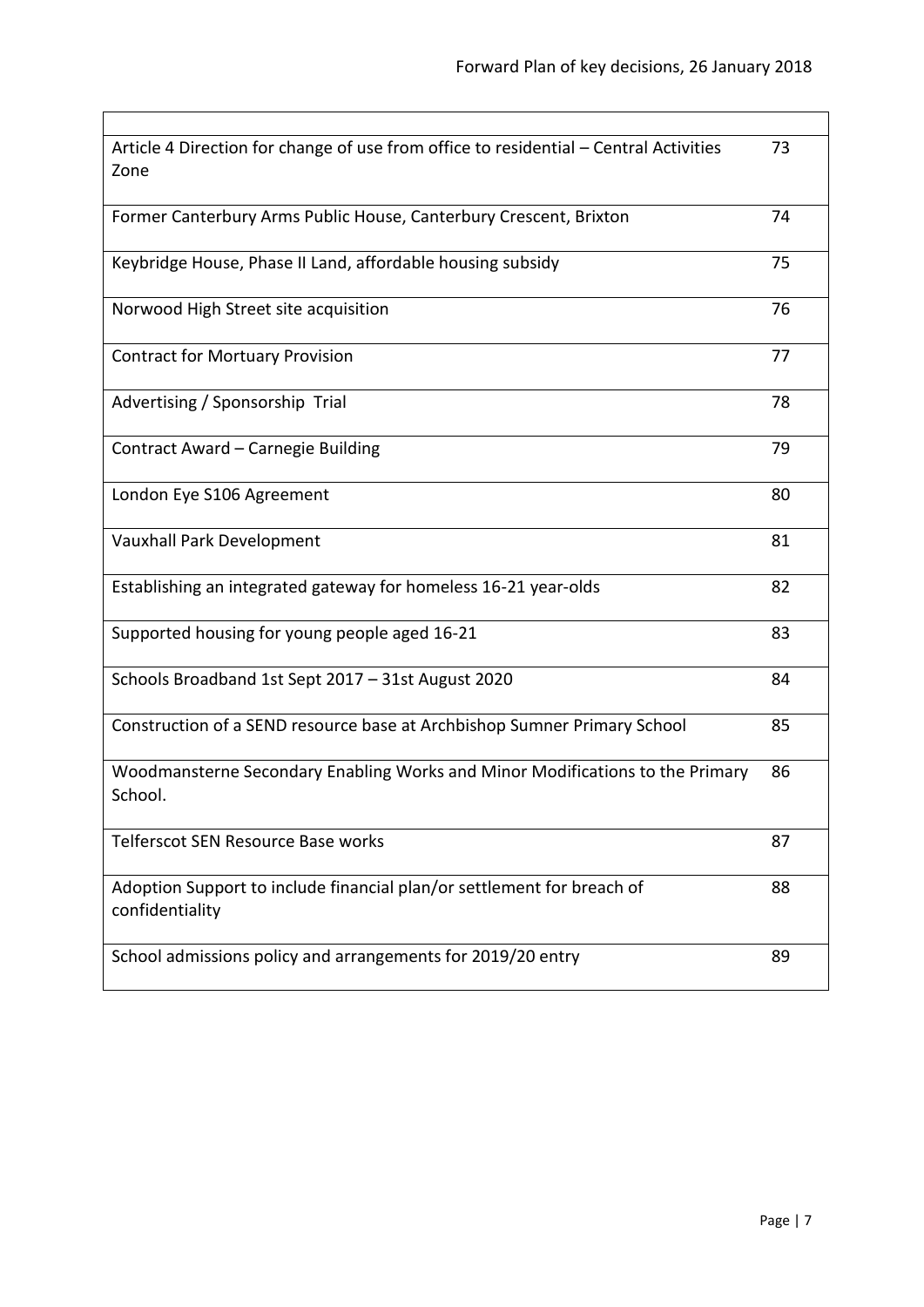| | |
|---|---|
| Article 4 Direction for change of use from office to residential – Central Activities Zone | 73 |
| Former Canterbury Arms Public House, Canterbury Crescent, Brixton | 74 |
| Keybridge House, Phase II Land, affordable housing subsidy | 75 |
| Norwood High Street site acquisition | 76 |
| Contract for Mortuary Provision | 77 |
| Advertising / Sponsorship Trial | 78 |
| Contract Award – Carnegie Building | 79 |
| London Eye S106 Agreement | 80 |
| Vauxhall Park Development | 81 |
| Establishing an integrated gateway for homeless 16-21 year-olds | 82 |
| Supported housing for young people aged 16-21 | 83 |
| Schools Broadband 1st Sept 2017 – 31st August 2020 | 84 |
| Construction of a SEND resource base at Archbishop Sumner Primary School | 85 |
| Woodmansterne Secondary Enabling Works and Minor Modifications to the Primary School. | 86 |
| Telferscot SEN Resource Base works | 87 |
| Adoption Support to include financial plan/or settlement for breach of confidentiality | 88 |
| School admissions policy and arrangements for 2019/20 entry | 89 |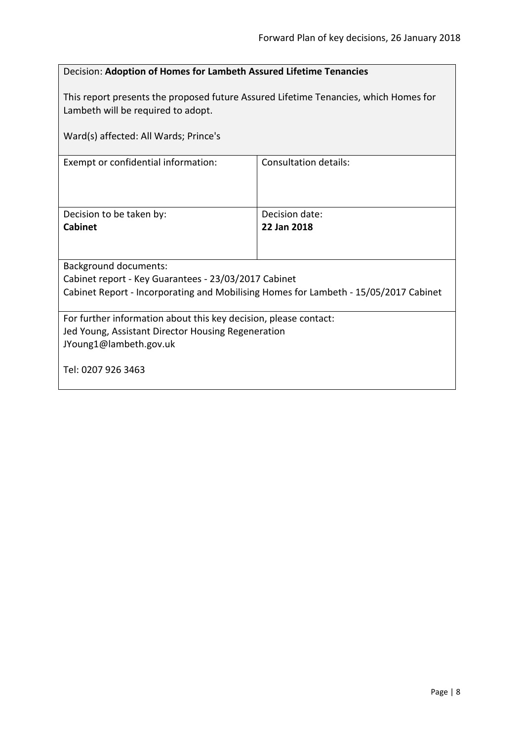Decision: **Adoption of Homes for Lambeth Assured Lifetime Tenancies**

This report presents the proposed future Assured Lifetime Tenancies, which Homes for Lambeth will be required to adopt.

Ward(s) affected: All Wards; Prince's

| Exempt or confidential information: | Consultation details: |
|---|---|
| Decision to be taken by:<br>**Cabinet** | Decision date:<br>**22 Jan 2018** |

Background documents:
Cabinet report - Key Guarantees - 23/03/2017 Cabinet
Cabinet Report - Incorporating and Mobilising Homes for Lambeth - 15/05/2017 Cabinet

For further information about this key decision, please contact:
Jed Young, Assistant Director Housing Regeneration
JYoung1@lambeth.gov.uk

Tel: 0207 926 3463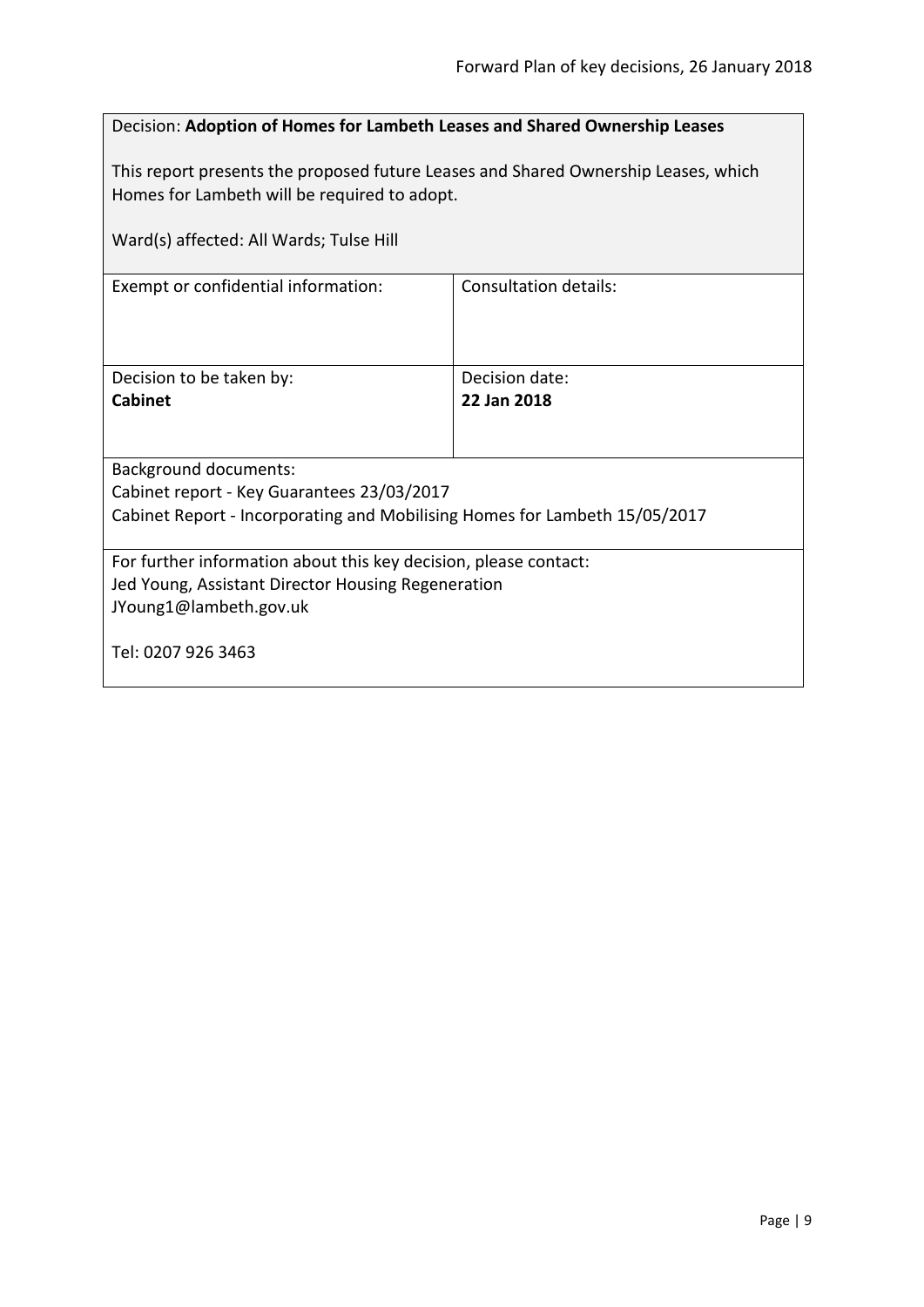Decision: **Adoption of Homes for Lambeth Leases and Shared Ownership Leases**

This report presents the proposed future Leases and Shared Ownership Leases, which Homes for Lambeth will be required to adopt.

Ward(s) affected: All Wards; Tulse Hill

| Exempt or confidential information: | Consultation details: |
| --- | --- |
| Decision to be taken by:<br>**Cabinet** | Decision date:<br>**22 Jan 2018** |

Background documents:
Cabinet report - Key Guarantees 23/03/2017
Cabinet Report - Incorporating and Mobilising Homes for Lambeth 15/05/2017

For further information about this key decision, please contact:
Jed Young, Assistant Director Housing Regeneration
JYoung1@lambeth.gov.uk

Tel: 0207 926 3463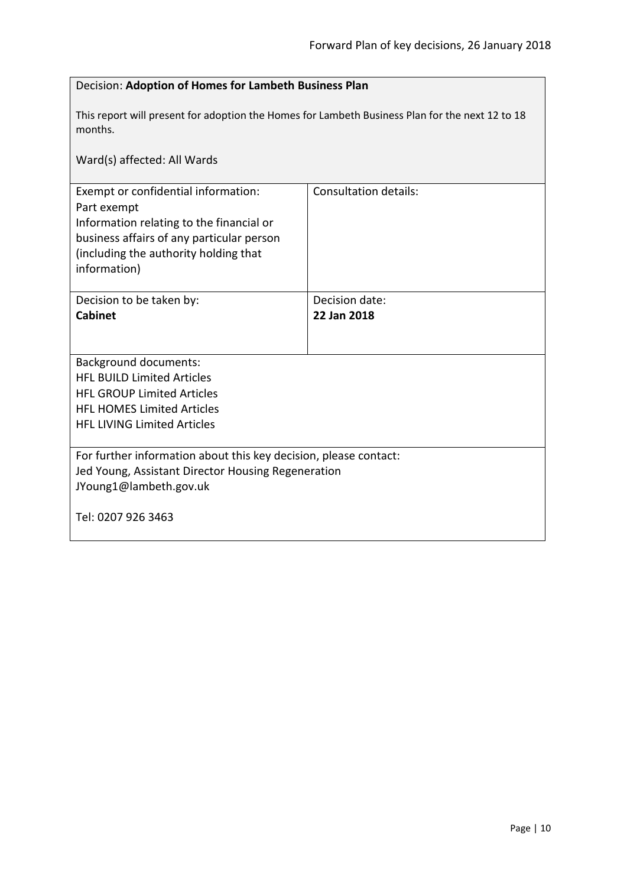Decision: **Adoption of Homes for Lambeth Business Plan**

This report will present for adoption the Homes for Lambeth Business Plan for the next 12 to 18 months.

Ward(s) affected: All Wards

| Exempt or confidential information: | Consultation details: |
|---|---|
| Part exempt<br>Information relating to the financial or business affairs of any particular person (including the authority holding that information) | |
| Decision to be taken by:<br>**Cabinet** | Decision date:<br>**22 Jan 2018** |

Background documents:
HFL BUILD Limited Articles
HFL GROUP Limited Articles
HFL HOMES Limited Articles
HFL LIVING Limited Articles

For further information about this key decision, please contact:
Jed Young, Assistant Director Housing Regeneration
JYoung1@lambeth.gov.uk

Tel: 0207 926 3463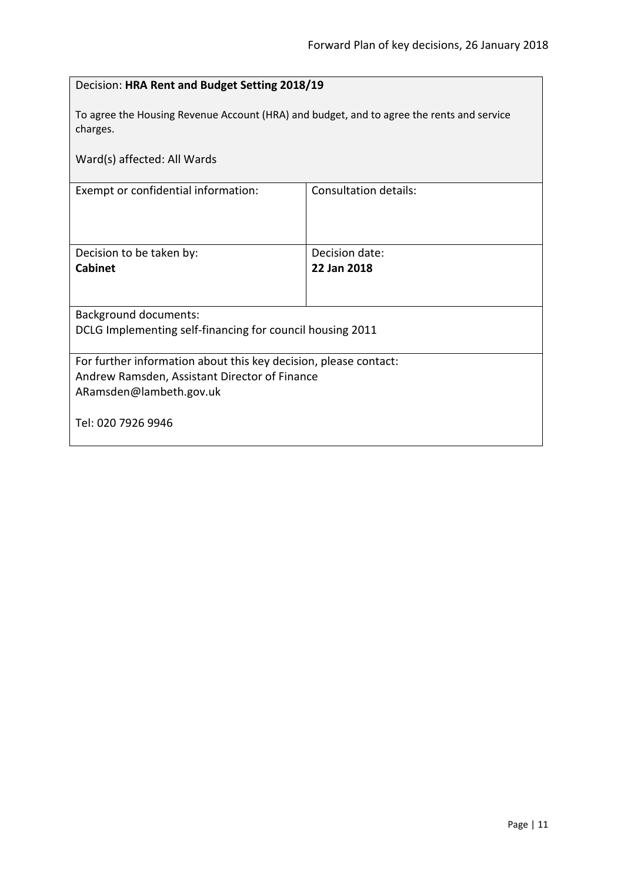Decision: **HRA Rent and Budget Setting 2018/19**

To agree the Housing Revenue Account (HRA) and budget, and to agree the rents and service charges.

Ward(s) affected: All Wards

| Exempt or confidential information: | Consultation details: |
|---|---|
| Decision to be taken by:<br>**Cabinet** | Decision date:<br>**22 Jan 2018** |

Background documents:
DCLG Implementing self-financing for council housing 2011

For further information about this key decision, please contact:
Andrew Ramsden, Assistant Director of Finance
ARamsden@lambeth.gov.uk

Tel: 020 7926 9946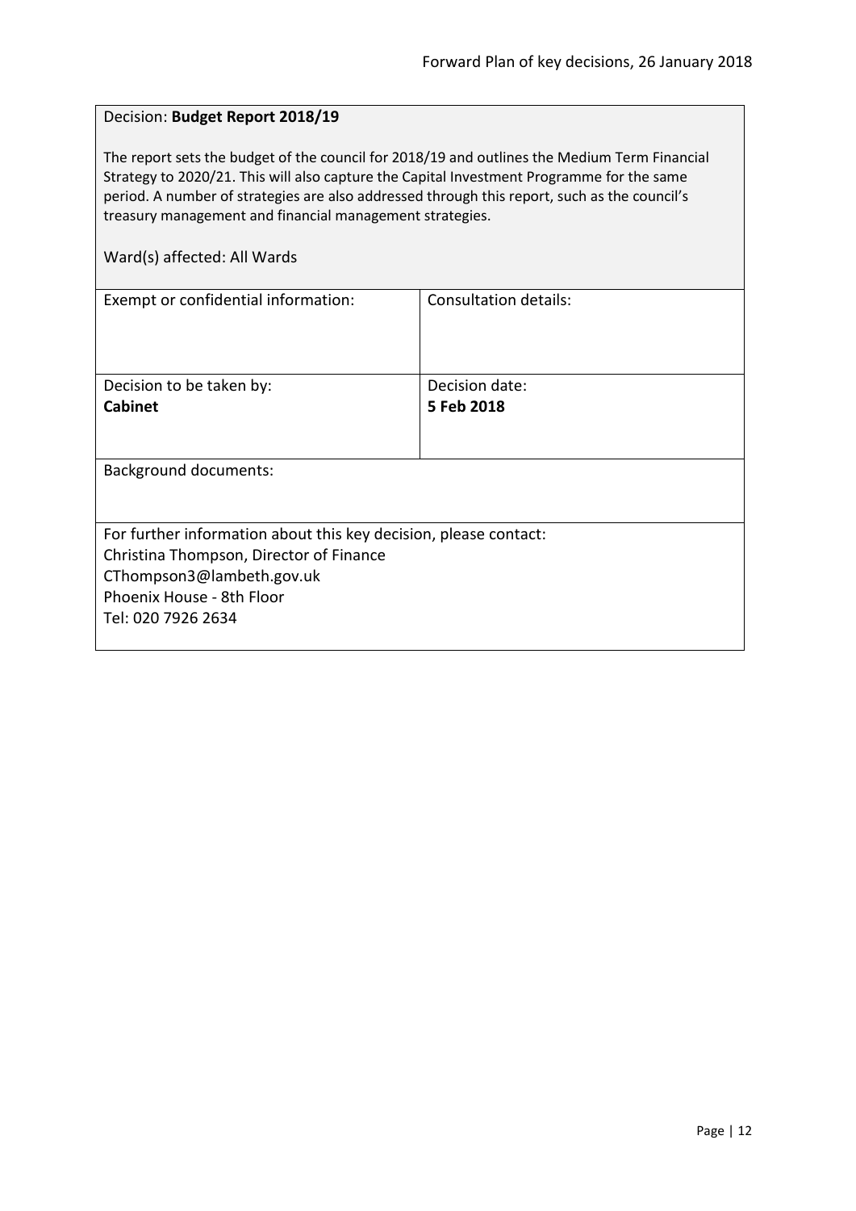Decision: **Budget Report 2018/19**

The report sets the budget of the council for 2018/19 and outlines the Medium Term Financial Strategy to 2020/21. This will also capture the Capital Investment Programme for the same period. A number of strategies are also addressed through this report, such as the council's treasury management and financial management strategies.

Ward(s) affected: All Wards

| Exempt or confidential information: | Consultation details: |
|---|---|
| Decision to be taken by:<br>**Cabinet** | Decision date:<br>**5 Feb 2018** |

Background documents:

For further information about this key decision, please contact:
Christina Thompson, Director of Finance
CThompson3@lambeth.gov.uk
Phoenix House - 8th Floor
Tel: 020 7926 2634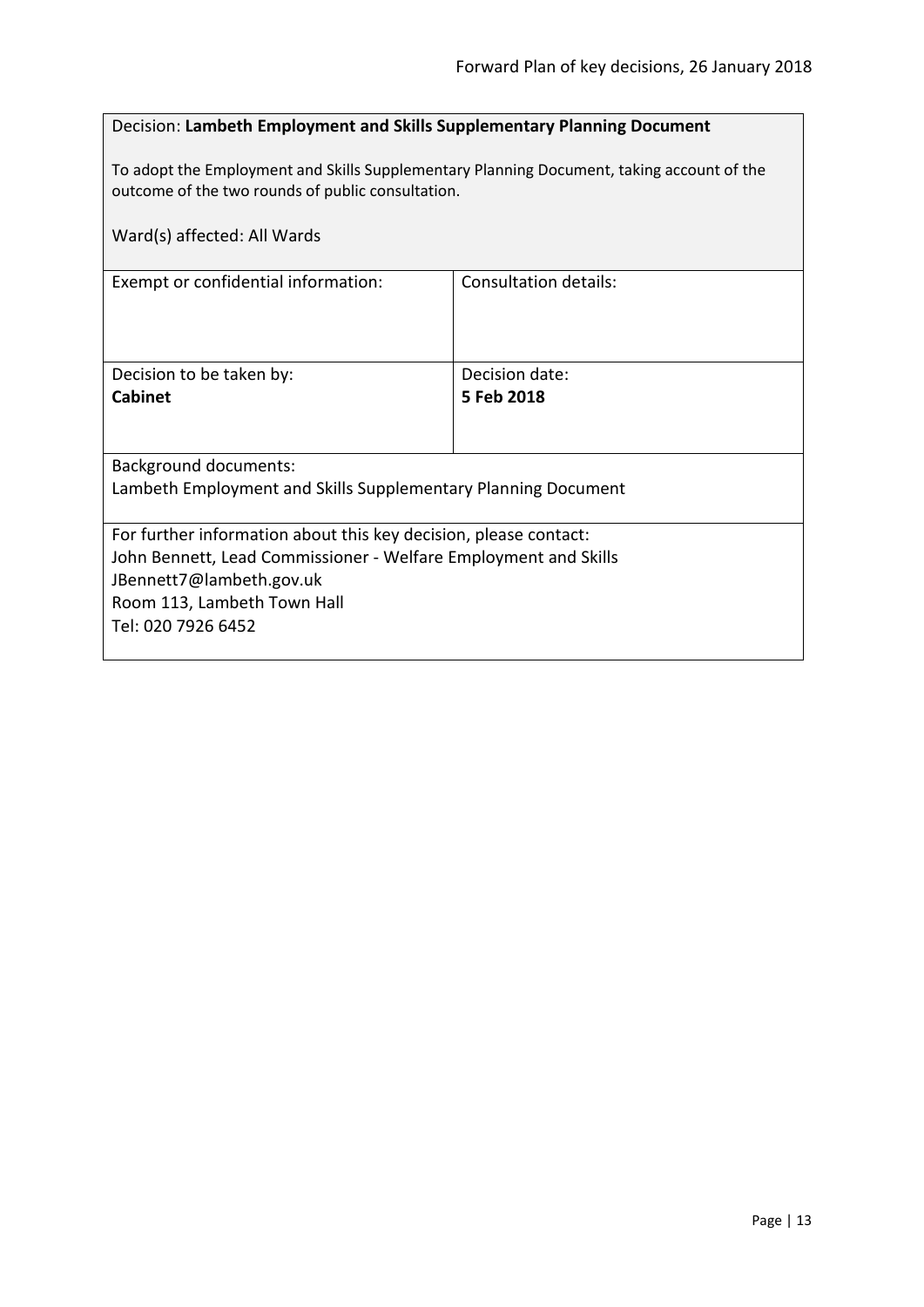Decision: **Lambeth Employment and Skills Supplementary Planning Document**

To adopt the Employment and Skills Supplementary Planning Document, taking account of the outcome of the two rounds of public consultation.

Ward(s) affected: All Wards

| Exempt or confidential information: | Consultation details: |
|---|---|
| Decision to be taken by:<br>**Cabinet** | Decision date:<br>**5 Feb 2018** |

Background documents:
Lambeth Employment and Skills Supplementary Planning Document

For further information about this key decision, please contact:
John Bennett, Lead Commissioner - Welfare Employment and Skills
JBennett7@lambeth.gov.uk
Room 113, Lambeth Town Hall
Tel: 020 7926 6452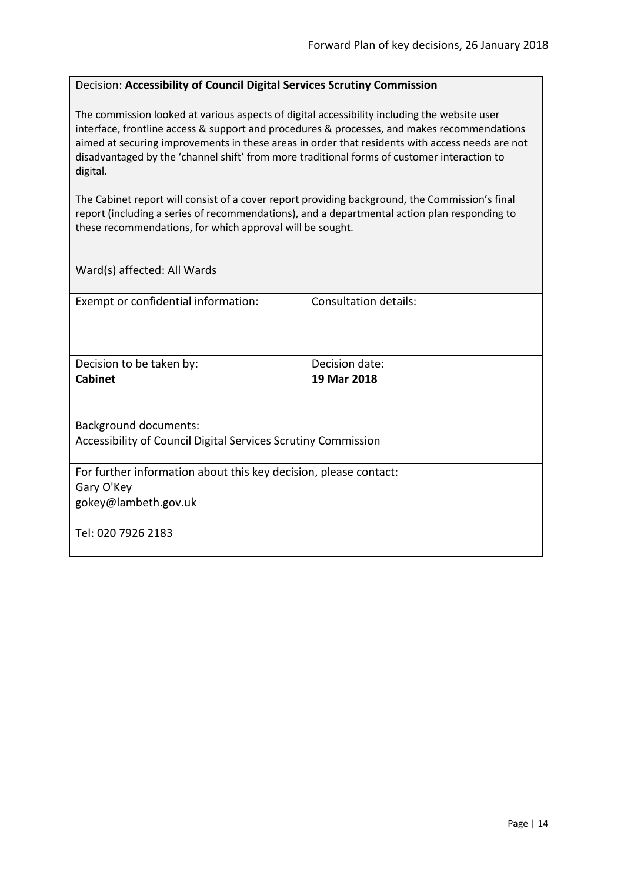Decision: **Accessibility of Council Digital Services Scrutiny Commission**

The commission looked at various aspects of digital accessibility including the website user interface, frontline access & support and procedures & processes, and makes recommendations aimed at securing improvements in these areas in order that residents with access needs are not disadvantaged by the 'channel shift' from more traditional forms of customer interaction to digital.

The Cabinet report will consist of a cover report providing background, the Commission's final report (including a series of recommendations), and a departmental action plan responding to these recommendations, for which approval will be sought.

Ward(s) affected: All Wards

| Exempt or confidential information: | Consultation details: |
|---|---|
| Decision to be taken by:<br>**Cabinet** | Decision date:<br>**19 Mar 2018** |

Background documents:
Accessibility of Council Digital Services Scrutiny Commission

For further information about this key decision, please contact:
Gary O'Key
gokey@lambeth.gov.uk

Tel: 020 7926 2183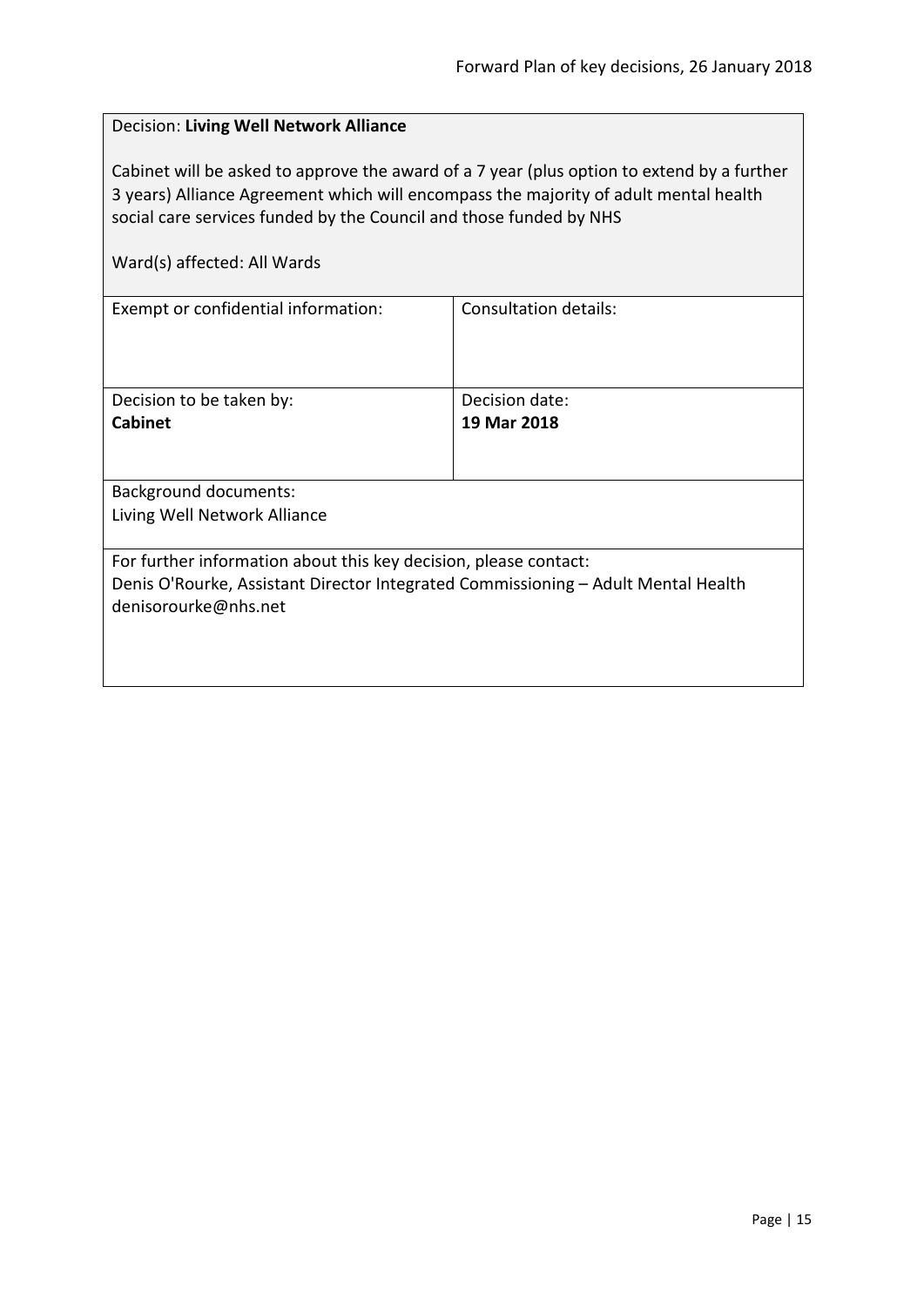Decision: **Living Well Network Alliance**

Cabinet will be asked to approve the award of a 7 year (plus option to extend by a further 3 years) Alliance Agreement which will encompass the majority of adult mental health social care services funded by the Council and those funded by NHS

Ward(s) affected: All Wards

| Exempt or confidential information: | Consultation details: |
|---|---|
| Decision to be taken by:<br>**Cabinet** | Decision date:<br>**19 Mar 2018** |

Background documents:
Living Well Network Alliance

For further information about this key decision, please contact:
Denis O'Rourke, Assistant Director Integrated Commissioning – Adult Mental Health
denisorourke@nhs.net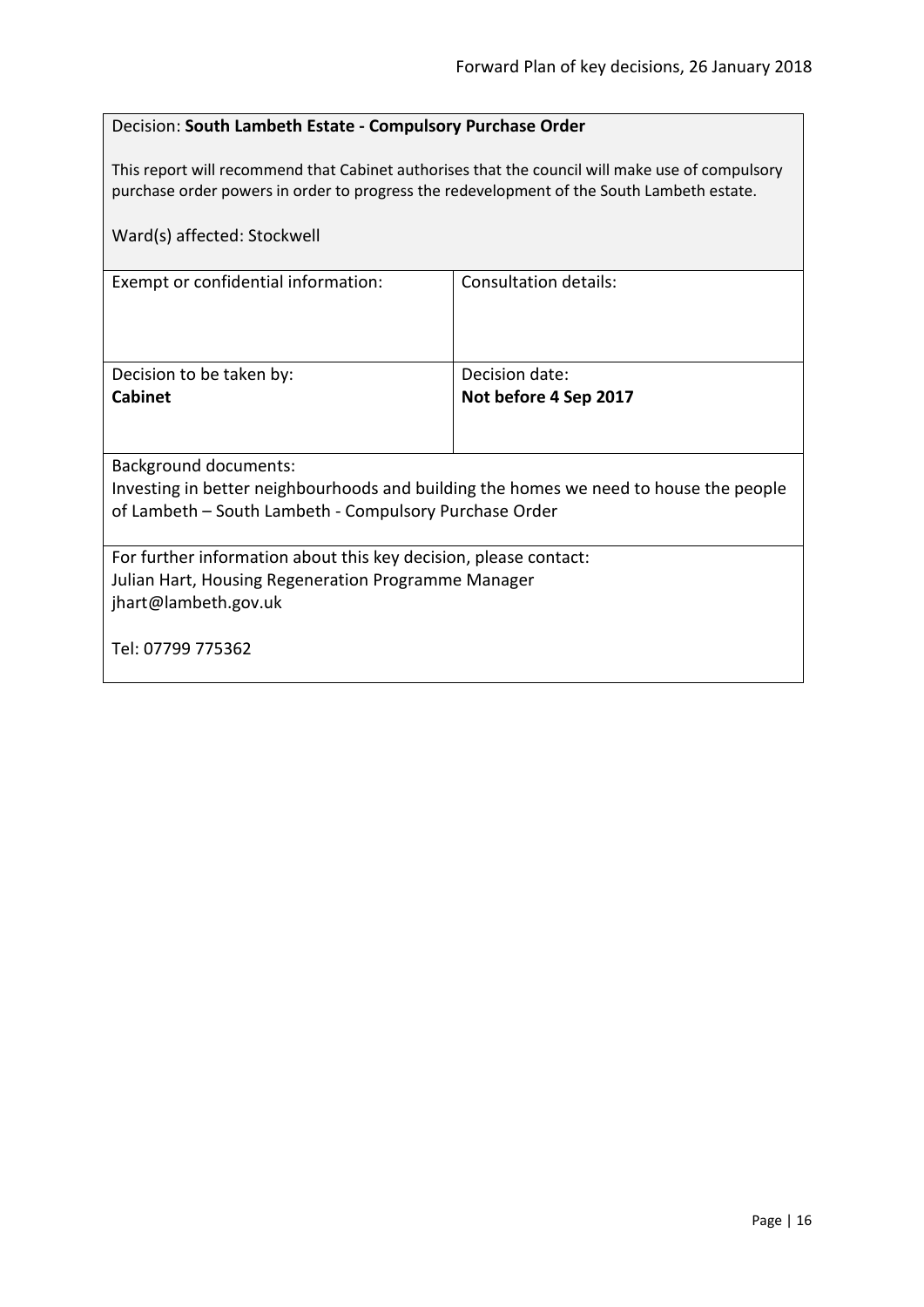Decision: **South Lambeth Estate - Compulsory Purchase Order**

This report will recommend that Cabinet authorises that the council will make use of compulsory purchase order powers in order to progress the redevelopment of the South Lambeth estate.

Ward(s) affected: Stockwell

| Exempt or confidential information: | Consultation details: |
|---|---|
| Decision to be taken by:<br>**Cabinet** | Decision date:<br>**Not before 4 Sep 2017** |

Background documents:
Investing in better neighbourhoods and building the homes we need to house the people of Lambeth – South Lambeth - Compulsory Purchase Order

For further information about this key decision, please contact:
Julian Hart, Housing Regeneration Programme Manager
jhart@lambeth.gov.uk

Tel: 07799 775362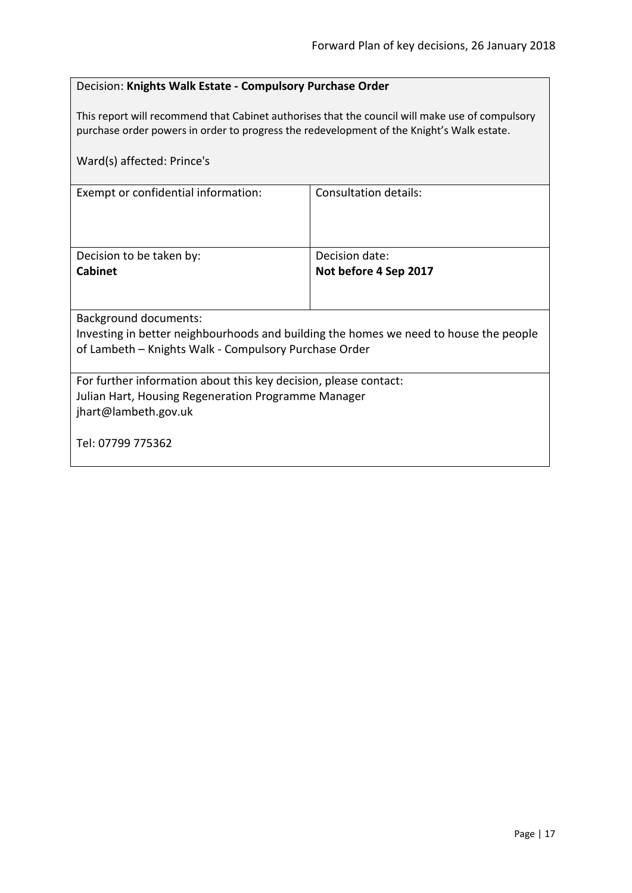Decision: **Knights Walk Estate - Compulsory Purchase Order**

This report will recommend that Cabinet authorises that the council will make use of compulsory purchase order powers in order to progress the redevelopment of the Knight's Walk estate.

Ward(s) affected: Prince's

| Exempt or confidential information: | Consultation details: |
|---|---|
| Decision to be taken by:<br>**Cabinet** | Decision date:<br>**Not before 4 Sep 2017** |

Background documents:
Investing in better neighbourhoods and building the homes we need to house the people of Lambeth – Knights Walk - Compulsory Purchase Order

For further information about this key decision, please contact:
Julian Hart, Housing Regeneration Programme Manager
jhart@lambeth.gov.uk

Tel: 07799 775362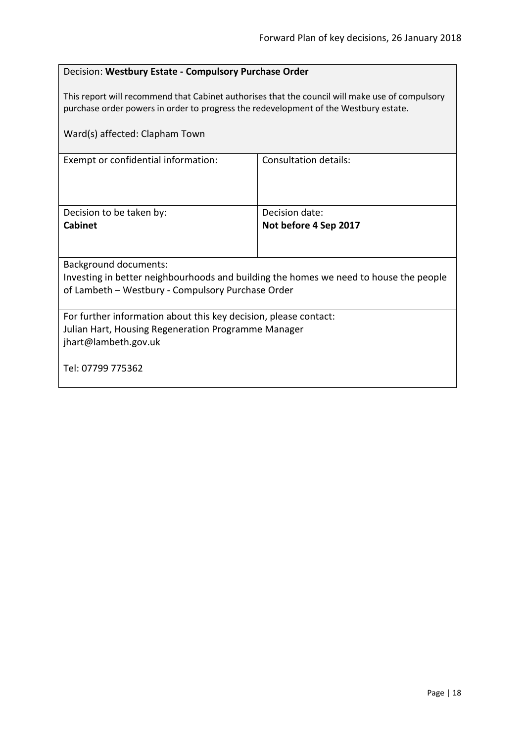Decision: **Westbury Estate - Compulsory Purchase Order**

This report will recommend that Cabinet authorises that the council will make use of compulsory purchase order powers in order to progress the redevelopment of the Westbury estate.

Ward(s) affected: Clapham Town

| Exempt or confidential information: | Consultation details: |
|---|---|
| Decision to be taken by:<br>**Cabinet** | Decision date:<br>**Not before 4 Sep 2017** |

Background documents:
Investing in better neighbourhoods and building the homes we need to house the people of Lambeth – Westbury - Compulsory Purchase Order

For further information about this key decision, please contact:
Julian Hart, Housing Regeneration Programme Manager
jhart@lambeth.gov.uk

Tel: 07799 775362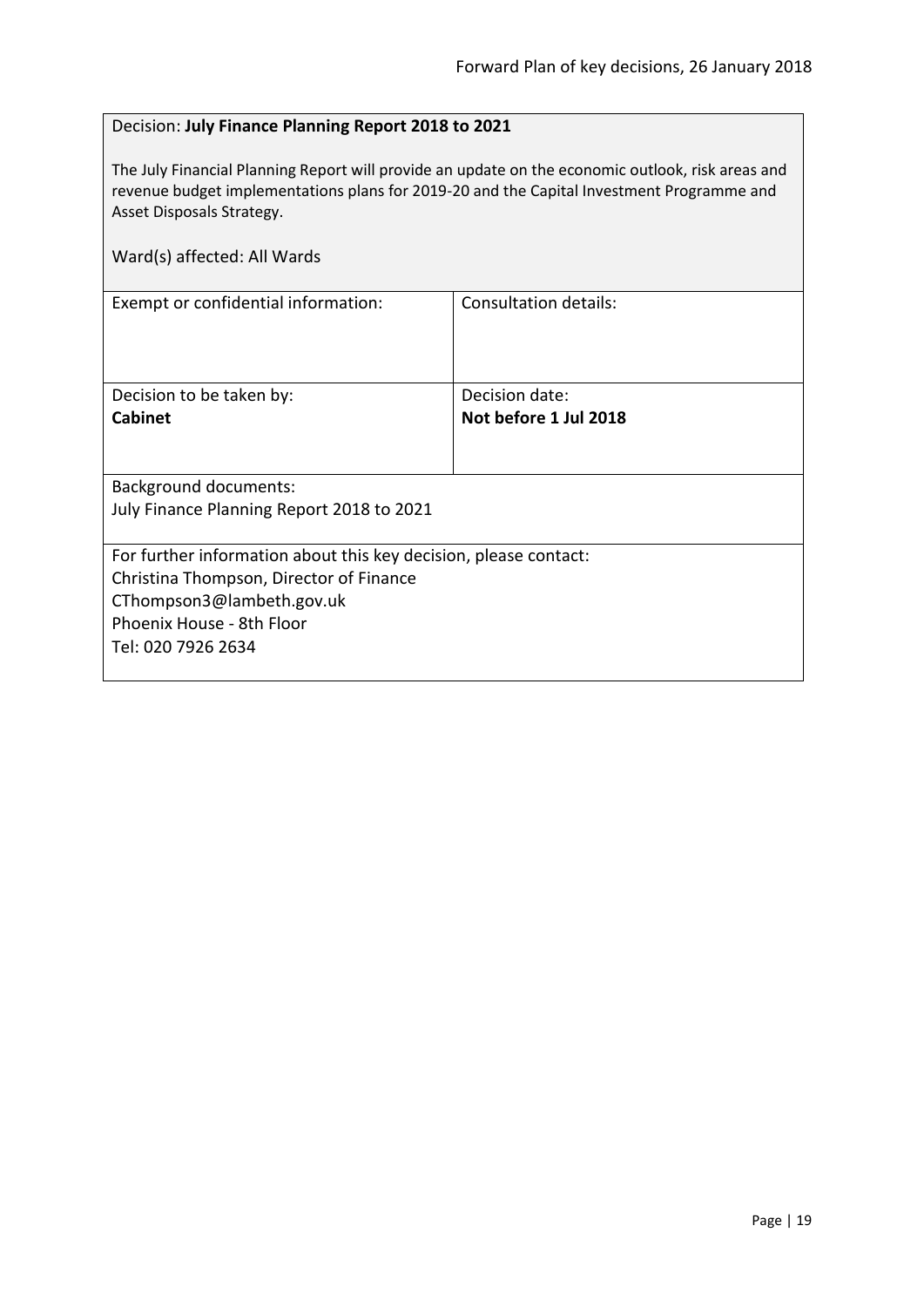Decision: **July Finance Planning Report 2018 to 2021**

The July Financial Planning Report will provide an update on the economic outlook, risk areas and revenue budget implementations plans for 2019-20 and the Capital Investment Programme and Asset Disposals Strategy.

Ward(s) affected: All Wards

| Exempt or confidential information: | Consultation details: |
| --- | --- |
| Decision to be taken by:<br>**Cabinet** | Decision date:<br>**Not before 1 Jul 2018** |

Background documents:
July Finance Planning Report 2018 to 2021

For further information about this key decision, please contact:
Christina Thompson, Director of Finance
CThompson3@lambeth.gov.uk
Phoenix House - 8th Floor
Tel: 020 7926 2634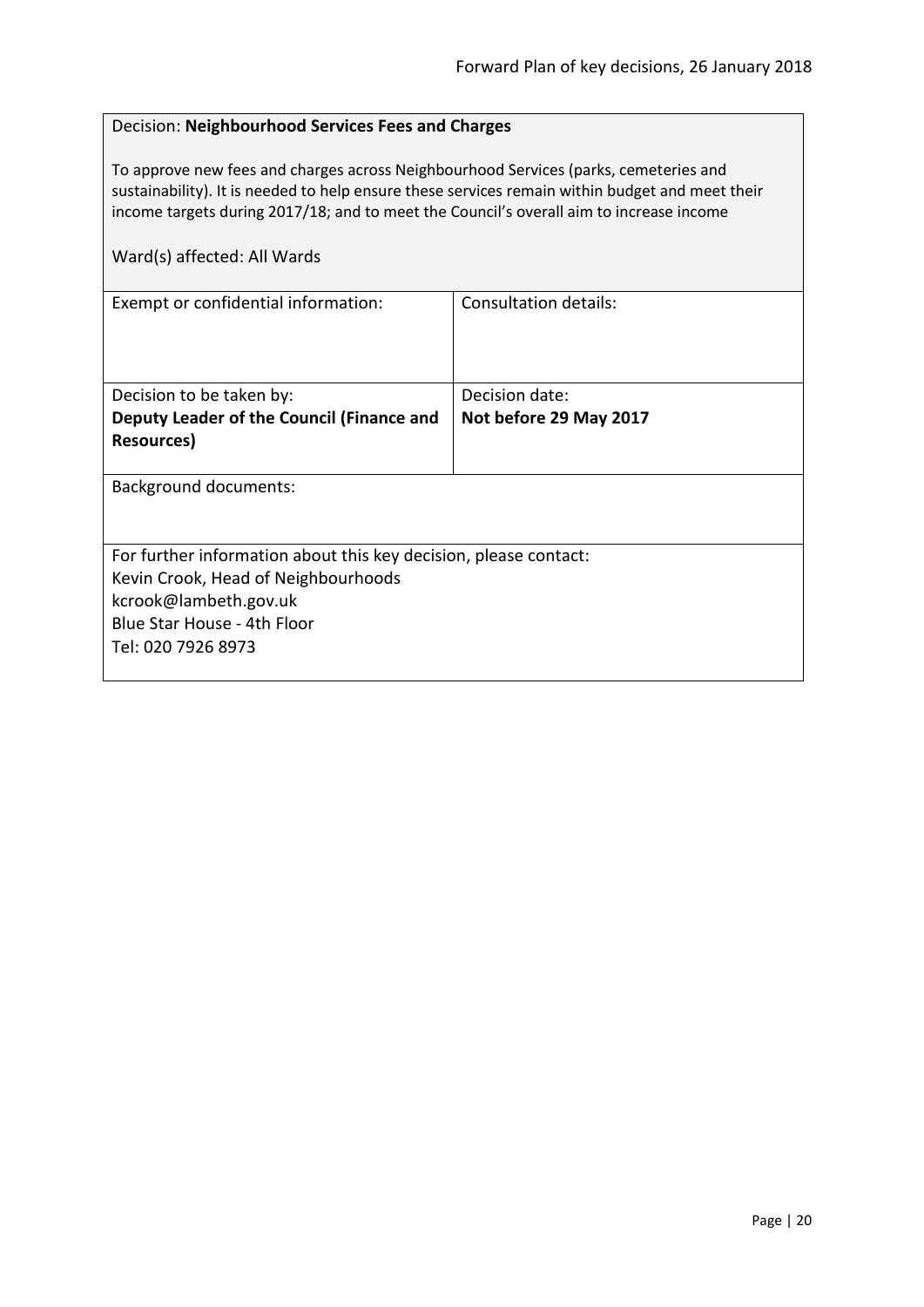Decision: **Neighbourhood Services Fees and Charges**

To approve new fees and charges across Neighbourhood Services (parks, cemeteries and sustainability). It is needed to help ensure these services remain within budget and meet their income targets during 2017/18; and to meet the Council's overall aim to increase income

Ward(s) affected: All Wards

| Exempt or confidential information: | Consultation details: |
| --- | --- |
| Decision to be taken by:<br>**Deputy Leader of the Council (Finance and Resources)** | Decision date:<br>**Not before 29 May 2017** |

Background documents:

For further information about this key decision, please contact:
Kevin Crook, Head of Neighbourhoods
kcrook@lambeth.gov.uk
Blue Star House - 4th Floor
Tel: 020 7926 8973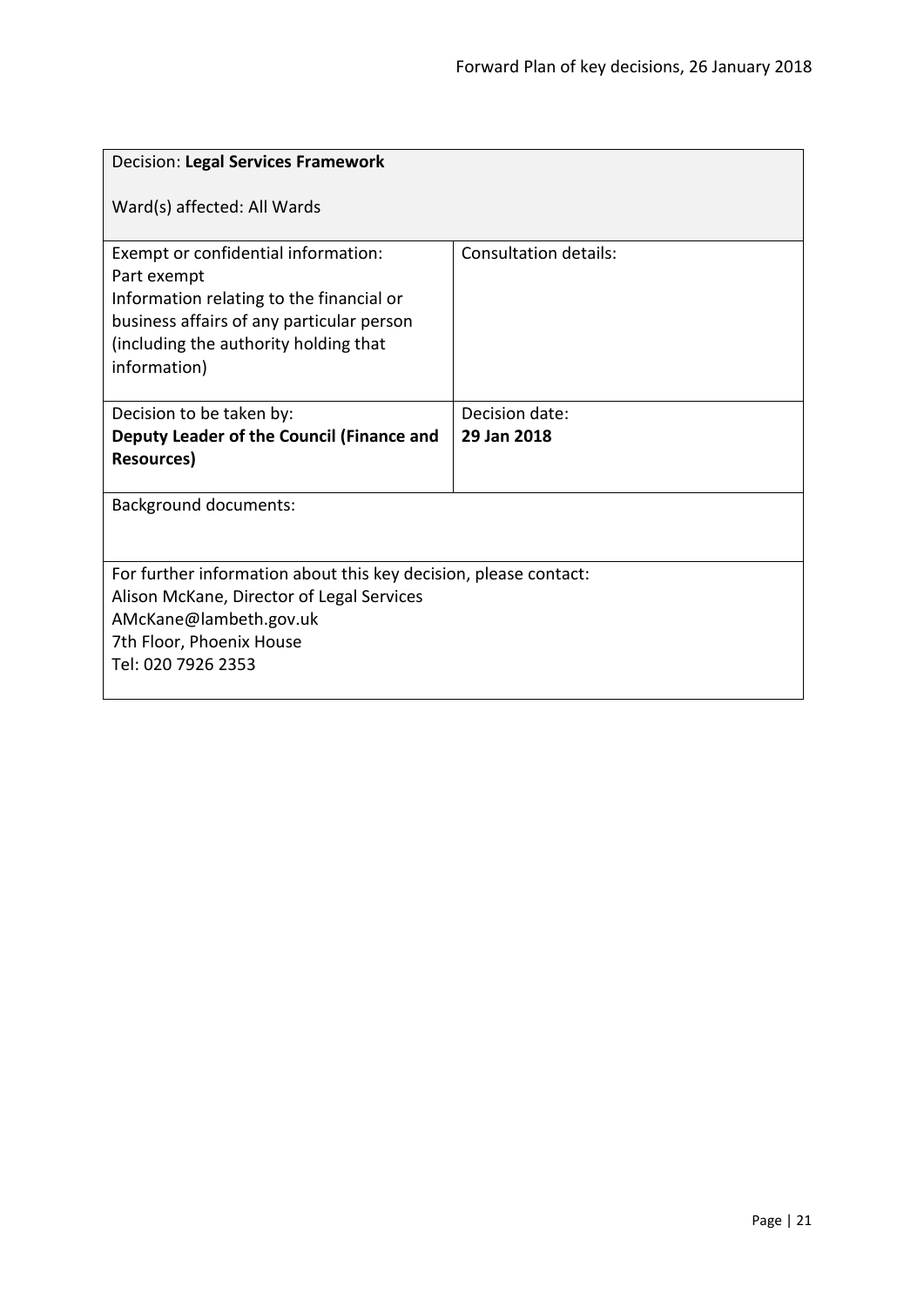| Decision: **Legal Services Framework**<br><br>Ward(s) affected: All Wards | |
|---|---|
| Exempt or confidential information:<br>Part exempt<br>Information relating to the financial or business affairs of any particular person (including the authority holding that information) | Consultation details: |
| Decision to be taken by:<br>**Deputy Leader of the Council (Finance and Resources)** | Decision date:<br>**29 Jan 2018** |
| Background documents: | |
| For further information about this key decision, please contact:<br>Alison McKane, Director of Legal Services<br>AMcKane@lambeth.gov.uk<br>7th Floor, Phoenix House<br>Tel: 020 7926 2353 | |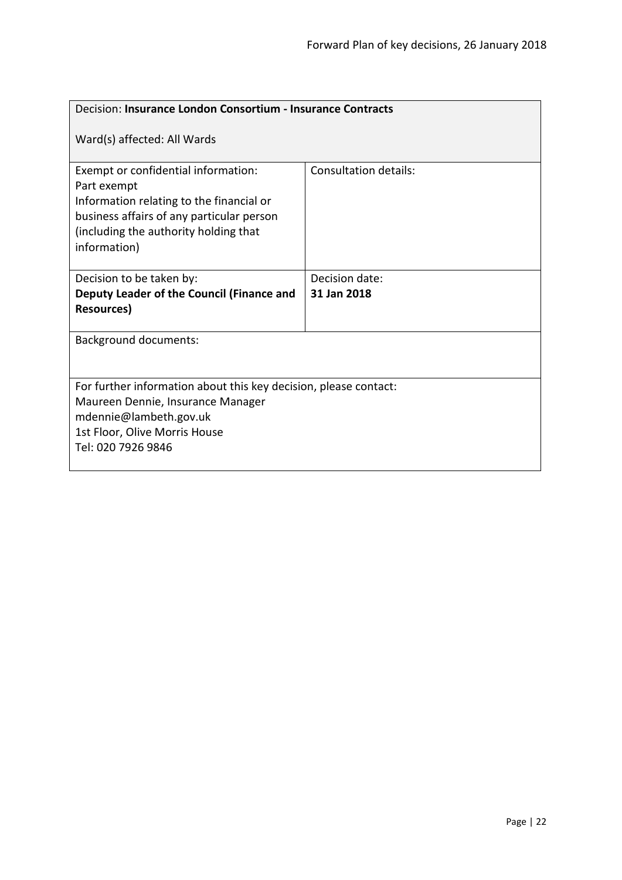| Decision: **Insurance London Consortium - Insurance Contracts**<br><br>Ward(s) affected: All Wards | |
|---|---|
| Exempt or confidential information:<br>Part exempt<br>Information relating to the financial or business affairs of any particular person (including the authority holding that information) | Consultation details: |
| Decision to be taken by:<br>**Deputy Leader of the Council (Finance and Resources)** | Decision date:<br>**31 Jan 2018** |
| Background documents: | |
| For further information about this key decision, please contact:<br>Maureen Dennie, Insurance Manager<br>mdennie@lambeth.gov.uk<br>1st Floor, Olive Morris House<br>Tel: 020 7926 9846 | |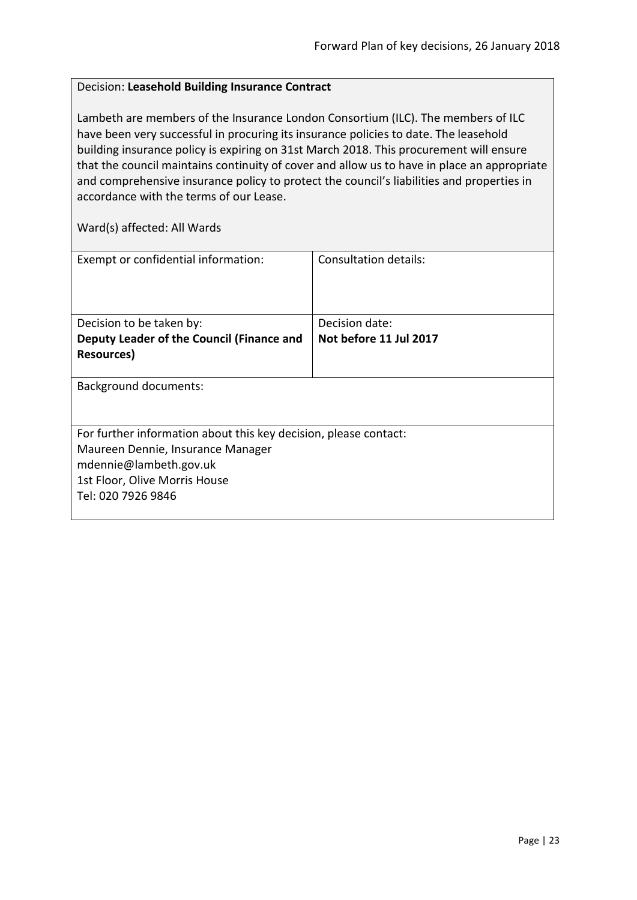Decision: **Leasehold Building Insurance Contract**

Lambeth are members of the Insurance London Consortium (ILC). The members of ILC have been very successful in procuring its insurance policies to date. The leasehold building insurance policy is expiring on 31st March 2018. This procurement will ensure that the council maintains continuity of cover and allow us to have in place an appropriate and comprehensive insurance policy to protect the council's liabilities and properties in accordance with the terms of our Lease.

Ward(s) affected: All Wards

| Exempt or confidential information: | Consultation details: |
| --- | --- |
| Decision to be taken by:<br>**Deputy Leader of the Council (Finance and Resources)** | Decision date:<br>**Not before 11 Jul 2017** |

Background documents:

For further information about this key decision, please contact:
Maureen Dennie, Insurance Manager
mdennie@lambeth.gov.uk
1st Floor, Olive Morris House
Tel: 020 7926 9846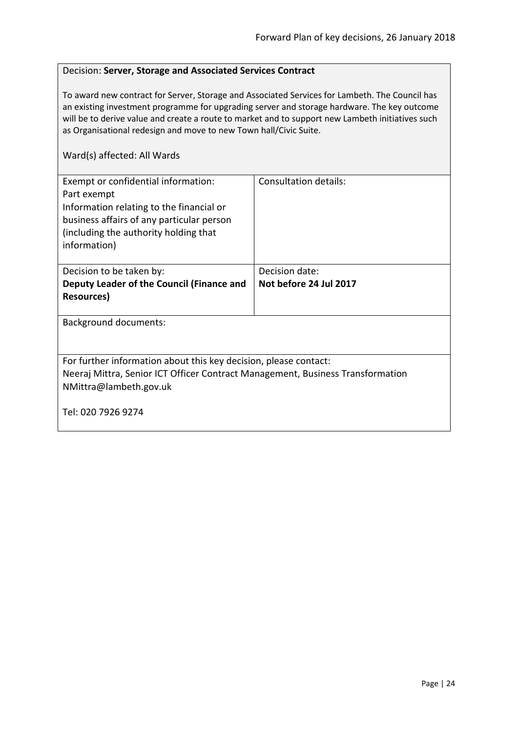Decision: **Server, Storage and Associated Services Contract**

To award new contract for Server, Storage and Associated Services for Lambeth. The Council has an existing investment programme for upgrading server and storage hardware. The key outcome will be to derive value and create a route to market and to support new Lambeth initiatives such as Organisational redesign and move to new Town hall/Civic Suite.

Ward(s) affected: All Wards

| Exempt or confidential information:<br>Part exempt<br>Information relating to the financial or business affairs of any particular person (including the authority holding that information) | Consultation details: |
| --- | --- |
| Decision to be taken by:<br>**Deputy Leader of the Council (Finance and Resources)** | Decision date:<br>**Not before 24 Jul 2017** |

Background documents:

For further information about this key decision, please contact:
Neeraj Mittra, Senior ICT Officer Contract Management, Business Transformation
NMittra@lambeth.gov.uk

Tel: 020 7926 9274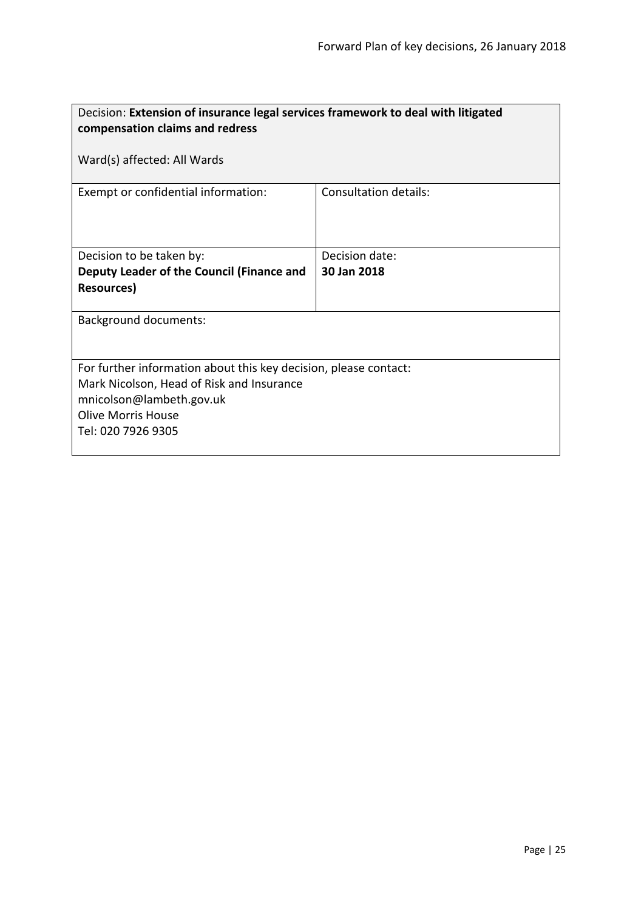| Decision: **Extension of insurance legal services framework to deal with litigated compensation claims and redress**<br><br>Ward(s) affected: All Wards | |
|---|---|
| Exempt or confidential information: | Consultation details: |
| Decision to be taken by:<br>**Deputy Leader of the Council (Finance and Resources)** | Decision date:<br>**30 Jan 2018** |
| Background documents: | |
| For further information about this key decision, please contact:<br>Mark Nicolson, Head of Risk and Insurance<br>mnicolson@lambeth.gov.uk<br>Olive Morris House<br>Tel: 020 7926 9305 | |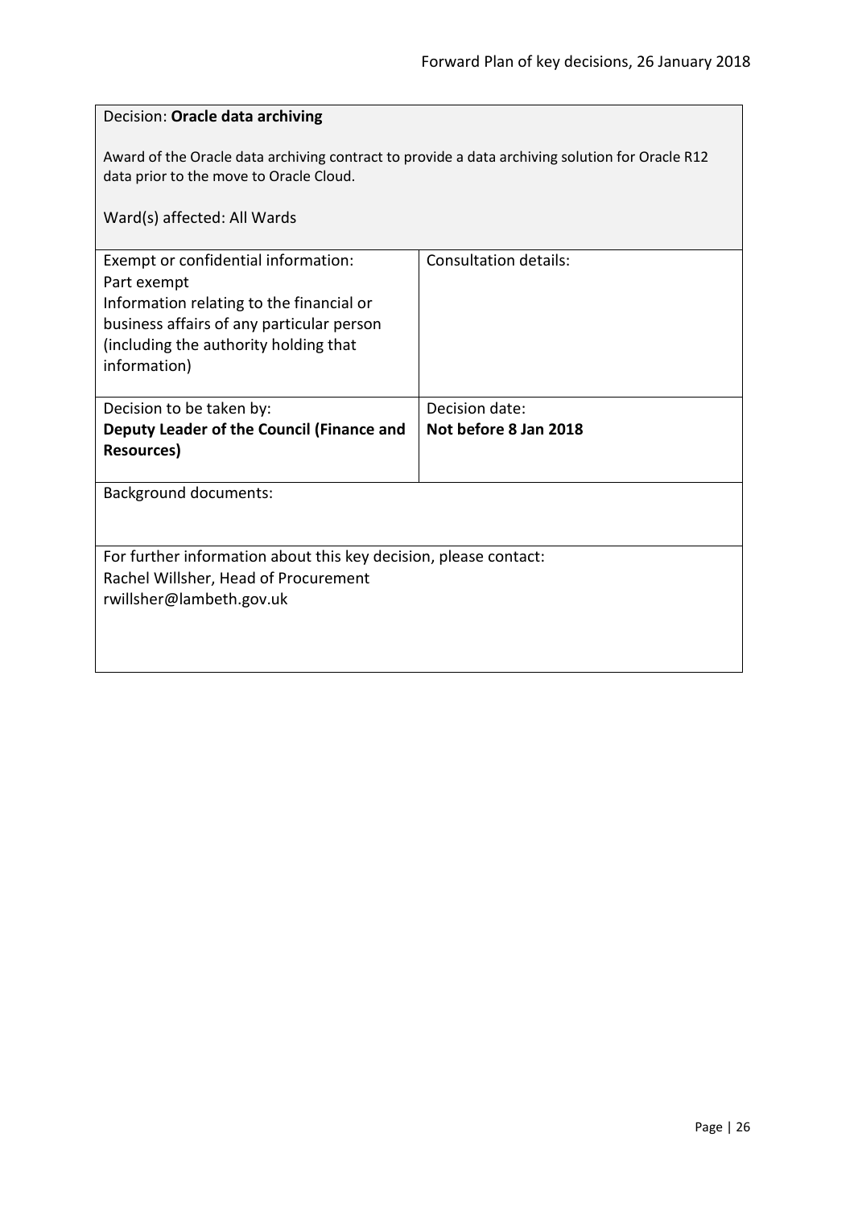Decision: **Oracle data archiving**

Award of the Oracle data archiving contract to provide a data archiving solution for Oracle R12 data prior to the move to Oracle Cloud.

Ward(s) affected: All Wards

| Exempt or confidential information:<br>Part exempt<br>Information relating to the financial or business affairs of any particular person (including the authority holding that information) | Consultation details: |
| --- | --- |
| Decision to be taken by:<br>**Deputy Leader of the Council (Finance and Resources)** | Decision date:<br>**Not before 8 Jan 2018** |

Background documents:

For further information about this key decision, please contact:
Rachel Willsher, Head of Procurement
rwillsher@lambeth.gov.uk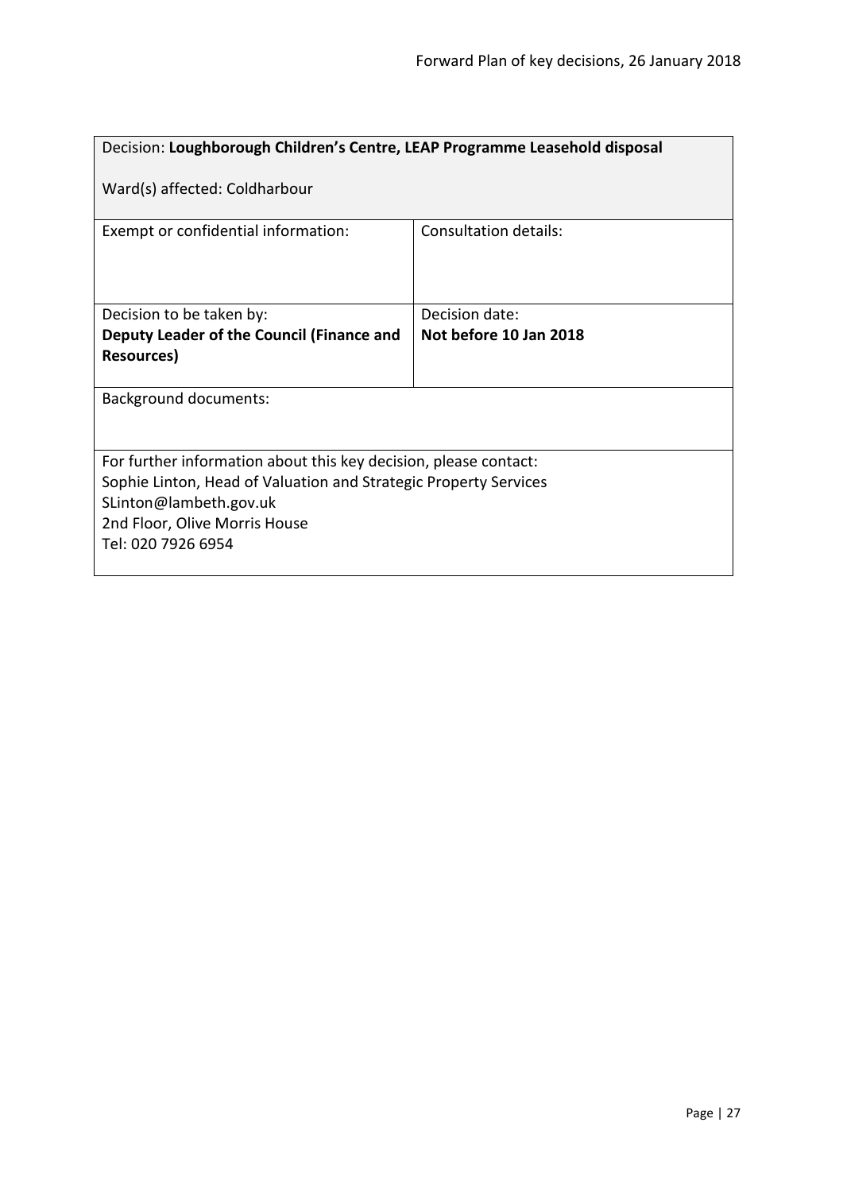Decision: **Loughborough Children's Centre, LEAP Programme Leasehold disposal**

Ward(s) affected: Coldharbour

| Exempt or confidential information: | Consultation details: |
| --- | --- |
| Decision to be taken by:<br>**Deputy Leader of the Council (Finance and Resources)** | Decision date:<br>**Not before 10 Jan 2018** |

Background documents:

For further information about this key decision, please contact:
Sophie Linton, Head of Valuation and Strategic Property Services
SLinton@lambeth.gov.uk
2nd Floor, Olive Morris House
Tel: 020 7926 6954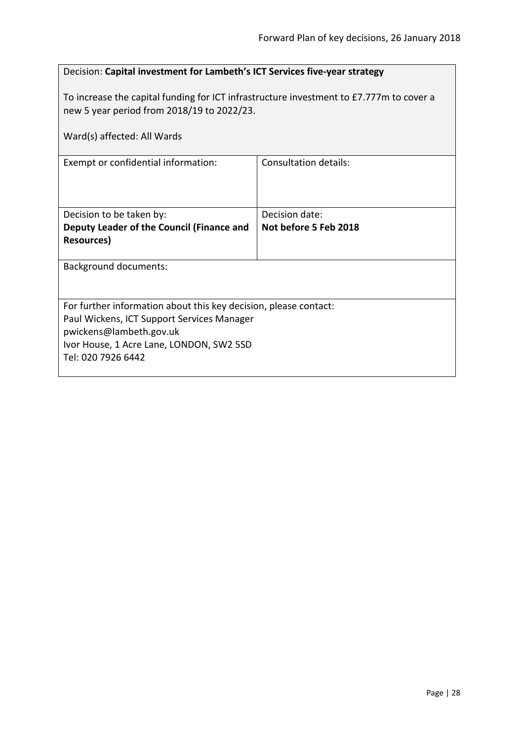Decision: **Capital investment for Lambeth's ICT Services five-year strategy**

To increase the capital funding for ICT infrastructure investment to £7.777m to cover a new 5 year period from 2018/19 to 2022/23.

Ward(s) affected: All Wards

| Exempt or confidential information: | Consultation details: |
| --- | --- |
| Decision to be taken by:<br>**Deputy Leader of the Council (Finance and Resources)** | Decision date:<br>**Not before 5 Feb 2018** |

Background documents:

For further information about this key decision, please contact:
Paul Wickens, ICT Support Services Manager
pwickens@lambeth.gov.uk
Ivor House, 1 Acre Lane, LONDON, SW2 5SD
Tel: 020 7926 6442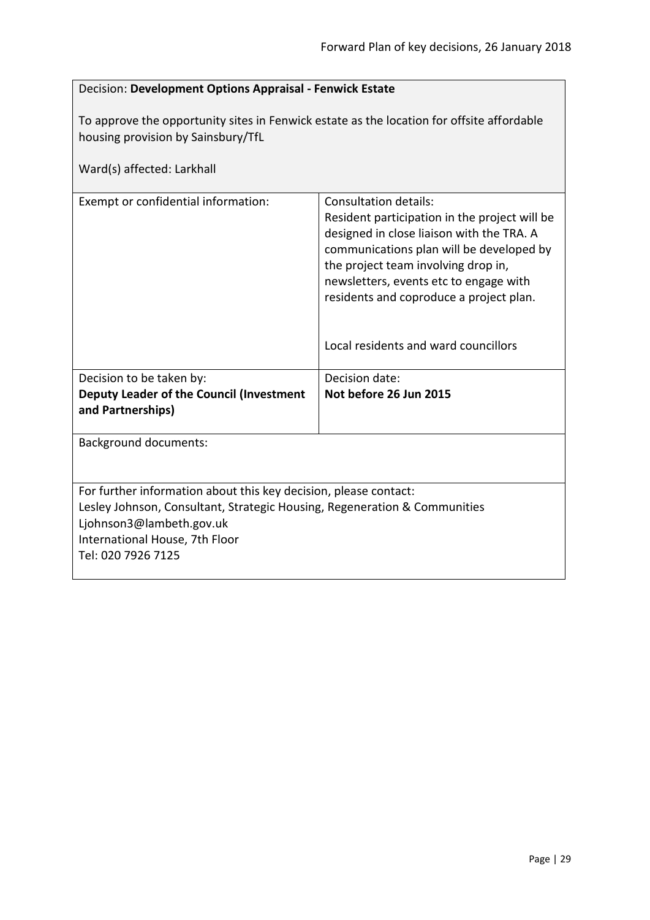Decision: **Development Options Appraisal - Fenwick Estate**

To approve the opportunity sites in Fenwick estate as the location for offsite affordable housing provision by Sainsbury/TfL

Ward(s) affected: Larkhall

| Exempt or confidential information: | Consultation details:<br>Resident participation in the project will be designed in close liaison with the TRA. A communications plan will be developed by the project team involving drop in, newsletters, events etc to engage with residents and coproduce a project plan.<br><br>Local residents and ward councillors |
|---|---|
| Decision to be taken by:<br>**Deputy Leader of the Council (Investment and Partnerships)** | Decision date:<br>**Not before 26 Jun 2015** |

Background documents:

For further information about this key decision, please contact:
Lesley Johnson, Consultant, Strategic Housing, Regeneration & Communities
Ljohnson3@lambeth.gov.uk
International House, 7th Floor
Tel: 020 7926 7125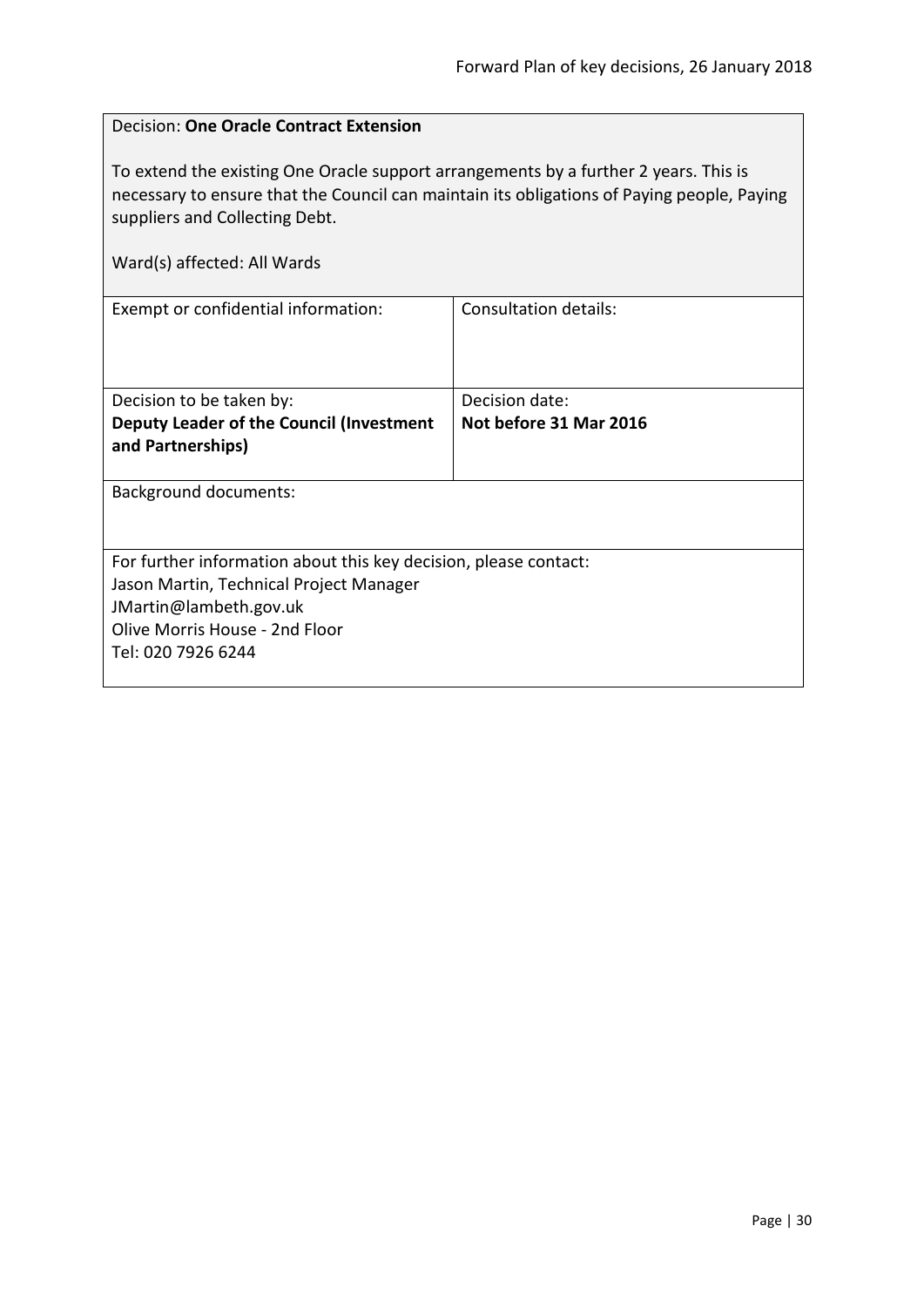Decision: **One Oracle Contract Extension**

To extend the existing One Oracle support arrangements by a further 2 years. This is necessary to ensure that the Council can maintain its obligations of Paying people, Paying suppliers and Collecting Debt.

Ward(s) affected: All Wards

| Exempt or confidential information: | Consultation details: |
|---|---|
| Decision to be taken by:<br>**Deputy Leader of the Council (Investment and Partnerships)** | Decision date:<br>**Not before 31 Mar 2016** |

Background documents:

For further information about this key decision, please contact:
Jason Martin, Technical Project Manager
JMartin@lambeth.gov.uk
Olive Morris House - 2nd Floor
Tel: 020 7926 6244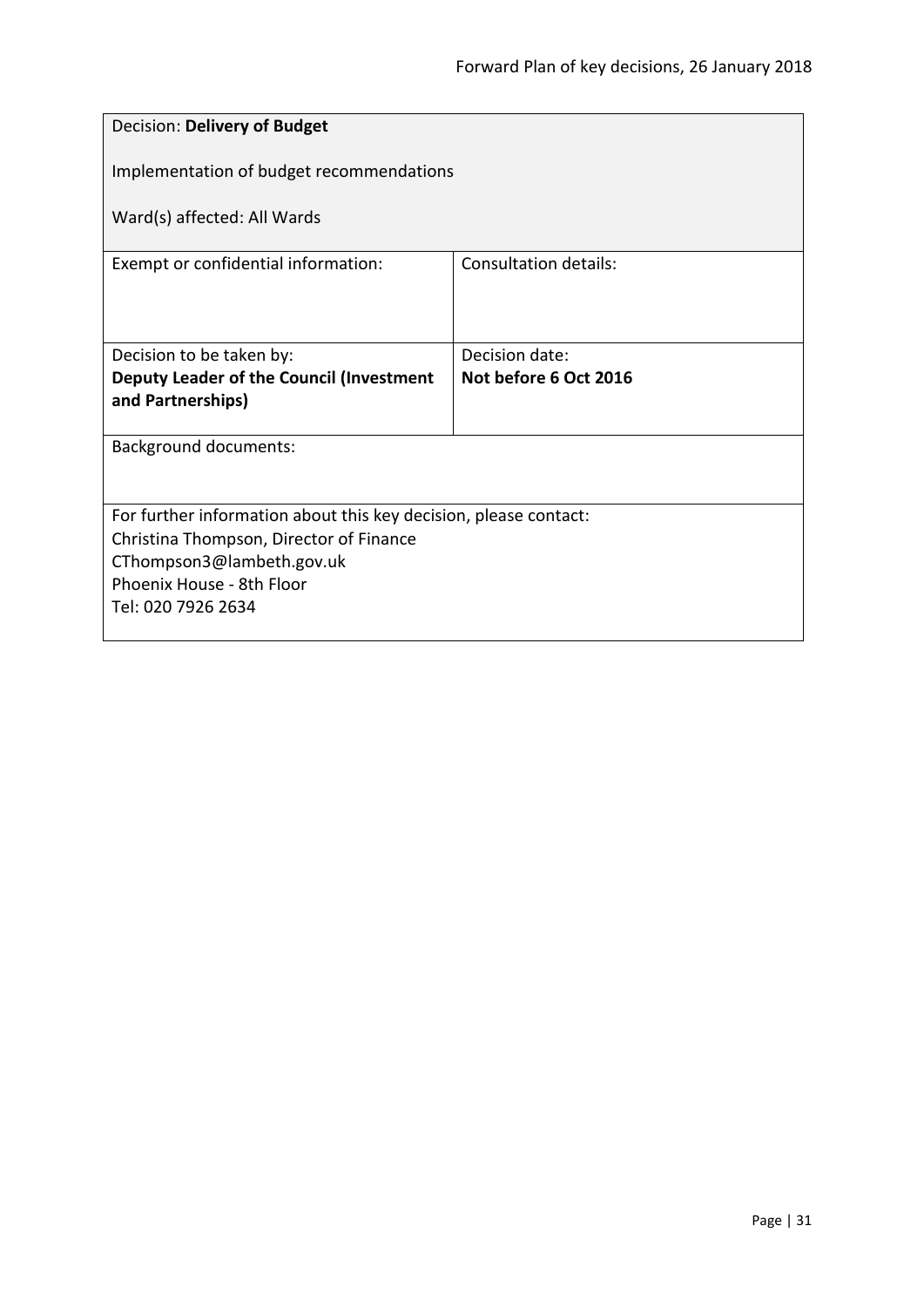| Decision: **Delivery of Budget**<br><br>Implementation of budget recommendations<br><br>Ward(s) affected: All Wards | |
|---|---|
| Exempt or confidential information: | Consultation details: |
| Decision to be taken by:<br>**Deputy Leader of the Council (Investment and Partnerships)** | Decision date:<br>**Not before 6 Oct 2016** |
| Background documents: | |
| For further information about this key decision, please contact:<br>Christina Thompson, Director of Finance<br>CThompson3@lambeth.gov.uk<br>Phoenix House - 8th Floor<br>Tel: 020 7926 2634 | |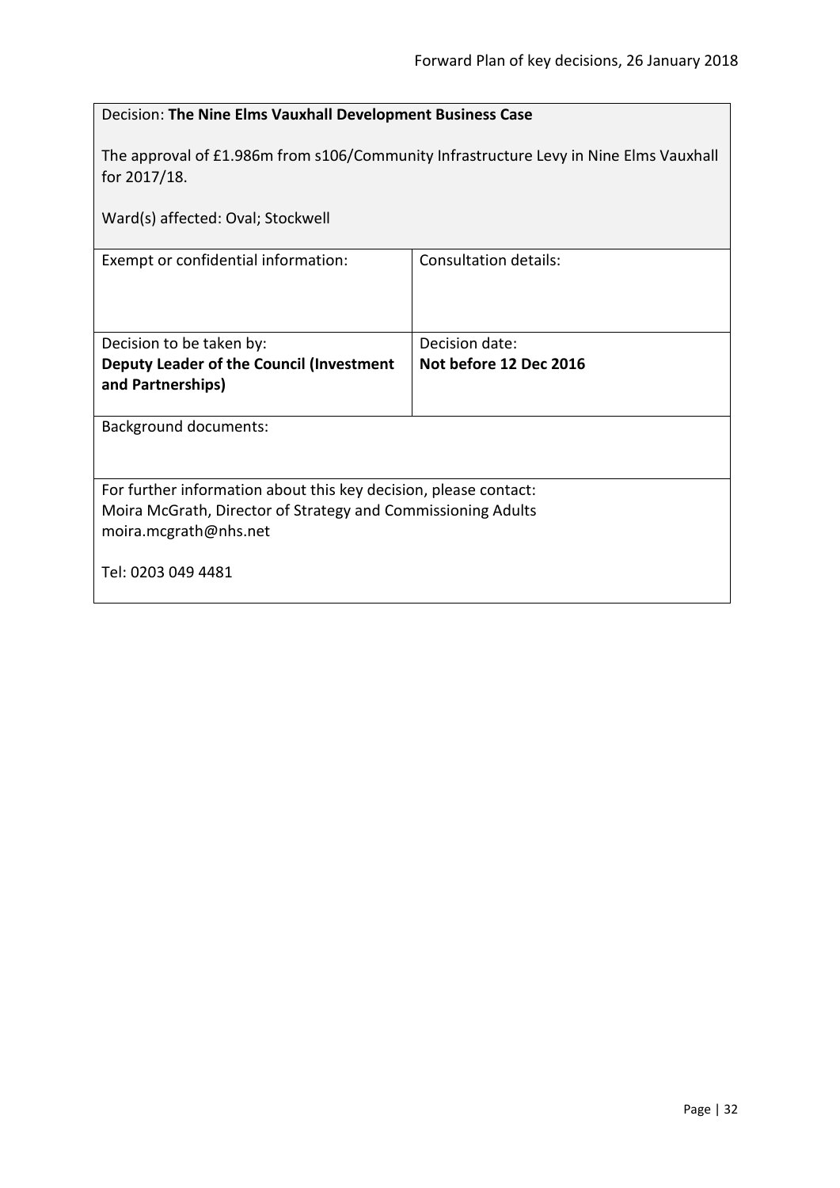| Decision: **The Nine Elms Vauxhall Development Business Case**<br><br>The approval of £1.986m from s106/Community Infrastructure Levy in Nine Elms Vauxhall for 2017/18.<br><br>Ward(s) affected: Oval; Stockwell | |
|---|---|
| Exempt or confidential information: | Consultation details: |
| Decision to be taken by:<br>**Deputy Leader of the Council (Investment and Partnerships)** | Decision date:<br>**Not before 12 Dec 2016** |
| Background documents: | |
| For further information about this key decision, please contact:<br>Moira McGrath, Director of Strategy and Commissioning Adults<br>moira.mcgrath@nhs.net<br><br>Tel: 0203 049 4481 | |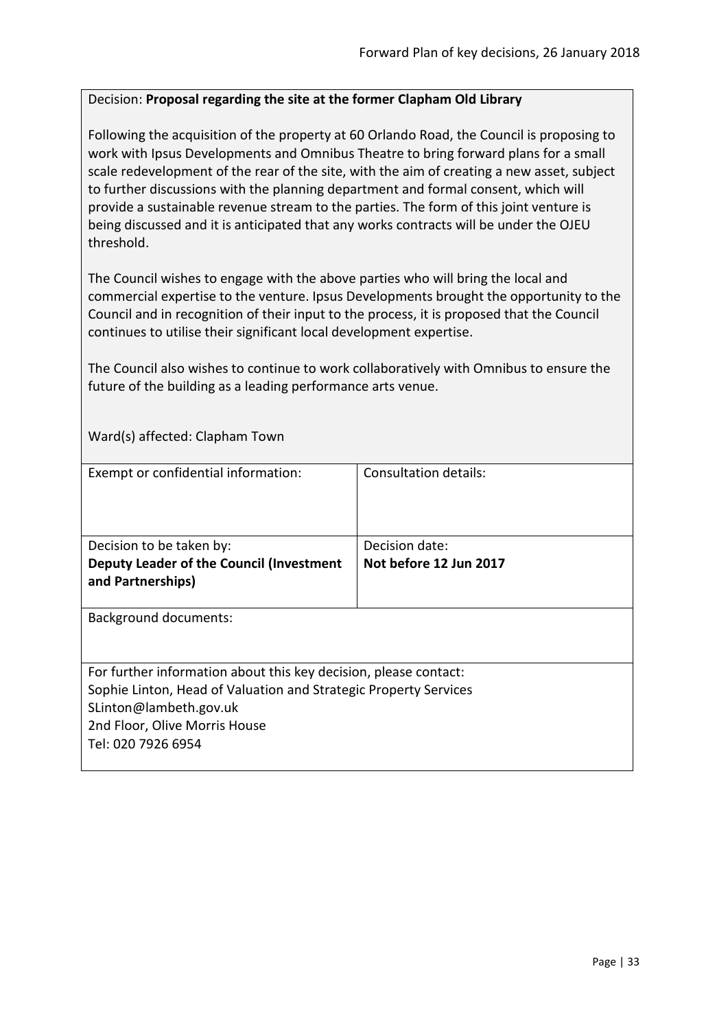Decision: **Proposal regarding the site at the former Clapham Old Library**

Following the acquisition of the property at 60 Orlando Road, the Council is proposing to work with Ipsus Developments and Omnibus Theatre to bring forward plans for a small scale redevelopment of the rear of the site, with the aim of creating a new asset, subject to further discussions with the planning department and formal consent, which will provide a sustainable revenue stream to the parties. The form of this joint venture is being discussed and it is anticipated that any works contracts will be under the OJEU threshold.

The Council wishes to engage with the above parties who will bring the local and commercial expertise to the venture. Ipsus Developments brought the opportunity to the Council and in recognition of their input to the process, it is proposed that the Council continues to utilise their significant local development expertise.

The Council also wishes to continue to work collaboratively with Omnibus to ensure the future of the building as a leading performance arts venue.

Ward(s) affected: Clapham Town

| Exempt or confidential information: | Consultation details: |
|---|---|
| Decision to be taken by:<br>**Deputy Leader of the Council (Investment and Partnerships)** | Decision date:<br>**Not before 12 Jun 2017** |

Background documents:

For further information about this key decision, please contact:
Sophie Linton, Head of Valuation and Strategic Property Services
SLinton@lambeth.gov.uk
2nd Floor, Olive Morris House
Tel: 020 7926 6954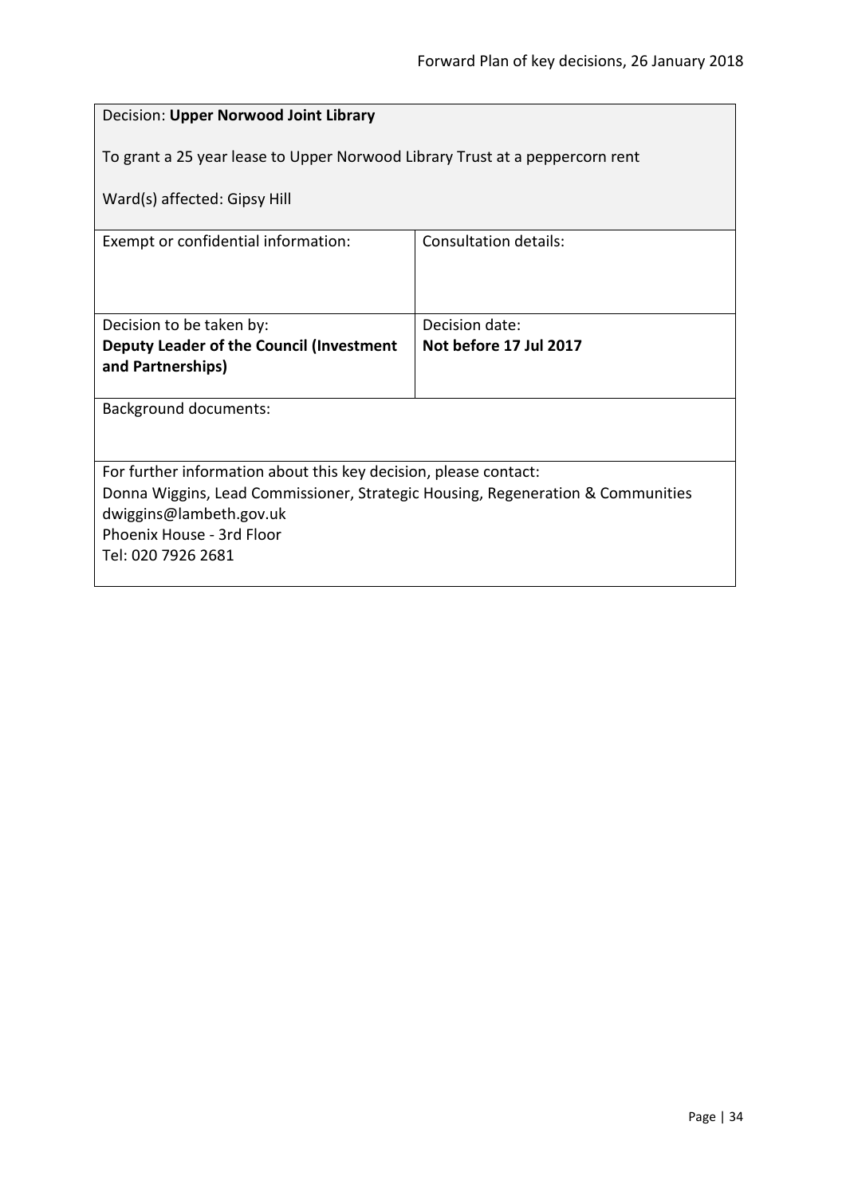| Decision: **Upper Norwood Joint Library**<br><br>To grant a 25 year lease to Upper Norwood Library Trust at a peppercorn rent<br><br>Ward(s) affected: Gipsy Hill | |
|---|---|
| Exempt or confidential information: | Consultation details: |
| Decision to be taken by:<br>**Deputy Leader of the Council (Investment and Partnerships)** | Decision date:<br>**Not before 17 Jul 2017** |
| Background documents: | |
| For further information about this key decision, please contact:<br>Donna Wiggins, Lead Commissioner, Strategic Housing, Regeneration & Communities<br>dwiggins@lambeth.gov.uk<br>Phoenix House - 3rd Floor<br>Tel: 020 7926 2681 | |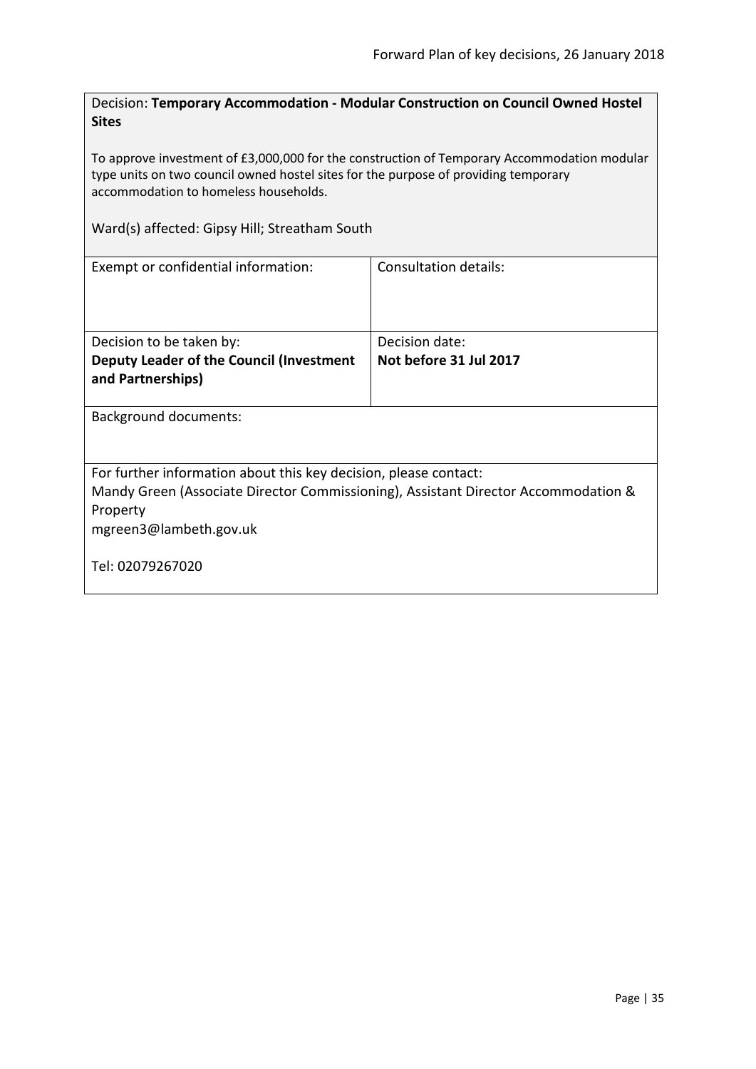Decision: **Temporary Accommodation - Modular Construction on Council Owned Hostel Sites**

To approve investment of £3,000,000 for the construction of Temporary Accommodation modular type units on two council owned hostel sites for the purpose of providing temporary accommodation to homeless households.

Ward(s) affected: Gipsy Hill; Streatham South

| Exempt or confidential information: | Consultation details: |
| --- | --- |
| Decision to be taken by:<br>**Deputy Leader of the Council (Investment and Partnerships)** | Decision date:<br>**Not before 31 Jul 2017** |

Background documents:

For further information about this key decision, please contact:
Mandy Green (Associate Director Commissioning), Assistant Director Accommodation & Property
mgreen3@lambeth.gov.uk

Tel: 02079267020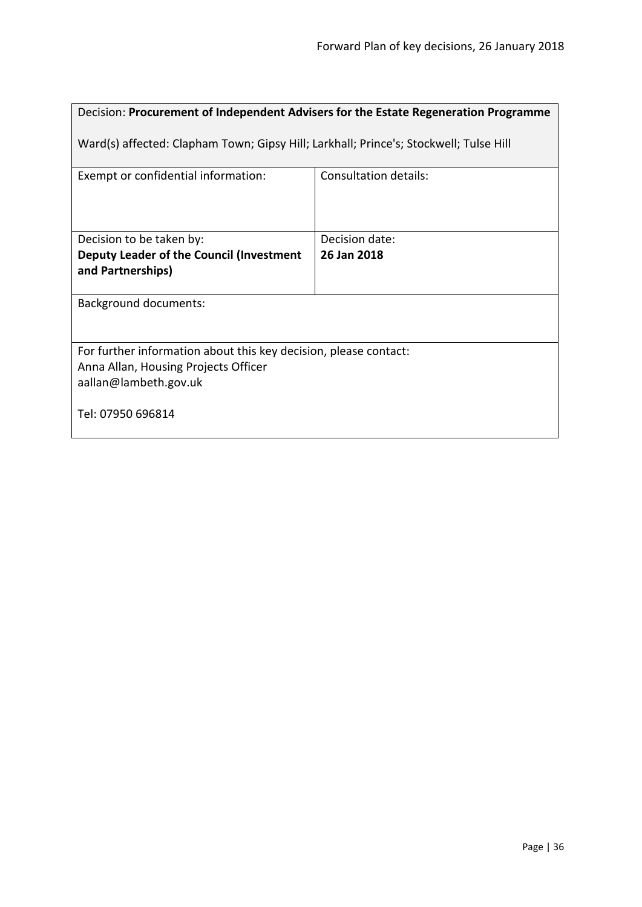| Decision: **Procurement of Independent Advisers for the Estate Regeneration Programme**<br><br>Ward(s) affected: Clapham Town; Gipsy Hill; Larkhall; Prince's; Stockwell; Tulse Hill | |
|---|---|
| Exempt or confidential information: | Consultation details: |
| Decision to be taken by:<br>**Deputy Leader of the Council (Investment and Partnerships)** | Decision date:<br>**26 Jan 2018** |
| Background documents: | |
| For further information about this key decision, please contact:<br>Anna Allan, Housing Projects Officer<br>aallan@lambeth.gov.uk<br><br>Tel: 07950 696814 | |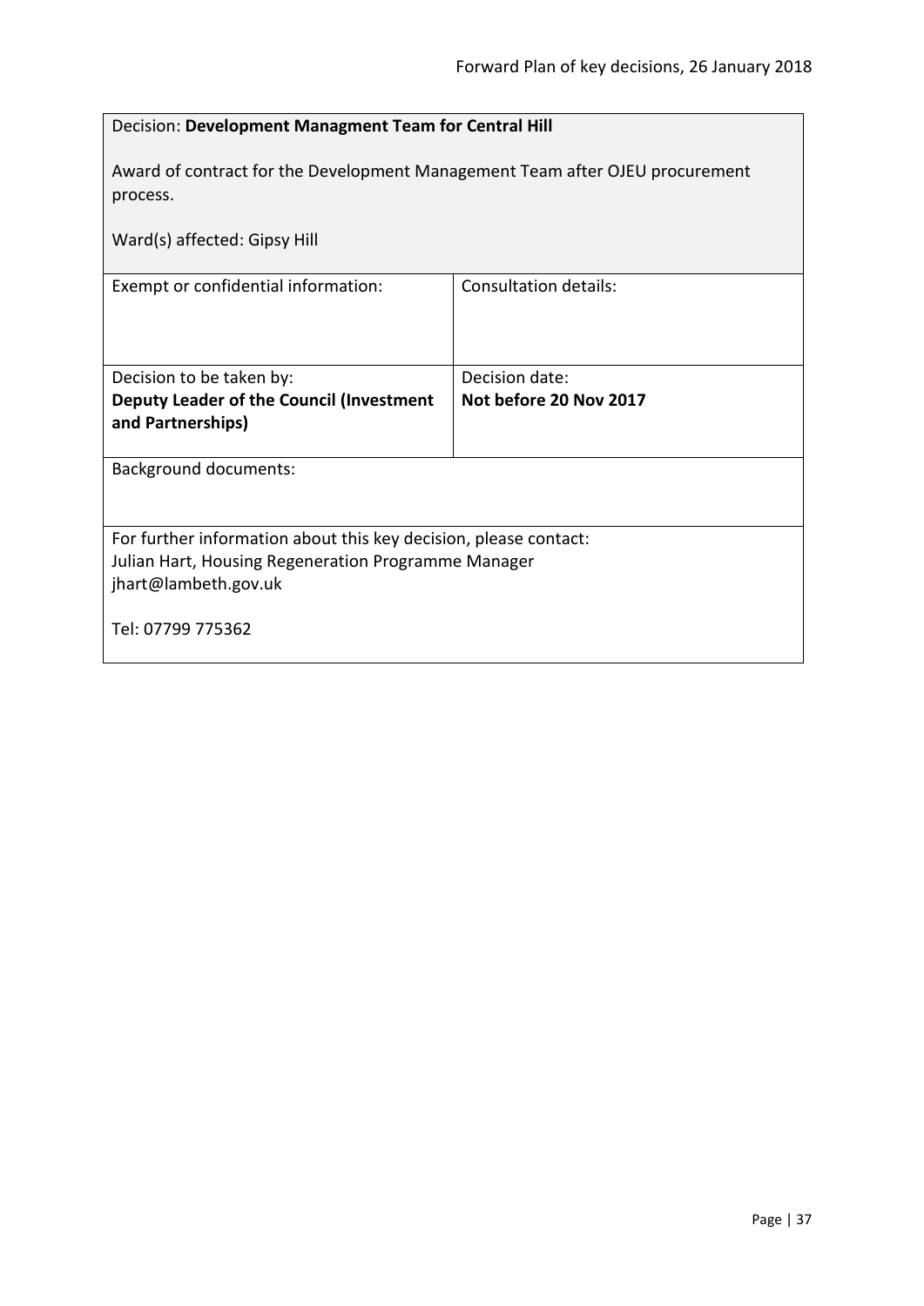Decision: **Development Managment Team for Central Hill**

Award of contract for the Development Management Team after OJEU procurement process.

Ward(s) affected: Gipsy Hill

| Exempt or confidential information: | Consultation details: |
| --- | --- |
| Decision to be taken by:<br>**Deputy Leader of the Council (Investment and Partnerships)** | Decision date:<br>**Not before 20 Nov 2017** |

Background documents:

For further information about this key decision, please contact:
Julian Hart, Housing Regeneration Programme Manager
jhart@lambeth.gov.uk

Tel: 07799 775362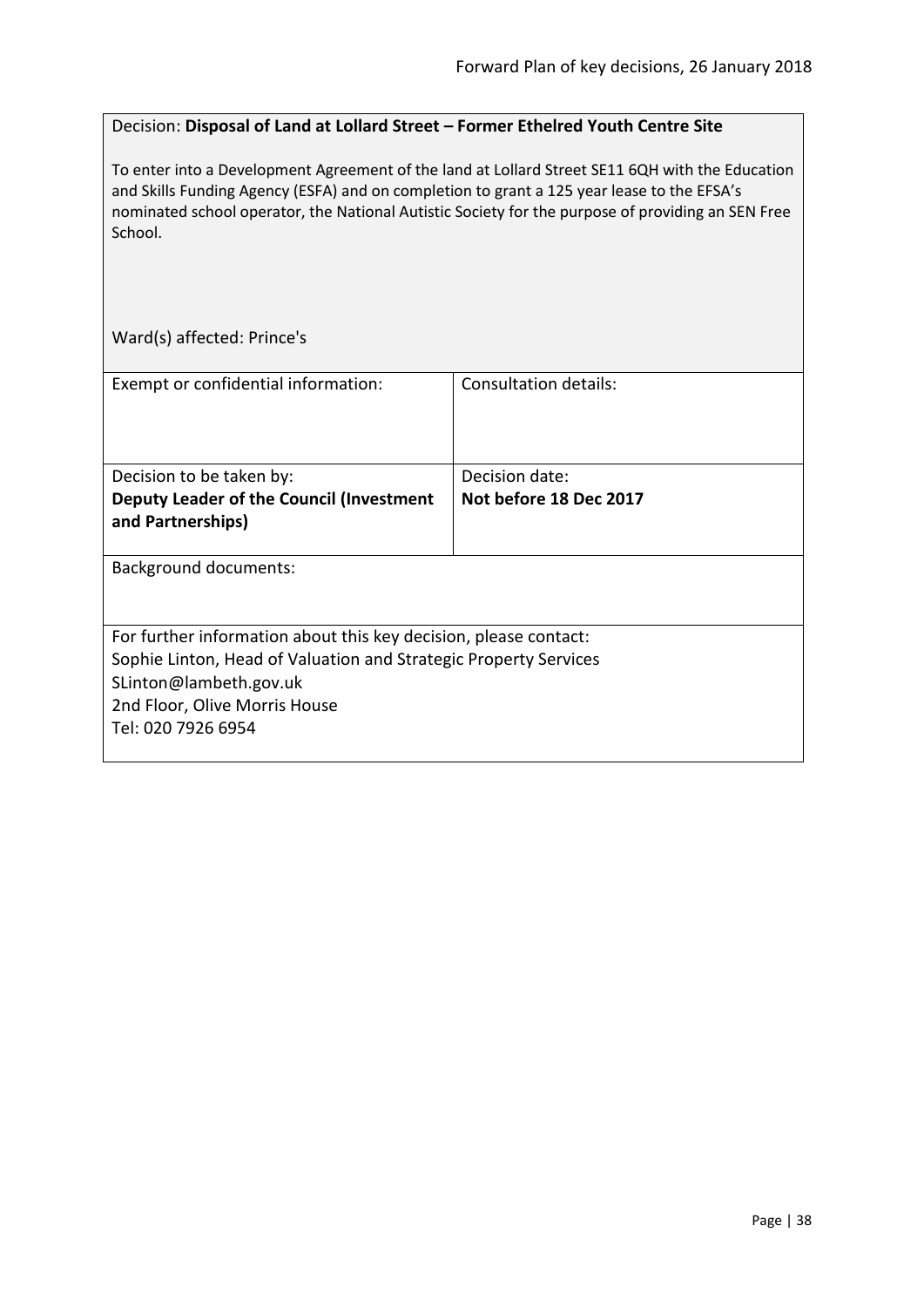Decision: **Disposal of Land at Lollard Street – Former Ethelred Youth Centre Site**

To enter into a Development Agreement of the land at Lollard Street SE11 6QH with the Education and Skills Funding Agency (ESFA) and on completion to grant a 125 year lease to the EFSA's nominated school operator, the National Autistic Society for the purpose of providing an SEN Free School.

Ward(s) affected: Prince's

| Exempt or confidential information: | Consultation details: |
|---|---|
| Decision to be taken by:<br>**Deputy Leader of the Council (Investment and Partnerships)** | Decision date:<br>**Not before 18 Dec 2017** |

Background documents:

For further information about this key decision, please contact:
Sophie Linton, Head of Valuation and Strategic Property Services
SLinton@lambeth.gov.uk
2nd Floor, Olive Morris House
Tel: 020 7926 6954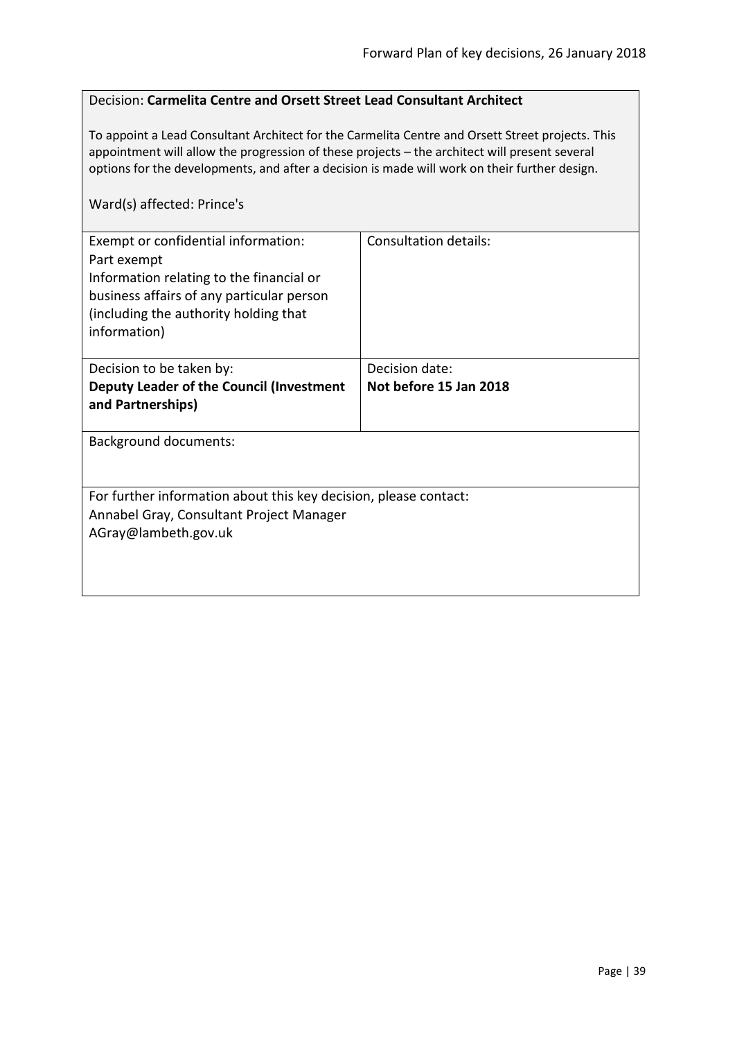Decision: **Carmelita Centre and Orsett Street Lead Consultant Architect**

To appoint a Lead Consultant Architect for the Carmelita Centre and Orsett Street projects. This appointment will allow the progression of these projects – the architect will present several options for the developments, and after a decision is made will work on their further design.

Ward(s) affected: Prince's

| Exempt or confidential information: Part exempt Information relating to the financial or business affairs of any particular person (including the authority holding that information) | Consultation details: |
|---|---|
| Decision to be taken by: **Deputy Leader of the Council (Investment and Partnerships)** | Decision date: **Not before 15 Jan 2018** |

Background documents:

For further information about this key decision, please contact:
Annabel Gray, Consultant Project Manager
AGray@lambeth.gov.uk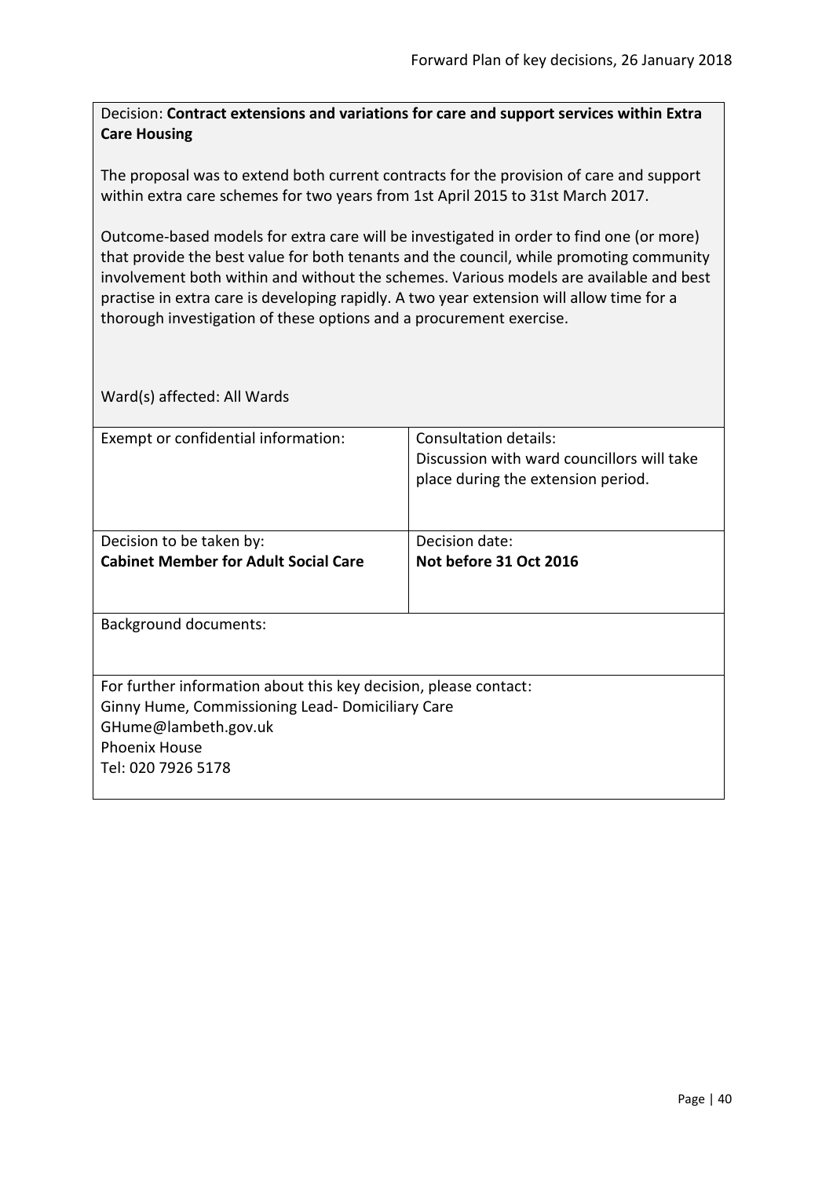Decision: **Contract extensions and variations for care and support services within Extra Care Housing**

The proposal was to extend both current contracts for the provision of care and support within extra care schemes for two years from 1st April 2015 to 31st March 2017.

Outcome-based models for extra care will be investigated in order to find one (or more) that provide the best value for both tenants and the council, while promoting community involvement both within and without the schemes. Various models are available and best practise in extra care is developing rapidly. A two year extension will allow time for a thorough investigation of these options and a procurement exercise.

Ward(s) affected: All Wards

| Exempt or confidential information: | Consultation details:<br>Discussion with ward councillors will take place during the extension period. |
| --- | --- |
| Decision to be taken by:<br>**Cabinet Member for Adult Social Care** | Decision date:<br>**Not before 31 Oct 2016** |

Background documents:

For further information about this key decision, please contact:
Ginny Hume, Commissioning Lead- Domiciliary Care
GHume@lambeth.gov.uk
Phoenix House
Tel: 020 7926 5178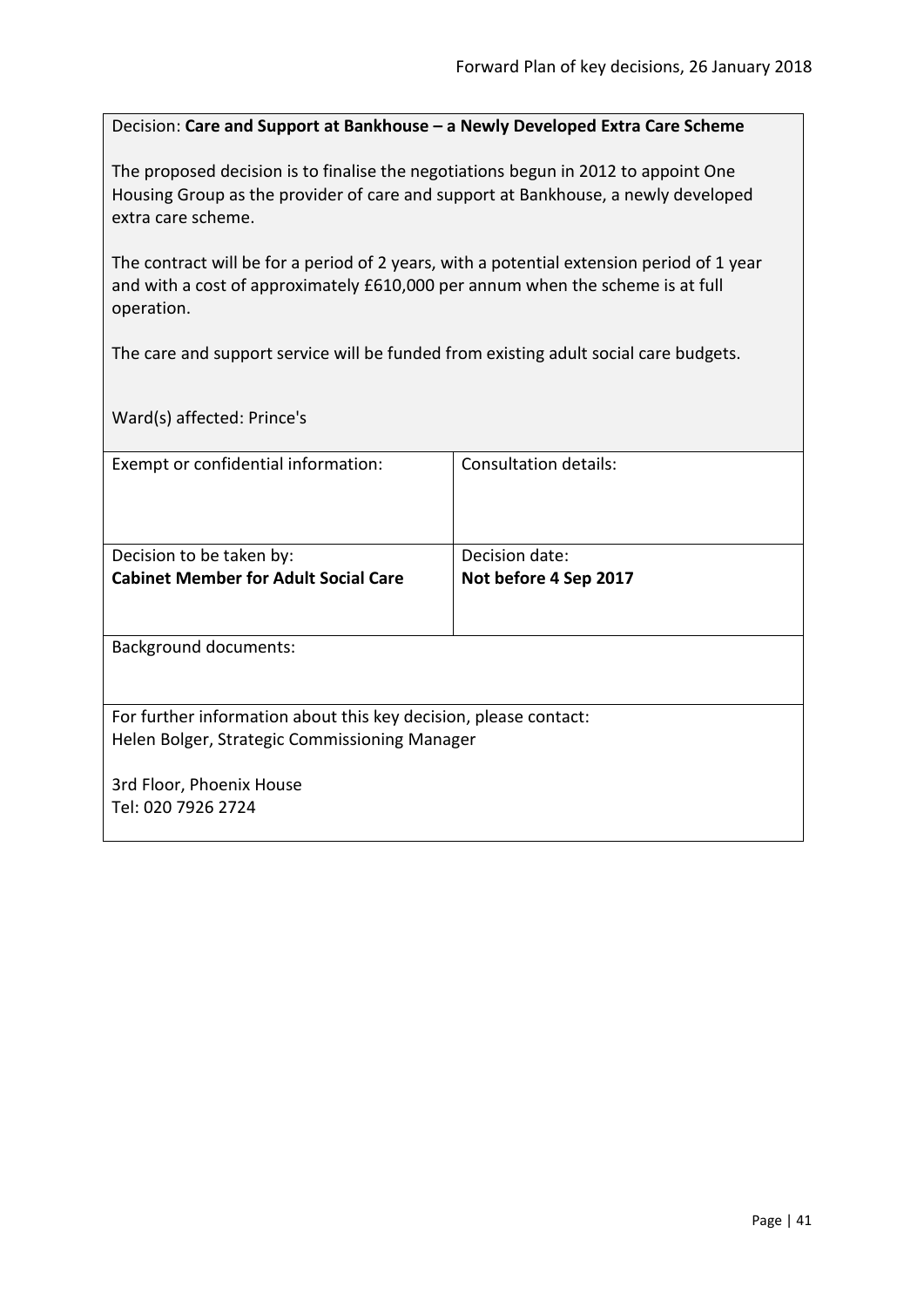Decision: **Care and Support at Bankhouse – a Newly Developed Extra Care Scheme**

The proposed decision is to finalise the negotiations begun in 2012 to appoint One Housing Group as the provider of care and support at Bankhouse, a newly developed extra care scheme.

The contract will be for a period of 2 years, with a potential extension period of 1 year and with a cost of approximately £610,000 per annum when the scheme is at full operation.

The care and support service will be funded from existing adult social care budgets.

Ward(s) affected: Prince's

| Exempt or confidential information: | Consultation details: |
|---|---|
| Decision to be taken by:<br>**Cabinet Member for Adult Social Care** | Decision date:<br>**Not before 4 Sep 2017** |

Background documents:

For further information about this key decision, please contact:
Helen Bolger, Strategic Commissioning Manager

3rd Floor, Phoenix House
Tel: 020 7926 2724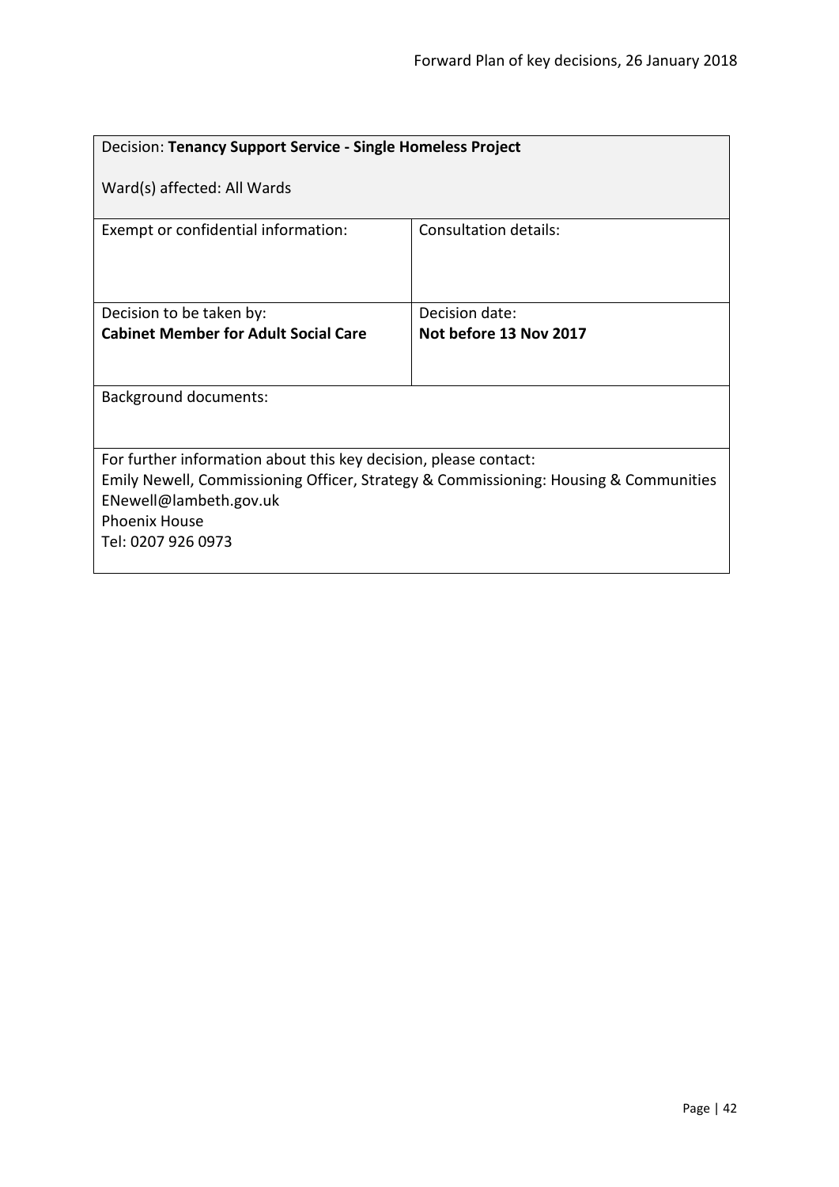| Decision: **Tenancy Support Service - Single Homeless Project**<br><br>Ward(s) affected: All Wards | |
|---|---|
| Exempt or confidential information: | Consultation details: |
| Decision to be taken by:<br>**Cabinet Member for Adult Social Care** | Decision date:<br>**Not before 13 Nov 2017** |
| Background documents: | |
| For further information about this key decision, please contact:<br>Emily Newell, Commissioning Officer, Strategy & Commissioning: Housing & Communities<br>ENewell@lambeth.gov.uk<br>Phoenix House<br>Tel: 0207 926 0973 | |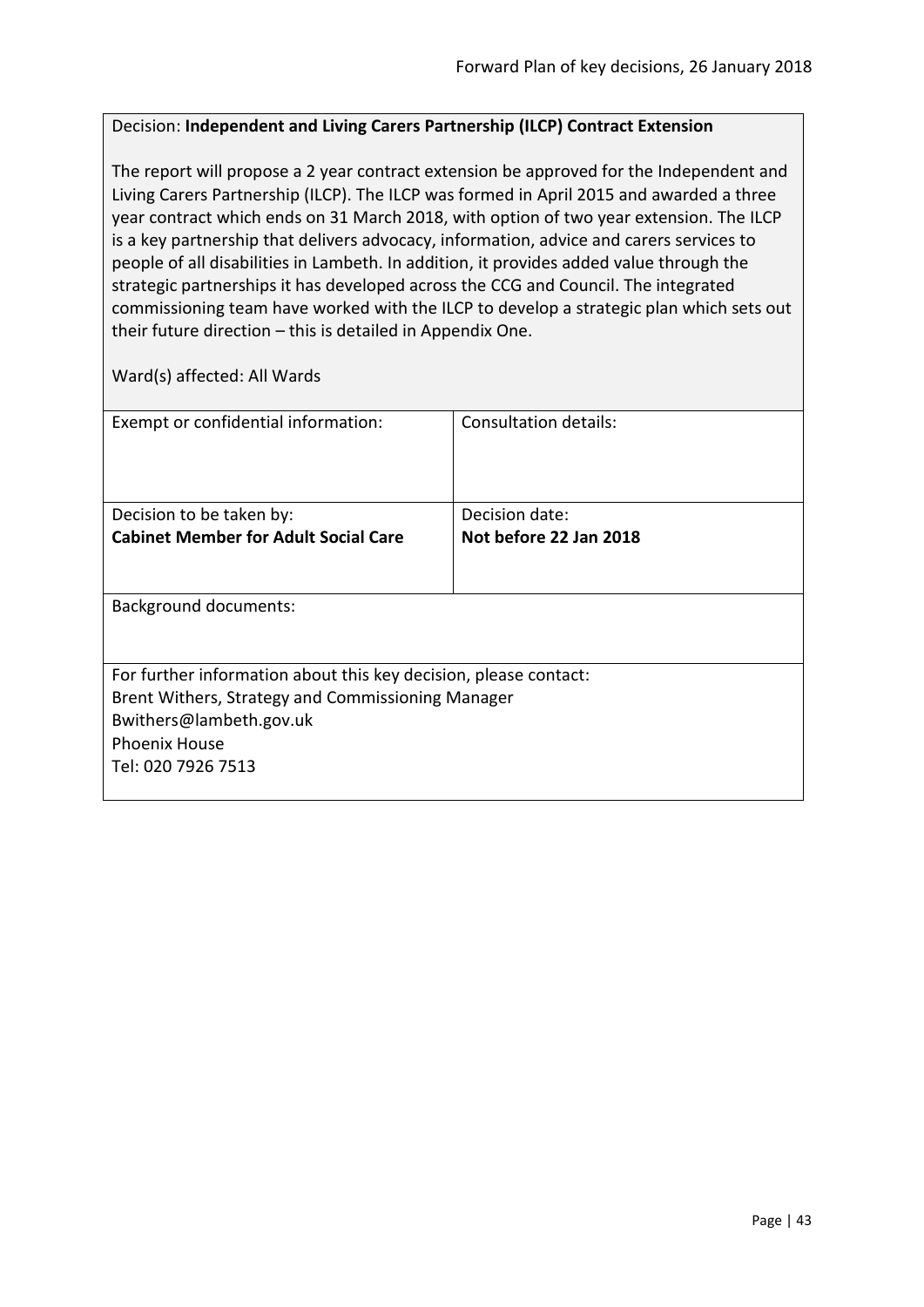Decision: **Independent and Living Carers Partnership (ILCP) Contract Extension**

The report will propose a 2 year contract extension be approved for the Independent and Living Carers Partnership (ILCP). The ILCP was formed in April 2015 and awarded a three year contract which ends on 31 March 2018, with option of two year extension. The ILCP is a key partnership that delivers advocacy, information, advice and carers services to people of all disabilities in Lambeth. In addition, it provides added value through the strategic partnerships it has developed across the CCG and Council. The integrated commissioning team have worked with the ILCP to develop a strategic plan which sets out their future direction – this is detailed in Appendix One.

Ward(s) affected: All Wards

| Exempt or confidential information: | Consultation details: |
|---|---|
| Decision to be taken by:<br>**Cabinet Member for Adult Social Care** | Decision date:<br>**Not before 22 Jan 2018** |

Background documents:

For further information about this key decision, please contact:
Brent Withers, Strategy and Commissioning Manager
Bwithers@lambeth.gov.uk
Phoenix House
Tel: 020 7926 7513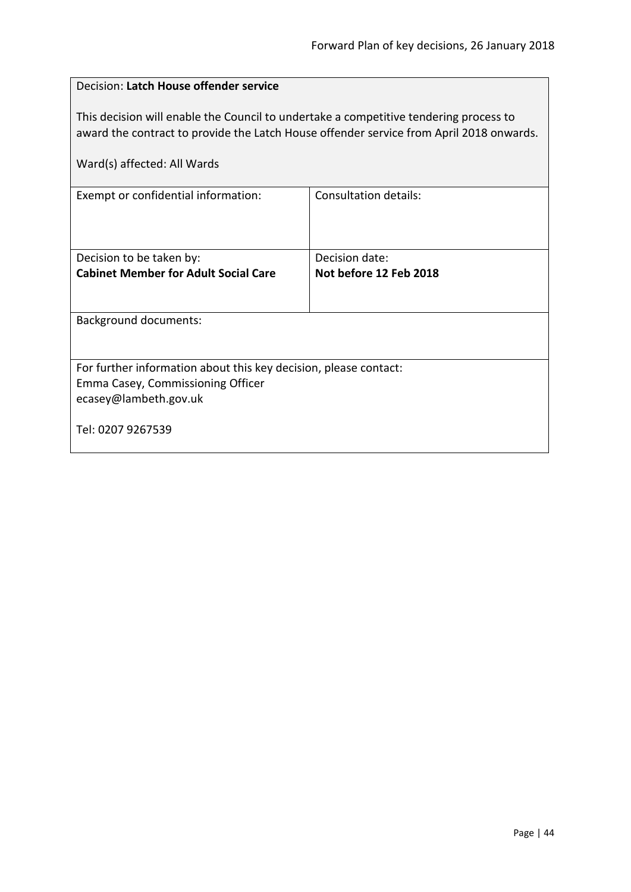Decision: **Latch House offender service**

This decision will enable the Council to undertake a competitive tendering process to award the contract to provide the Latch House offender service from April 2018 onwards.

Ward(s) affected: All Wards

| Exempt or confidential information: | Consultation details: |
| --- | --- |
| Decision to be taken by: **Cabinet Member for Adult Social Care** | Decision date: **Not before 12 Feb 2018** |

Background documents:

For further information about this key decision, please contact:
Emma Casey, Commissioning Officer
ecasey@lambeth.gov.uk

Tel: 0207 9267539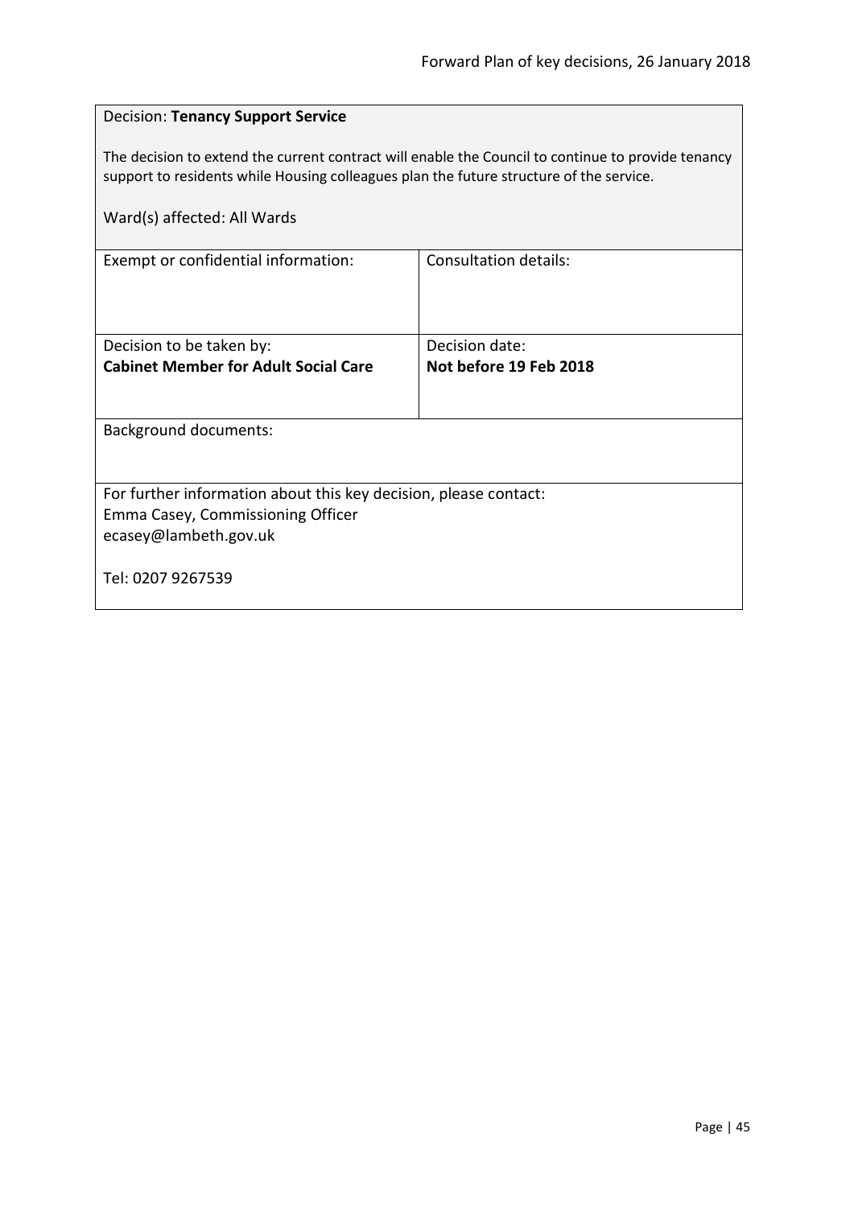Decision: **Tenancy Support Service**

The decision to extend the current contract will enable the Council to continue to provide tenancy support to residents while Housing colleagues plan the future structure of the service.

Ward(s) affected: All Wards

| Exempt or confidential information: | Consultation details: |
|---|---|
| Decision to be taken by:<br>**Cabinet Member for Adult Social Care** | Decision date:<br>**Not before 19 Feb 2018** |

Background documents:

For further information about this key decision, please contact:
Emma Casey, Commissioning Officer
ecasey@lambeth.gov.uk

Tel: 0207 9267539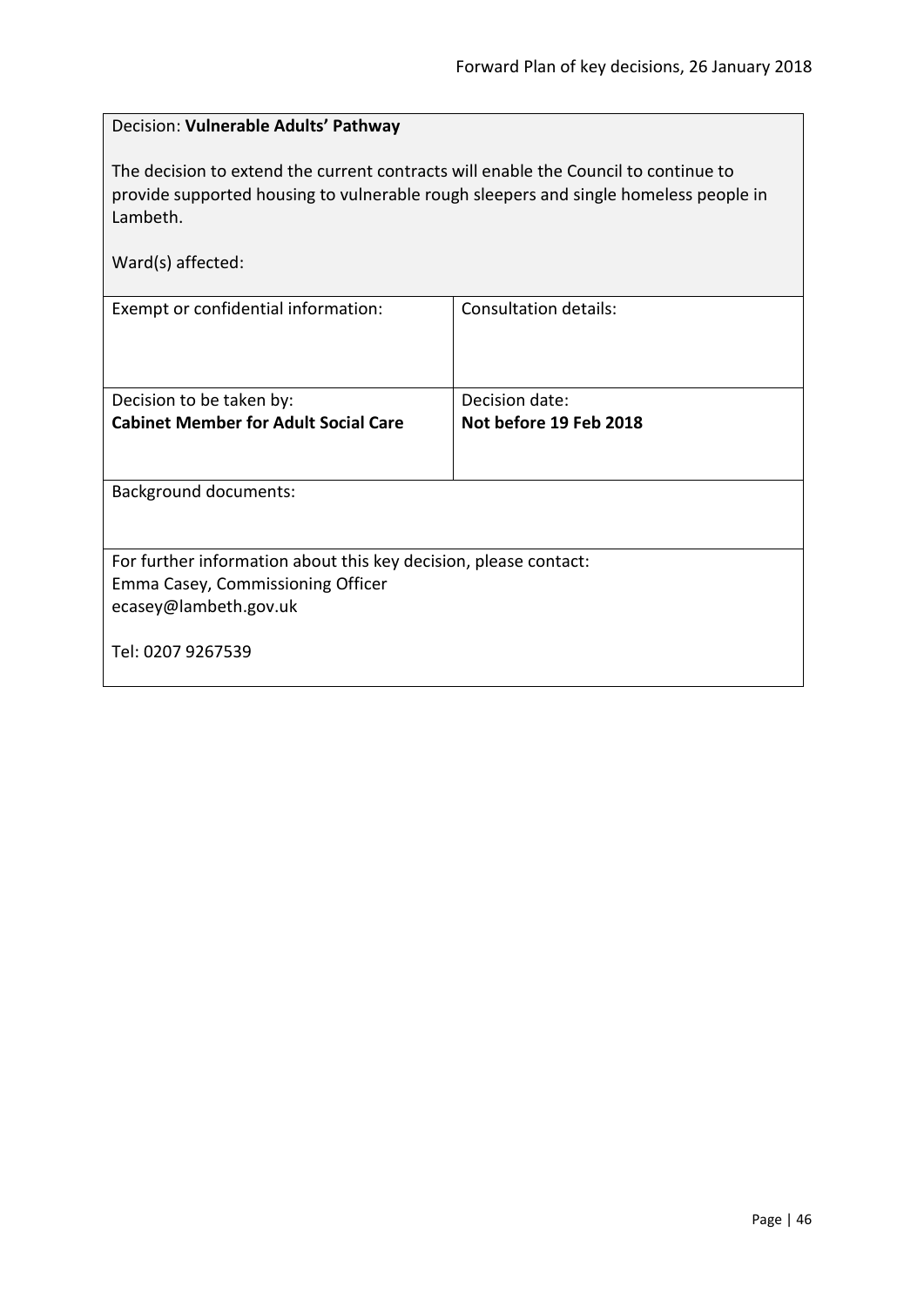Decision: **Vulnerable Adults' Pathway**

The decision to extend the current contracts will enable the Council to continue to provide supported housing to vulnerable rough sleepers and single homeless people in Lambeth.

Ward(s) affected:

| Exempt or confidential information: | Consultation details: |
|---|---|
| Decision to be taken by:<br>**Cabinet Member for Adult Social Care** | Decision date:<br>**Not before 19 Feb 2018** |

Background documents:

For further information about this key decision, please contact:
Emma Casey, Commissioning Officer
ecasey@lambeth.gov.uk

Tel: 0207 9267539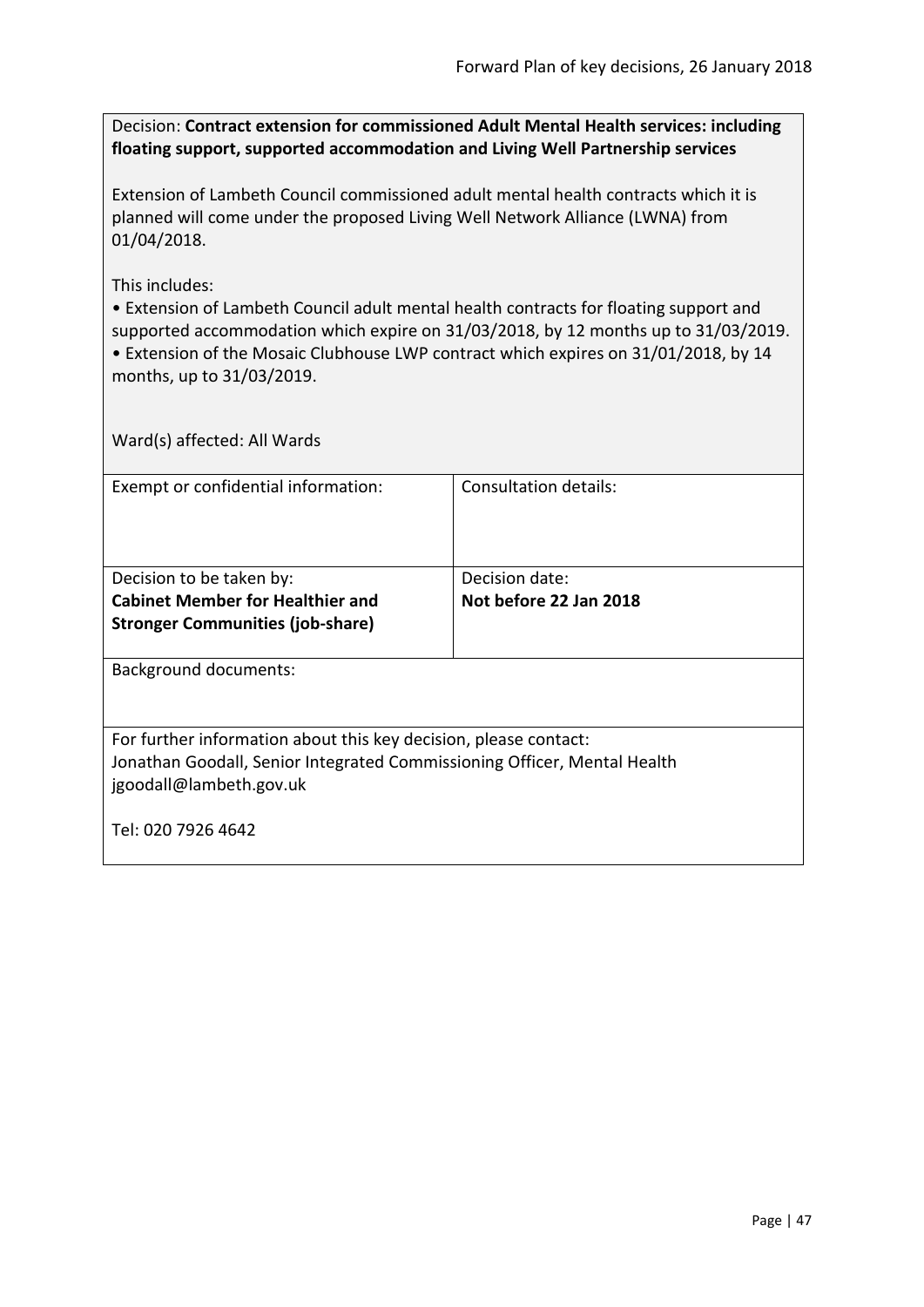Decision: **Contract extension for commissioned Adult Mental Health services: including floating support, supported accommodation and Living Well Partnership services**

Extension of Lambeth Council commissioned adult mental health contracts which it is planned will come under the proposed Living Well Network Alliance (LWNA) from 01/04/2018.

This includes:

- Extension of Lambeth Council adult mental health contracts for floating support and supported accommodation which expire on 31/03/2018, by 12 months up to 31/03/2019.
- Extension of the Mosaic Clubhouse LWP contract which expires on 31/01/2018, by 14 months, up to 31/03/2019.

Ward(s) affected: All Wards

| Exempt or confidential information: | Consultation details: |
|---|---|
| Decision to be taken by:<br>**Cabinet Member for Healthier and Stronger Communities (job-share)** | Decision date:<br>**Not before 22 Jan 2018** |

Background documents:

For further information about this key decision, please contact:
Jonathan Goodall, Senior Integrated Commissioning Officer, Mental Health
jgoodall@lambeth.gov.uk

Tel: 020 7926 4642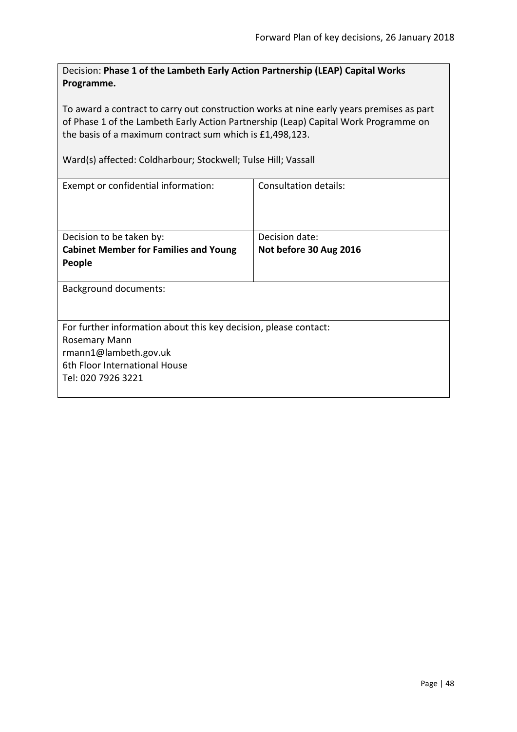Decision: **Phase 1 of the Lambeth Early Action Partnership (LEAP) Capital Works Programme.**

To award a contract to carry out construction works at nine early years premises as part of Phase 1 of the Lambeth Early Action Partnership (Leap) Capital Work Programme on the basis of a maximum contract sum which is £1,498,123.

Ward(s) affected: Coldharbour; Stockwell; Tulse Hill; Vassall

| Exempt or confidential information: | Consultation details: |
|---|---|
| Decision to be taken by:<br>**Cabinet Member for Families and Young People** | Decision date:<br>**Not before 30 Aug 2016** |

Background documents:

For further information about this key decision, please contact:
Rosemary Mann
rmann1@lambeth.gov.uk
6th Floor International House
Tel: 020 7926 3221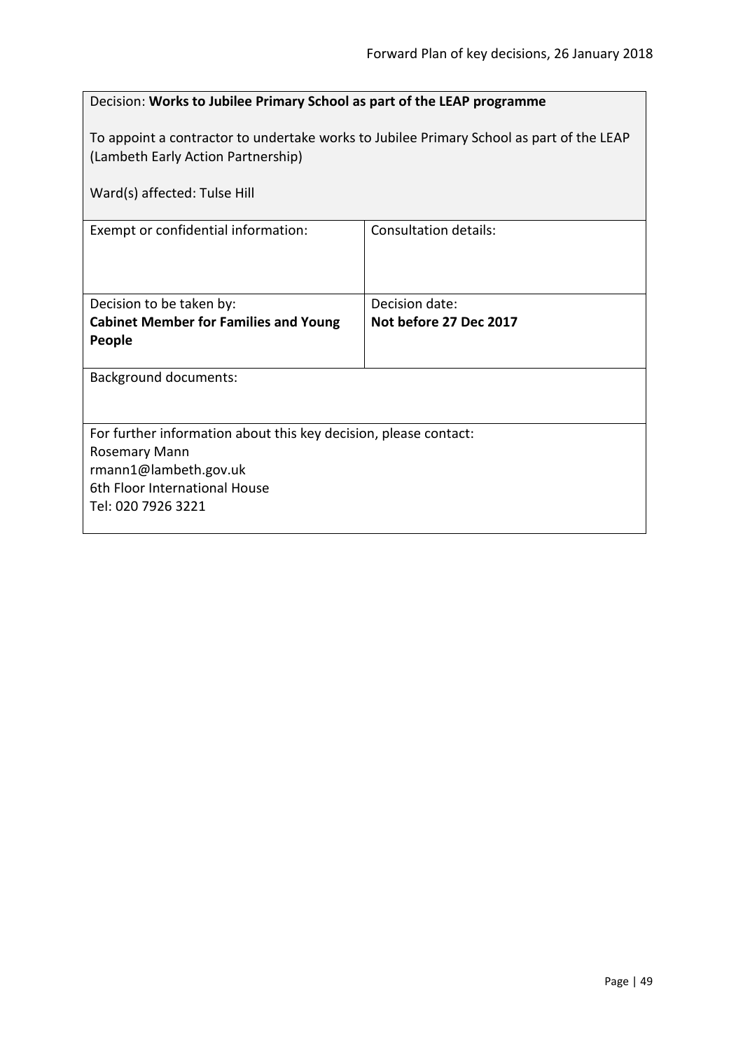Decision: **Works to Jubilee Primary School as part of the LEAP programme**

To appoint a contractor to undertake works to Jubilee Primary School as part of the LEAP (Lambeth Early Action Partnership)

Ward(s) affected: Tulse Hill

| Exempt or confidential information: | Consultation details: |
|---|---|
| Decision to be taken by:<br>**Cabinet Member for Families and Young People** | Decision date:<br>**Not before 27 Dec 2017** |

Background documents:

For further information about this key decision, please contact:
Rosemary Mann
rmann1@lambeth.gov.uk
6th Floor International House
Tel: 020 7926 3221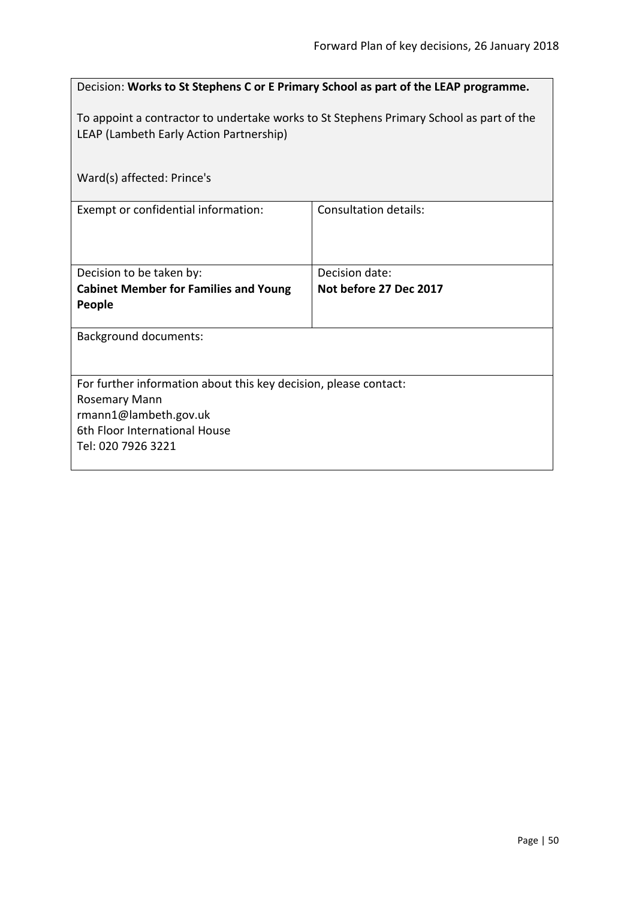Decision: **Works to St Stephens C or E Primary School as part of the LEAP programme.**

To appoint a contractor to undertake works to St Stephens Primary School as part of the LEAP (Lambeth Early Action Partnership)

Ward(s) affected: Prince's

| Exempt or confidential information: | Consultation details: |
| --- | --- |
| Decision to be taken by:<br>**Cabinet Member for Families and Young People** | Decision date:<br>**Not before 27 Dec 2017** |

Background documents:

For further information about this key decision, please contact:
Rosemary Mann
rmann1@lambeth.gov.uk
6th Floor International House
Tel: 020 7926 3221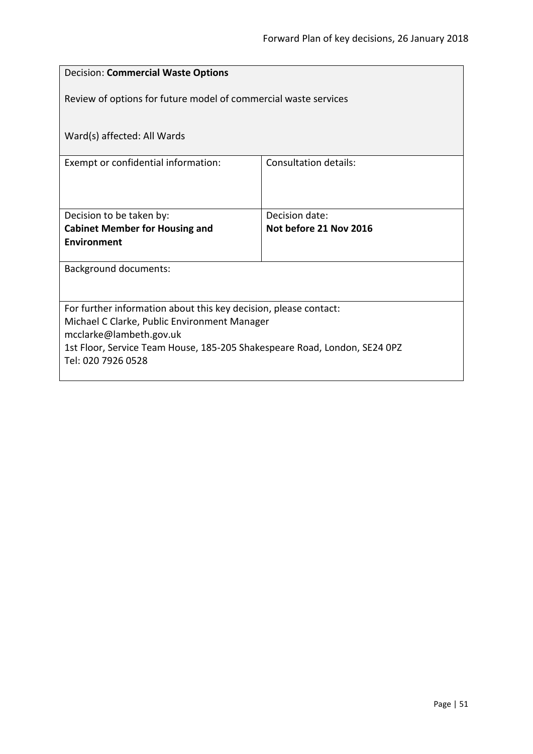Decision: **Commercial Waste Options**

Review of options for future model of commercial waste services

Ward(s) affected: All Wards

| Exempt or confidential information: | Consultation details: |
| --- | --- |
| Decision to be taken by:<br>**Cabinet Member for Housing and Environment** | Decision date:<br>**Not before 21 Nov 2016** |

Background documents:

For further information about this key decision, please contact:
Michael C Clarke, Public Environment Manager
mcclarke@lambeth.gov.uk
1st Floor, Service Team House, 185-205 Shakespeare Road, London, SE24 0PZ
Tel: 020 7926 0528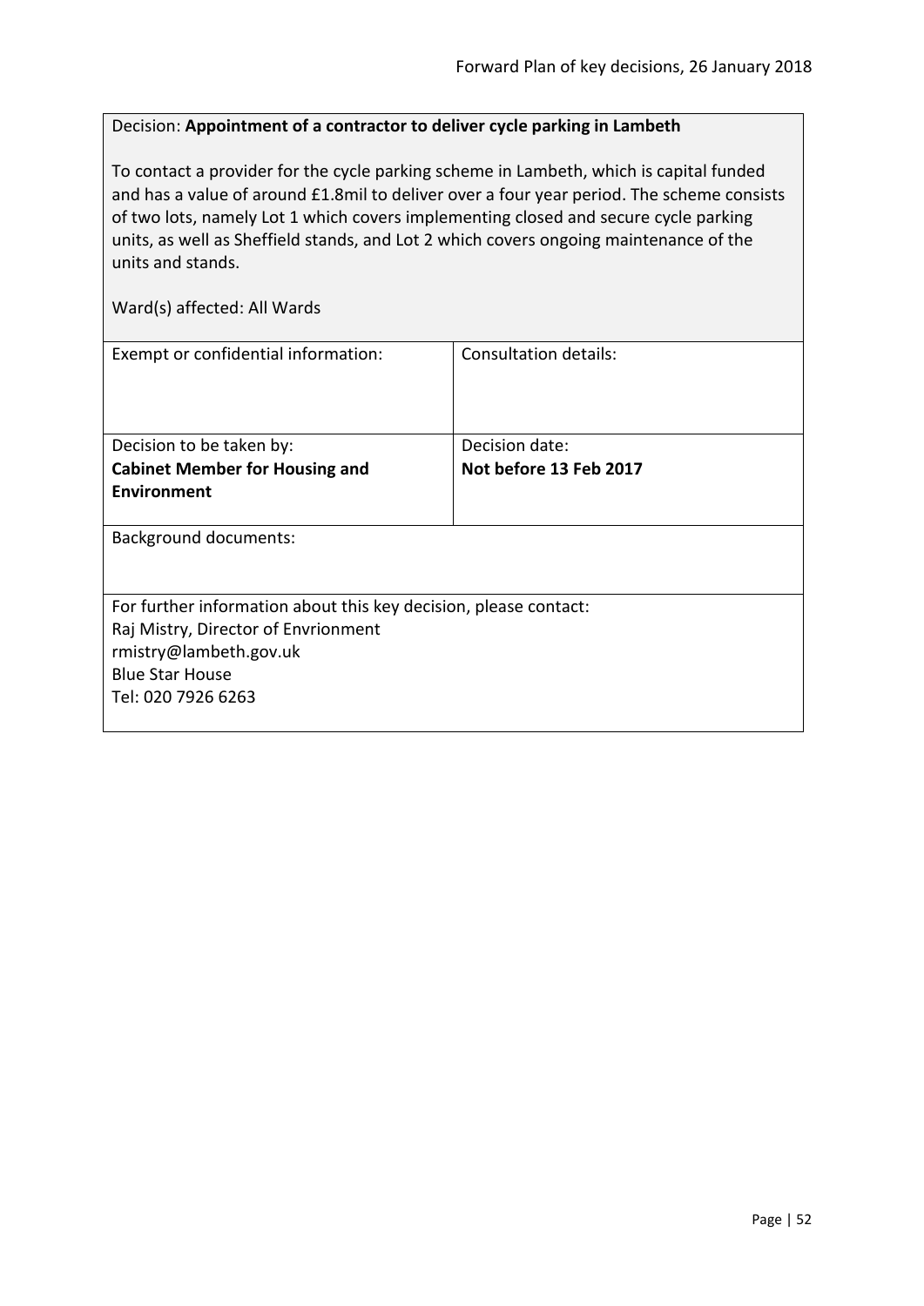Decision: **Appointment of a contractor to deliver cycle parking in Lambeth**

To contact a provider for the cycle parking scheme in Lambeth, which is capital funded and has a value of around £1.8mil to deliver over a four year period. The scheme consists of two lots, namely Lot 1 which covers implementing closed and secure cycle parking units, as well as Sheffield stands, and Lot 2 which covers ongoing maintenance of the units and stands.

Ward(s) affected: All Wards

| Exempt or confidential information: | Consultation details: |
| --- | --- |
| Decision to be taken by:<br>**Cabinet Member for Housing and Environment** | Decision date:<br>**Not before 13 Feb 2017** |

Background documents:

For further information about this key decision, please contact:
Raj Mistry, Director of Envrionment
rmistry@lambeth.gov.uk
Blue Star House
Tel: 020 7926 6263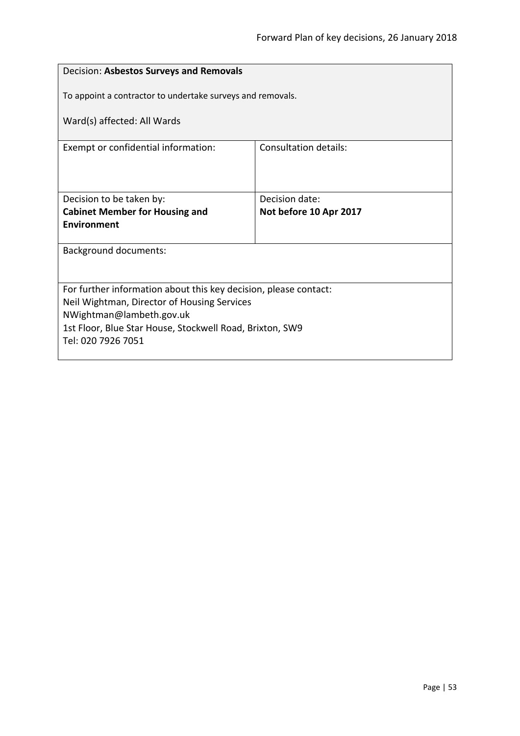Decision: **Asbestos Surveys and Removals**

To appoint a contractor to undertake surveys and removals.

Ward(s) affected: All Wards

| Exempt or confidential information: | Consultation details: |
| --- | --- |
| Decision to be taken by:<br>**Cabinet Member for Housing and Environment** | Decision date:<br>**Not before 10 Apr 2017** |

Background documents:

For further information about this key decision, please contact:
Neil Wightman, Director of Housing Services
NWightman@lambeth.gov.uk
1st Floor, Blue Star House, Stockwell Road, Brixton, SW9
Tel: 020 7926 7051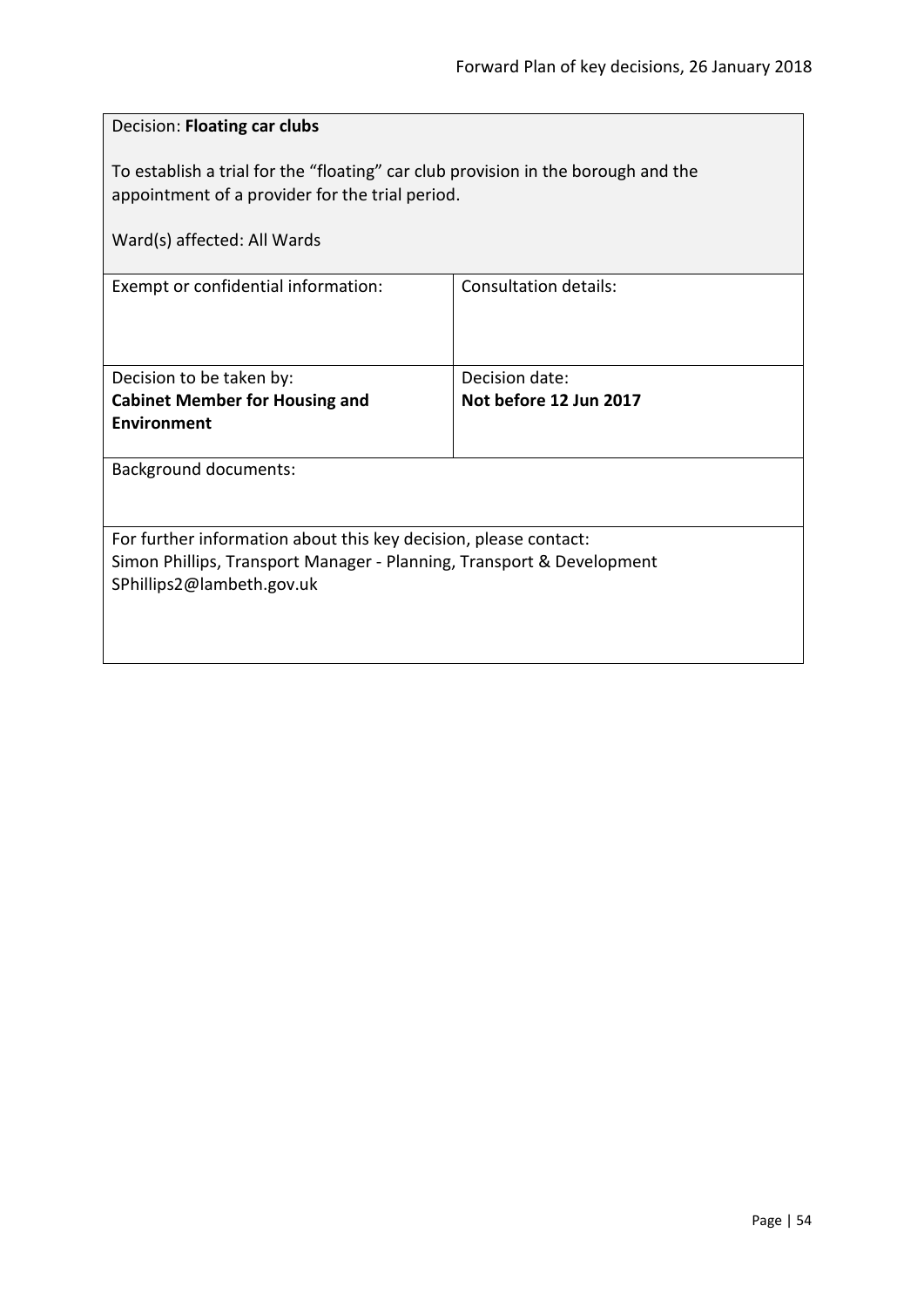Decision: **Floating car clubs**

To establish a trial for the "floating" car club provision in the borough and the appointment of a provider for the trial period.

Ward(s) affected: All Wards

| Exempt or confidential information: | Consultation details: |
|---|---|
| Decision to be taken by:<br>**Cabinet Member for Housing and Environment** | Decision date:<br>**Not before 12 Jun 2017** |

Background documents:

For further information about this key decision, please contact:
Simon Phillips, Transport Manager - Planning, Transport & Development
SPhillips2@lambeth.gov.uk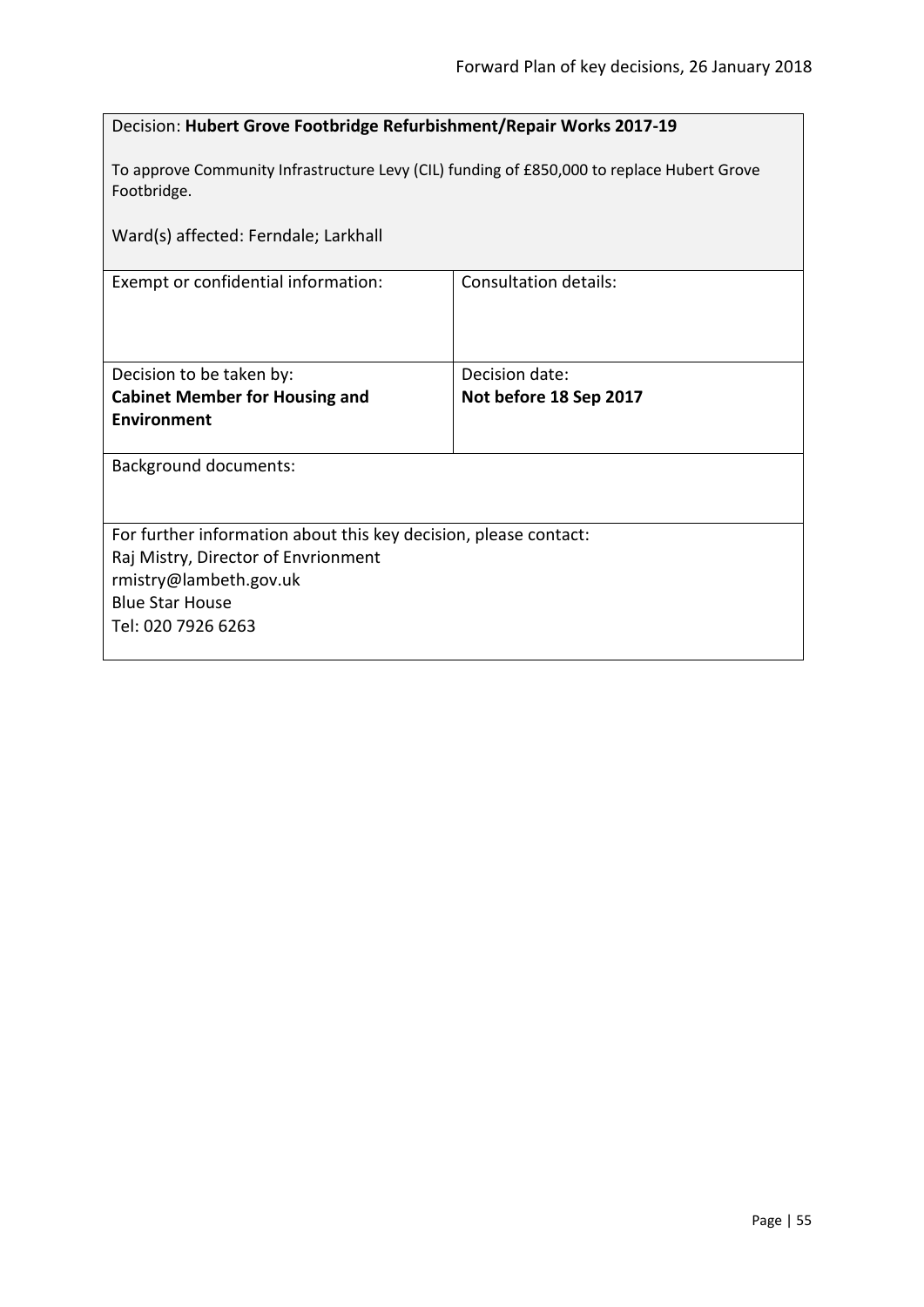Decision: **Hubert Grove Footbridge Refurbishment/Repair Works 2017-19**

To approve Community Infrastructure Levy (CIL) funding of £850,000 to replace Hubert Grove Footbridge.

Ward(s) affected: Ferndale; Larkhall

| Exempt or confidential information: | Consultation details: |
| --- | --- |
| Decision to be taken by:<br>**Cabinet Member for Housing and Environment** | Decision date:<br>**Not before 18 Sep 2017** |

Background documents:

For further information about this key decision, please contact:
Raj Mistry, Director of Envrionment
rmistry@lambeth.gov.uk
Blue Star House
Tel: 020 7926 6263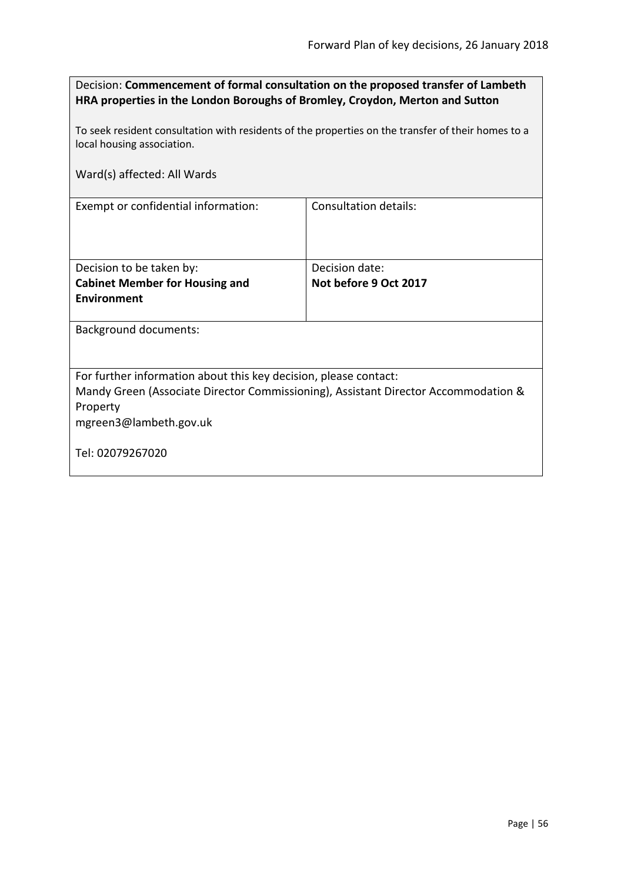Decision: **Commencement of formal consultation on the proposed transfer of Lambeth HRA properties in the London Boroughs of Bromley, Croydon, Merton and Sutton**

To seek resident consultation with residents of the properties on the transfer of their homes to a local housing association.

Ward(s) affected: All Wards

| Exempt or confidential information: | Consultation details: |
| --- | --- |
| Decision to be taken by: **Cabinet Member for Housing and Environment** | Decision date: **Not before 9 Oct 2017** |

Background documents:

For further information about this key decision, please contact:
Mandy Green (Associate Director Commissioning), Assistant Director Accommodation & Property
mgreen3@lambeth.gov.uk

Tel: 02079267020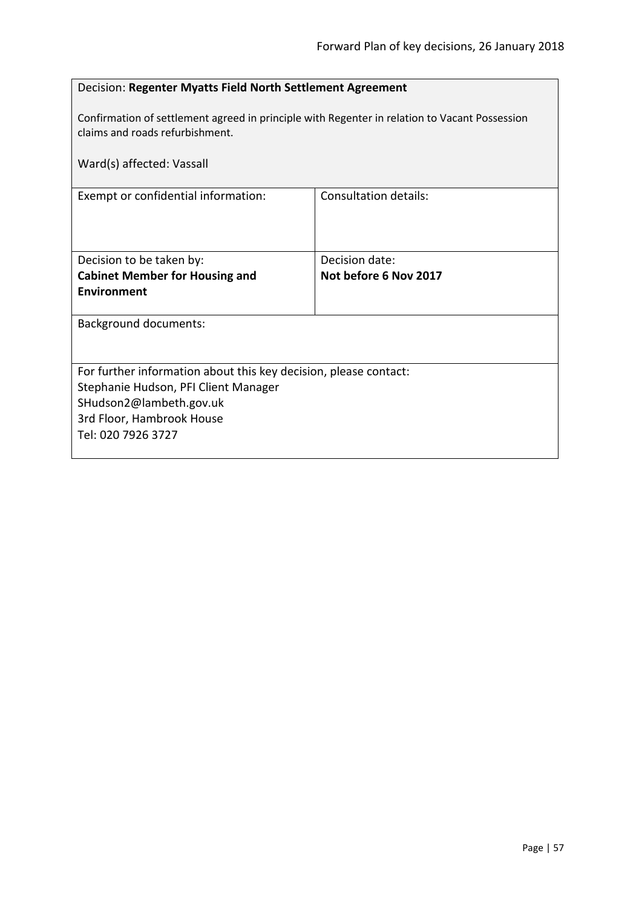| Decision: **Regenter Myatts Field North Settlement Agreement**<br><br>Confirmation of settlement agreed in principle with Regenter in relation to Vacant Possession claims and roads refurbishment.<br><br>Ward(s) affected: Vassall | |
|---|---|
| Exempt or confidential information: | Consultation details: |
| Decision to be taken by:<br>**Cabinet Member for Housing and Environment** | Decision date:<br>**Not before 6 Nov 2017** |
| Background documents: | |
| For further information about this key decision, please contact:<br>Stephanie Hudson, PFI Client Manager<br>SHudson2@lambeth.gov.uk<br>3rd Floor, Hambrook House<br>Tel: 020 7926 3727 | |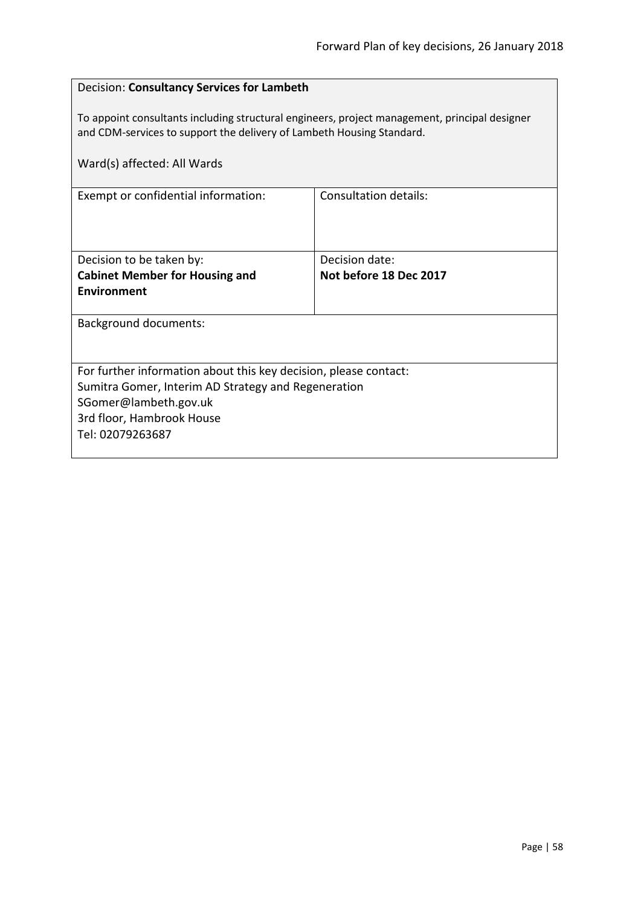Decision: **Consultancy Services for Lambeth**

To appoint consultants including structural engineers, project management, principal designer and CDM-services to support the delivery of Lambeth Housing Standard.

Ward(s) affected: All Wards

| Exempt or confidential information: | Consultation details: |
|---|---|
| Decision to be taken by:<br>**Cabinet Member for Housing and Environment** | Decision date:<br>**Not before 18 Dec 2017** |

Background documents:

For further information about this key decision, please contact:
Sumitra Gomer, Interim AD Strategy and Regeneration
SGomer@lambeth.gov.uk
3rd floor, Hambrook House
Tel: 02079263687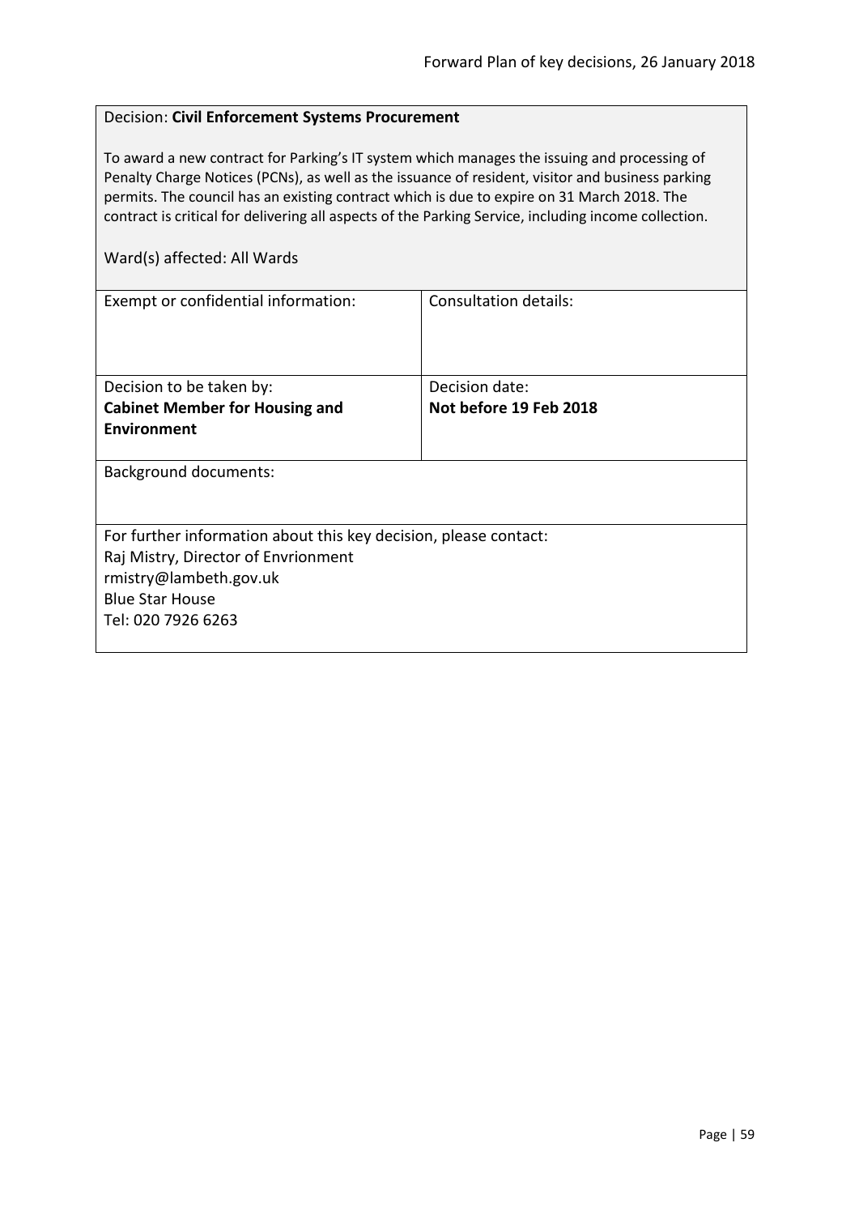Decision: **Civil Enforcement Systems Procurement**

To award a new contract for Parking's IT system which manages the issuing and processing of Penalty Charge Notices (PCNs), as well as the issuance of resident, visitor and business parking permits. The council has an existing contract which is due to expire on 31 March 2018. The contract is critical for delivering all aspects of the Parking Service, including income collection.

Ward(s) affected: All Wards

| Exempt or confidential information: | Consultation details: |
| --- | --- |
| Decision to be taken by:<br>**Cabinet Member for Housing and Environment** | Decision date:<br>**Not before 19 Feb 2018** |

Background documents:

For further information about this key decision, please contact:
Raj Mistry, Director of Envrionment
rmistry@lambeth.gov.uk
Blue Star House
Tel: 020 7926 6263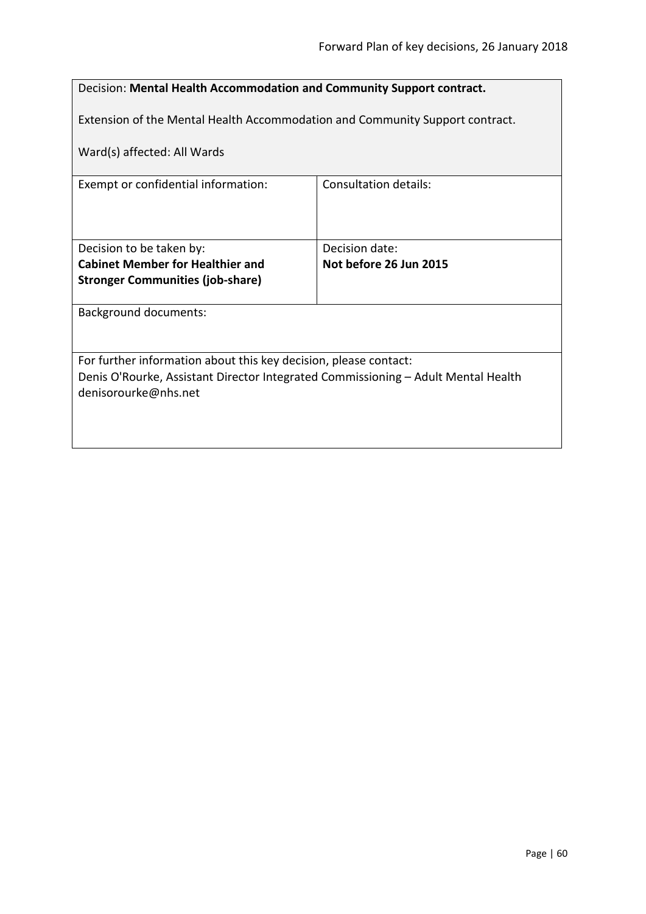Decision: **Mental Health Accommodation and Community Support contract.**

Extension of the Mental Health Accommodation and Community Support contract.

Ward(s) affected: All Wards

| Exempt or confidential information: | Consultation details: |
| --- | --- |
| Decision to be taken by:<br>**Cabinet Member for Healthier and Stronger Communities (job-share)** | Decision date:<br>**Not before 26 Jun 2015** |

Background documents:

For further information about this key decision, please contact:
Denis O'Rourke, Assistant Director Integrated Commissioning – Adult Mental Health
denisorourke@nhs.net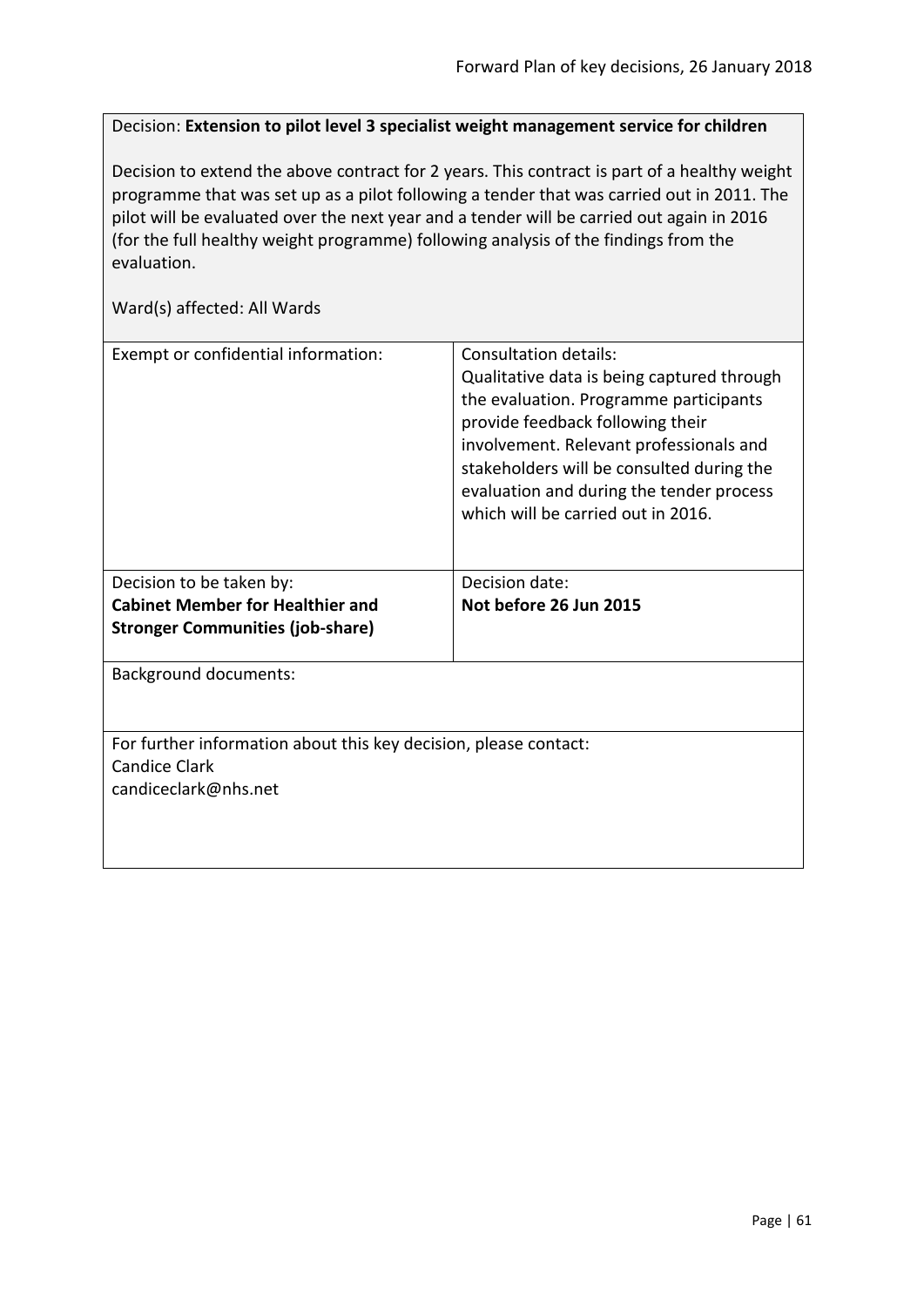Decision: **Extension to pilot level 3 specialist weight management service for children**

Decision to extend the above contract for 2 years. This contract is part of a healthy weight programme that was set up as a pilot following a tender that was carried out in 2011. The pilot will be evaluated over the next year and a tender will be carried out again in 2016 (for the full healthy weight programme) following analysis of the findings from the evaluation.

Ward(s) affected: All Wards

| Exempt or confidential information: | Consultation details: Qualitative data is being captured through the evaluation. Programme participants provide feedback following their involvement. Relevant professionals and stakeholders will be consulted during the evaluation and during the tender process which will be carried out in 2016. |
| --- | --- |
| Decision to be taken by: **Cabinet Member for Healthier and Stronger Communities (job-share)** | Decision date: **Not before 26 Jun 2015** |

Background documents:

For further information about this key decision, please contact:
Candice Clark
candiceclark@nhs.net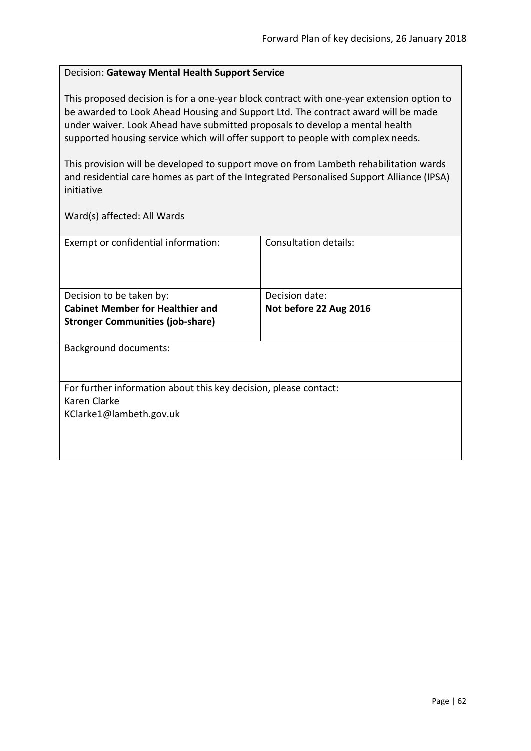Decision: **Gateway Mental Health Support Service**

This proposed decision is for a one-year block contract with one-year extension option to be awarded to Look Ahead Housing and Support Ltd. The contract award will be made under waiver. Look Ahead have submitted proposals to develop a mental health supported housing service which will offer support to people with complex needs.

This provision will be developed to support move on from Lambeth rehabilitation wards and residential care homes as part of the Integrated Personalised Support Alliance (IPSA) initiative

Ward(s) affected: All Wards

| Exempt or confidential information: | Consultation details: |
|---|---|
| Decision to be taken by:<br>**Cabinet Member for Healthier and Stronger Communities (job-share)** | Decision date:<br>**Not before 22 Aug 2016** |

Background documents:

For further information about this key decision, please contact:
Karen Clarke
KClarke1@lambeth.gov.uk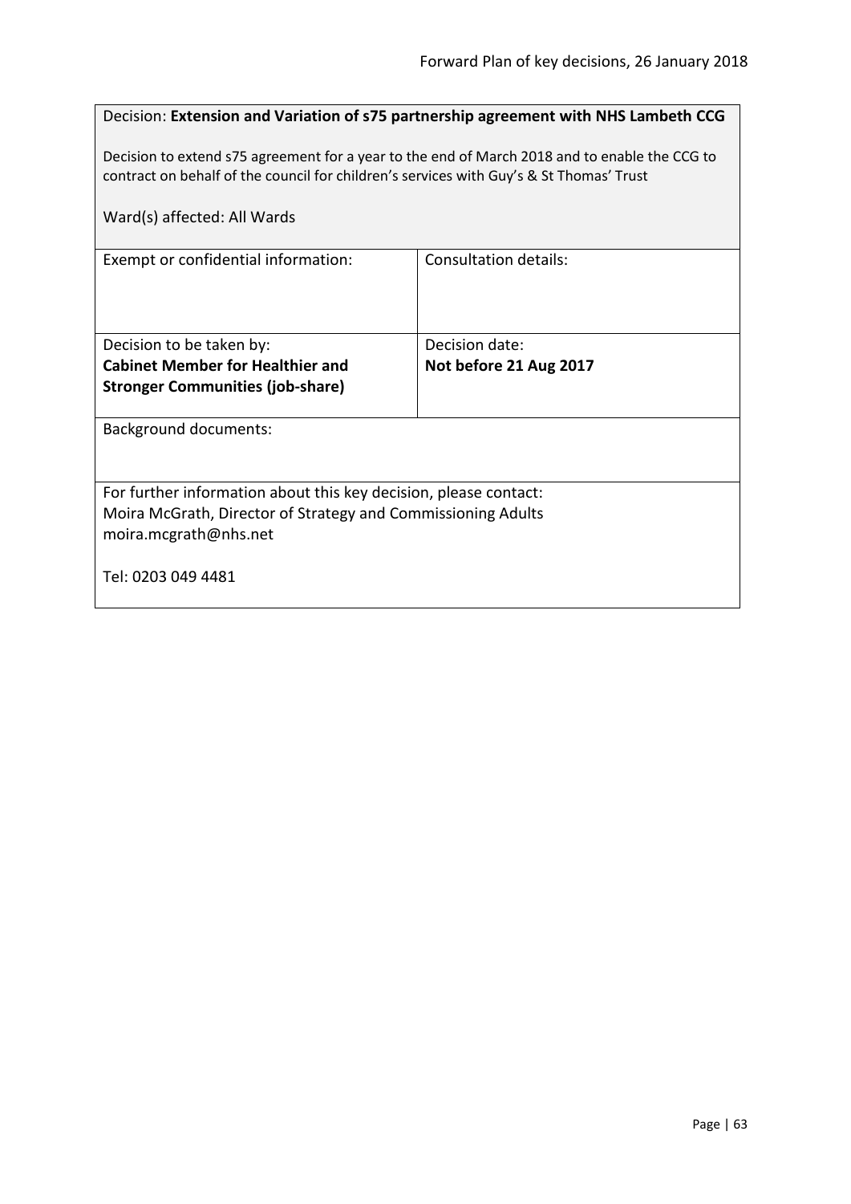Decision: **Extension and Variation of s75 partnership agreement with NHS Lambeth CCG**

Decision to extend s75 agreement for a year to the end of March 2018 and to enable the CCG to contract on behalf of the council for children's services with Guy's & St Thomas' Trust

Ward(s) affected: All Wards

| Exempt or confidential information: | Consultation details: |
| --- | --- |
| Decision to be taken by: **Cabinet Member for Healthier and Stronger Communities (job-share)** | Decision date: **Not before 21 Aug 2017** |

Background documents:

For further information about this key decision, please contact:
Moira McGrath, Director of Strategy and Commissioning Adults
moira.mcgrath@nhs.net

Tel: 0203 049 4481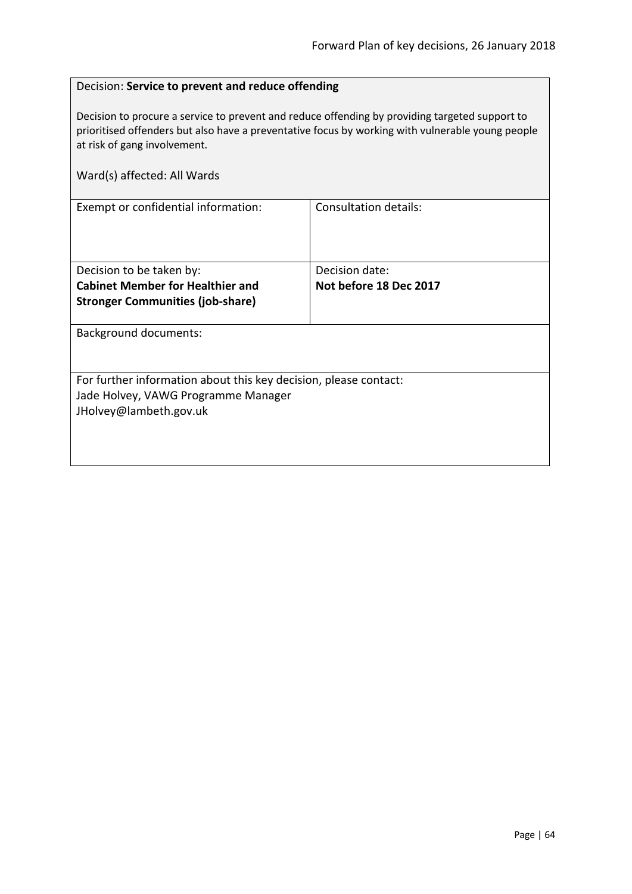Decision: **Service to prevent and reduce offending**

Decision to procure a service to prevent and reduce offending by providing targeted support to prioritised offenders but also have a preventative focus by working with vulnerable young people at risk of gang involvement.

Ward(s) affected: All Wards

| Exempt or confidential information: | Consultation details: |
| --- | --- |
| Decision to be taken by:<br>**Cabinet Member for Healthier and Stronger Communities (job-share)** | Decision date:<br>**Not before 18 Dec 2017** |

Background documents:

For further information about this key decision, please contact:
Jade Holvey, VAWG Programme Manager
JHolvey@lambeth.gov.uk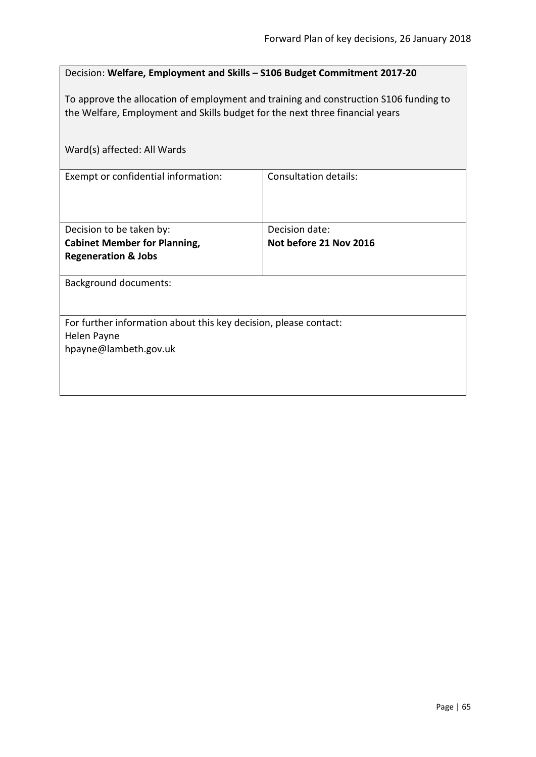Decision: **Welfare, Employment and Skills – S106 Budget Commitment 2017-20**

To approve the allocation of employment and training and construction S106 funding to the Welfare, Employment and Skills budget for the next three financial years

Ward(s) affected: All Wards

| Exempt or confidential information: | Consultation details: |
| --- | --- |
| Decision to be taken by:<br>**Cabinet Member for Planning, Regeneration & Jobs** | Decision date:<br>**Not before 21 Nov 2016** |

Background documents:

For further information about this key decision, please contact:
Helen Payne
hpayne@lambeth.gov.uk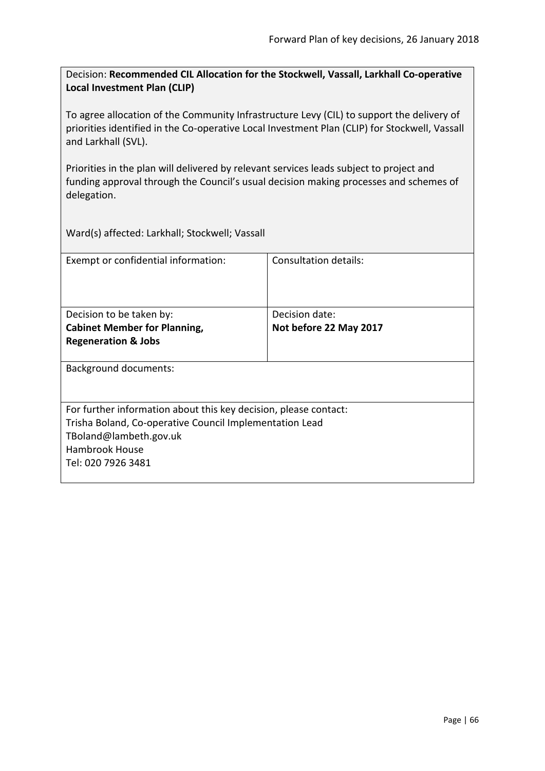Decision: **Recommended CIL Allocation for the Stockwell, Vassall, Larkhall Co-operative Local Investment Plan (CLIP)**

To agree allocation of the Community Infrastructure Levy (CIL) to support the delivery of priorities identified in the Co-operative Local Investment Plan (CLIP) for Stockwell, Vassall and Larkhall (SVL).

Priorities in the plan will delivered by relevant services leads subject to project and funding approval through the Council's usual decision making processes and schemes of delegation.

Ward(s) affected: Larkhall; Stockwell; Vassall

| Exempt or confidential information: | Consultation details: |
| --- | --- |
| Decision to be taken by:<br>**Cabinet Member for Planning, Regeneration & Jobs** | Decision date:<br>**Not before 22 May 2017** |

Background documents:

For further information about this key decision, please contact:
Trisha Boland, Co-operative Council Implementation Lead
TBoland@lambeth.gov.uk
Hambrook House
Tel: 020 7926 3481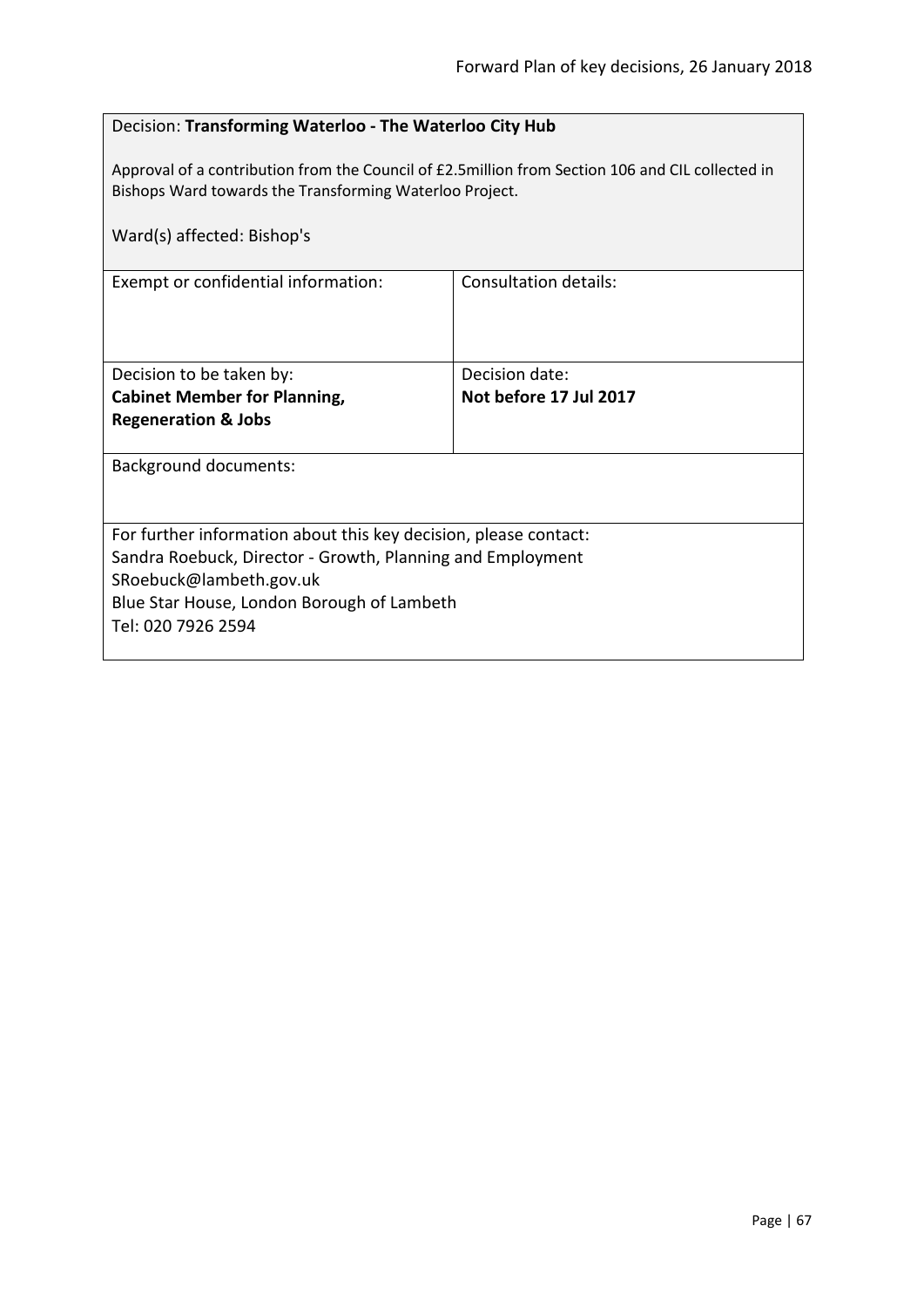Decision: **Transforming Waterloo - The Waterloo City Hub**

Approval of a contribution from the Council of £2.5million from Section 106 and CIL collected in Bishops Ward towards the Transforming Waterloo Project.

Ward(s) affected: Bishop's

| Exempt or confidential information: | Consultation details: |
| --- | --- |
| Decision to be taken by: **Cabinet Member for Planning, Regeneration & Jobs** | Decision date: **Not before 17 Jul 2017** |

Background documents:

For further information about this key decision, please contact:
Sandra Roebuck, Director - Growth, Planning and Employment
SRoebuck@lambeth.gov.uk
Blue Star House, London Borough of Lambeth
Tel: 020 7926 2594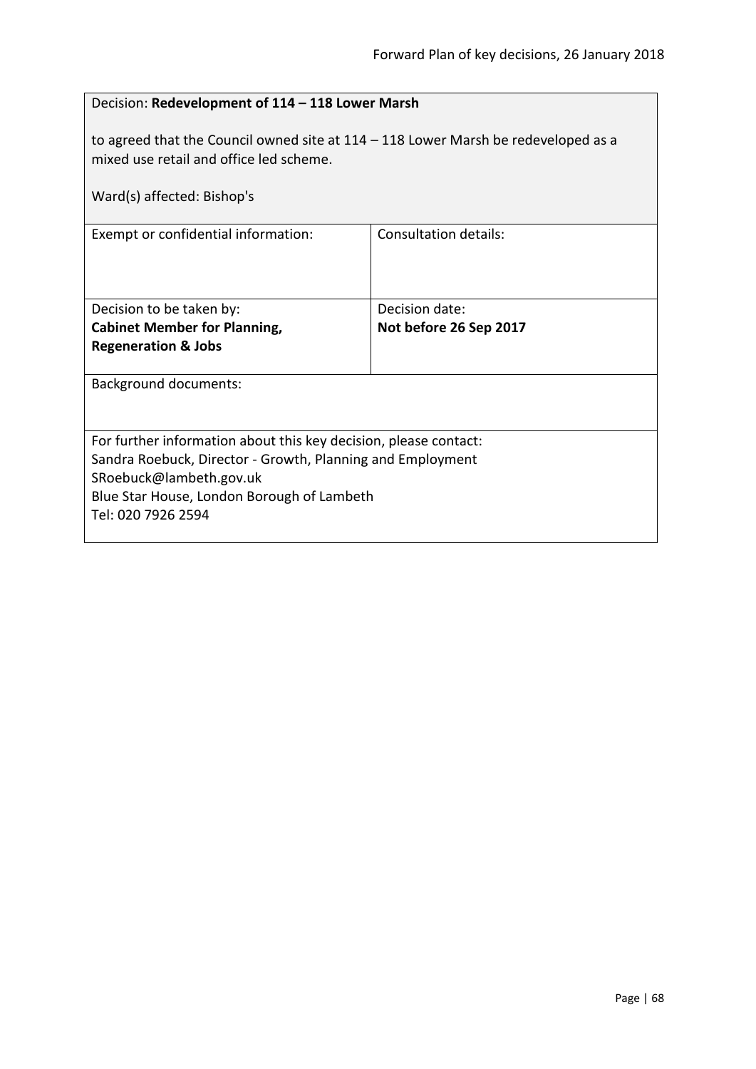Decision: **Redevelopment of 114 – 118 Lower Marsh**

to agreed that the Council owned site at 114 – 118 Lower Marsh be redeveloped as a mixed use retail and office led scheme.

Ward(s) affected: Bishop's

| Exempt or confidential information: | Consultation details: |
| --- | --- |
| Decision to be taken by:<br>**Cabinet Member for Planning, Regeneration & Jobs** | Decision date:<br>**Not before 26 Sep 2017** |

Background documents:

For further information about this key decision, please contact:
Sandra Roebuck, Director - Growth, Planning and Employment
SRoebuck@lambeth.gov.uk
Blue Star House, London Borough of Lambeth
Tel: 020 7926 2594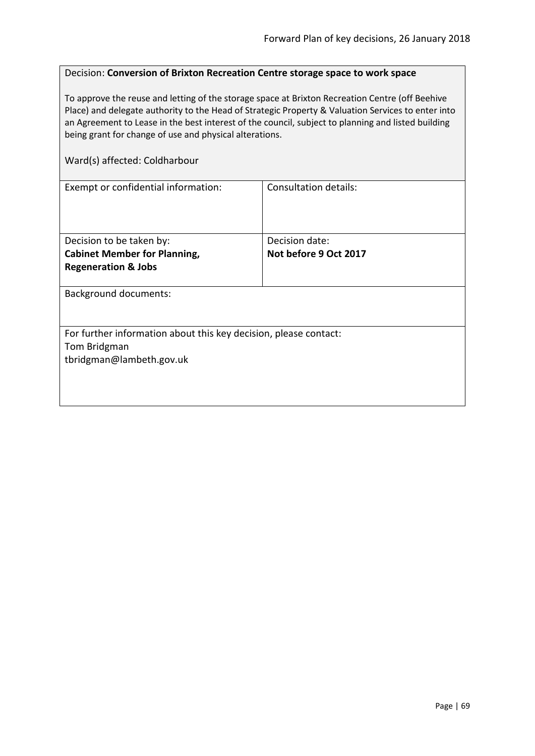Decision: **Conversion of Brixton Recreation Centre storage space to work space**

To approve the reuse and letting of the storage space at Brixton Recreation Centre (off Beehive Place) and delegate authority to the Head of Strategic Property & Valuation Services to enter into an Agreement to Lease in the best interest of the council, subject to planning and listed building being grant for change of use and physical alterations.

Ward(s) affected: Coldharbour

| Exempt or confidential information: | Consultation details: |
|---|---|
| Decision to be taken by:<br>**Cabinet Member for Planning, Regeneration & Jobs** | Decision date:<br>**Not before 9 Oct 2017** |

Background documents:

For further information about this key decision, please contact:
Tom Bridgman
tbridgman@lambeth.gov.uk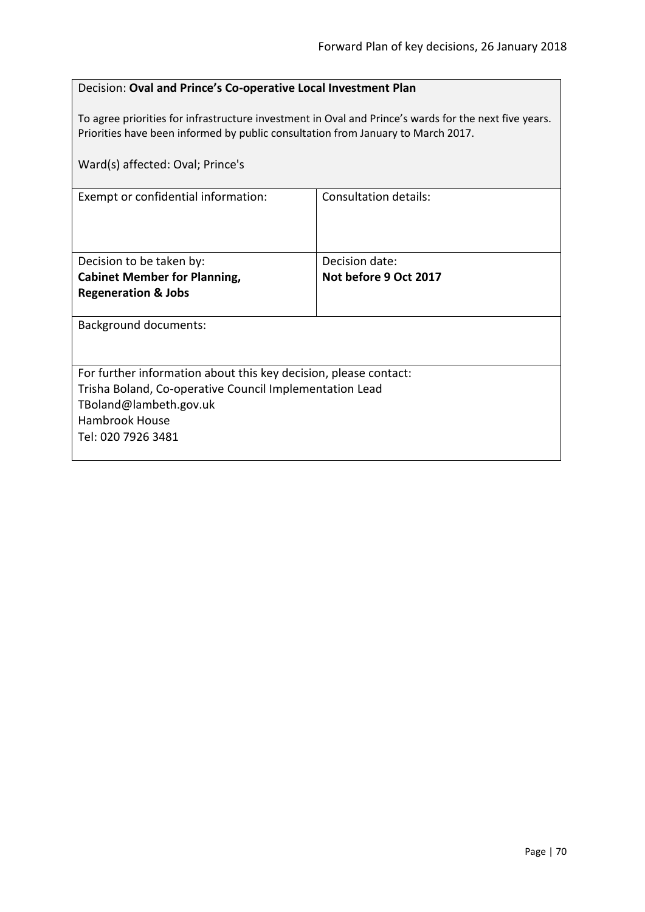Decision: **Oval and Prince's Co-operative Local Investment Plan**

To agree priorities for infrastructure investment in Oval and Prince's wards for the next five years. Priorities have been informed by public consultation from January to March 2017.

Ward(s) affected: Oval; Prince's

| Exempt or confidential information: | Consultation details: |
|---|---|
| Decision to be taken by:<br>**Cabinet Member for Planning, Regeneration & Jobs** | Decision date:<br>**Not before 9 Oct 2017** |

Background documents:

For further information about this key decision, please contact:
Trisha Boland, Co-operative Council Implementation Lead
TBoland@lambeth.gov.uk
Hambrook House
Tel: 020 7926 3481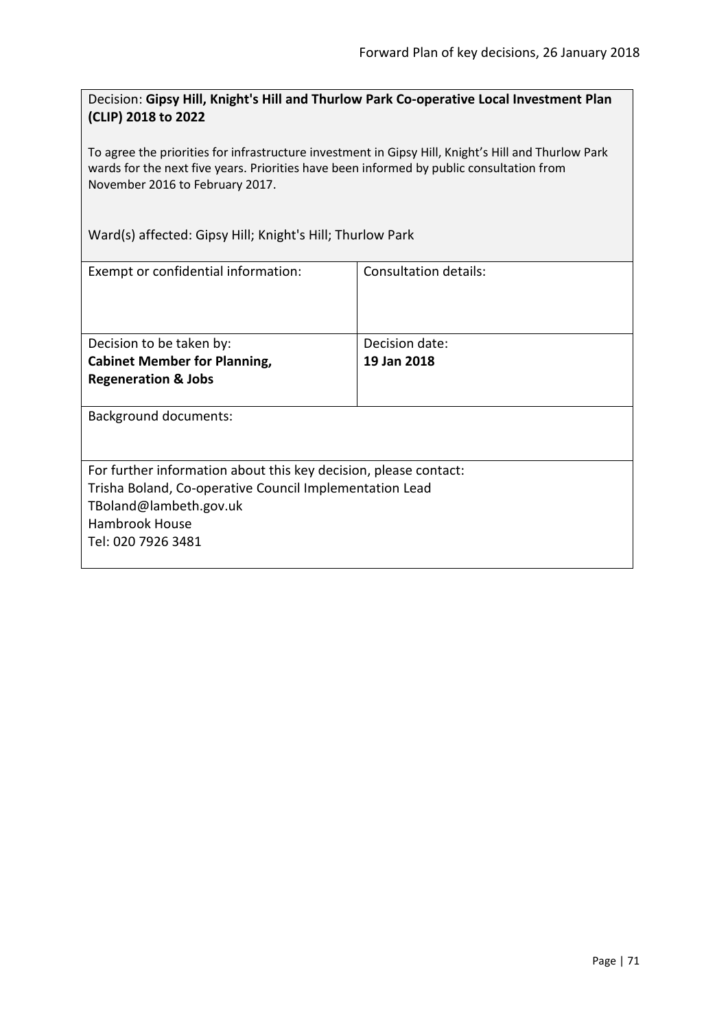Decision: **Gipsy Hill, Knight's Hill and Thurlow Park Co-operative Local Investment Plan (CLIP) 2018 to 2022**

To agree the priorities for infrastructure investment in Gipsy Hill, Knight's Hill and Thurlow Park wards for the next five years. Priorities have been informed by public consultation from November 2016 to February 2017.

Ward(s) affected: Gipsy Hill; Knight's Hill; Thurlow Park

| Exempt or confidential information: | Consultation details: |
| --- | --- |
| Decision to be taken by:<br>**Cabinet Member for Planning, Regeneration & Jobs** | Decision date:<br>**19 Jan 2018** |

Background documents:

For further information about this key decision, please contact:
Trisha Boland, Co-operative Council Implementation Lead
TBoland@lambeth.gov.uk
Hambrook House
Tel: 020 7926 3481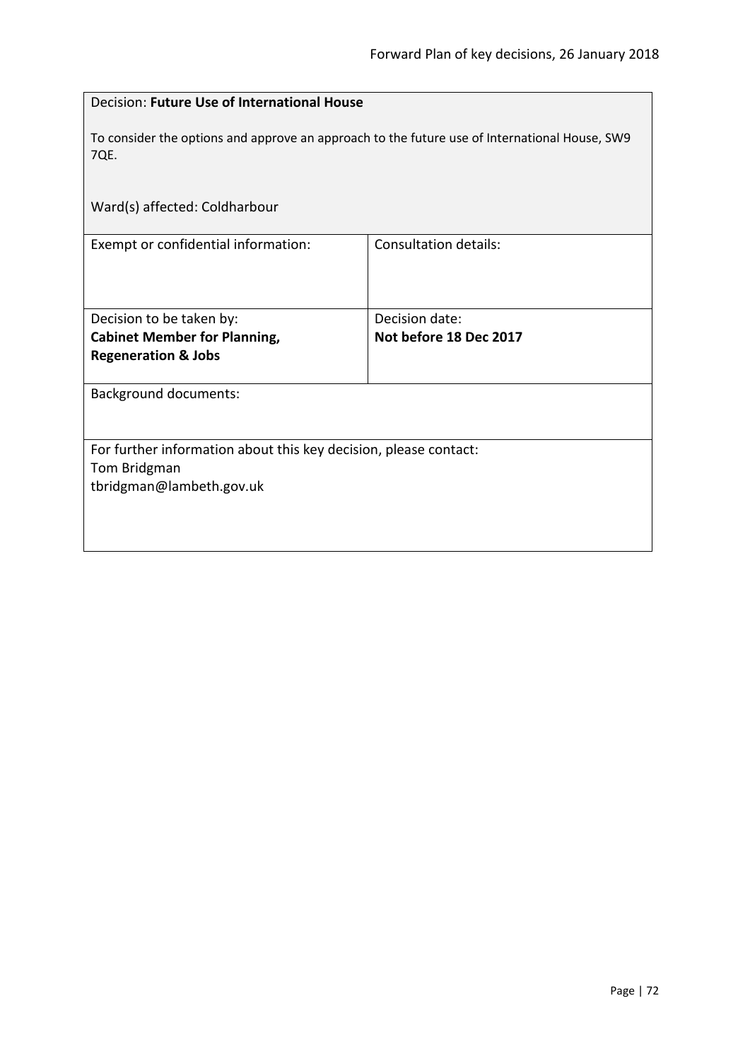Decision: **Future Use of International House**

To consider the options and approve an approach to the future use of International House, SW9 7QE.

Ward(s) affected: Coldharbour

| Exempt or confidential information: | Consultation details: |
| --- | --- |
| Decision to be taken by:<br>**Cabinet Member for Planning, Regeneration & Jobs** | Decision date:<br>**Not before 18 Dec 2017** |

Background documents:

For further information about this key decision, please contact:
Tom Bridgman
tbridgman@lambeth.gov.uk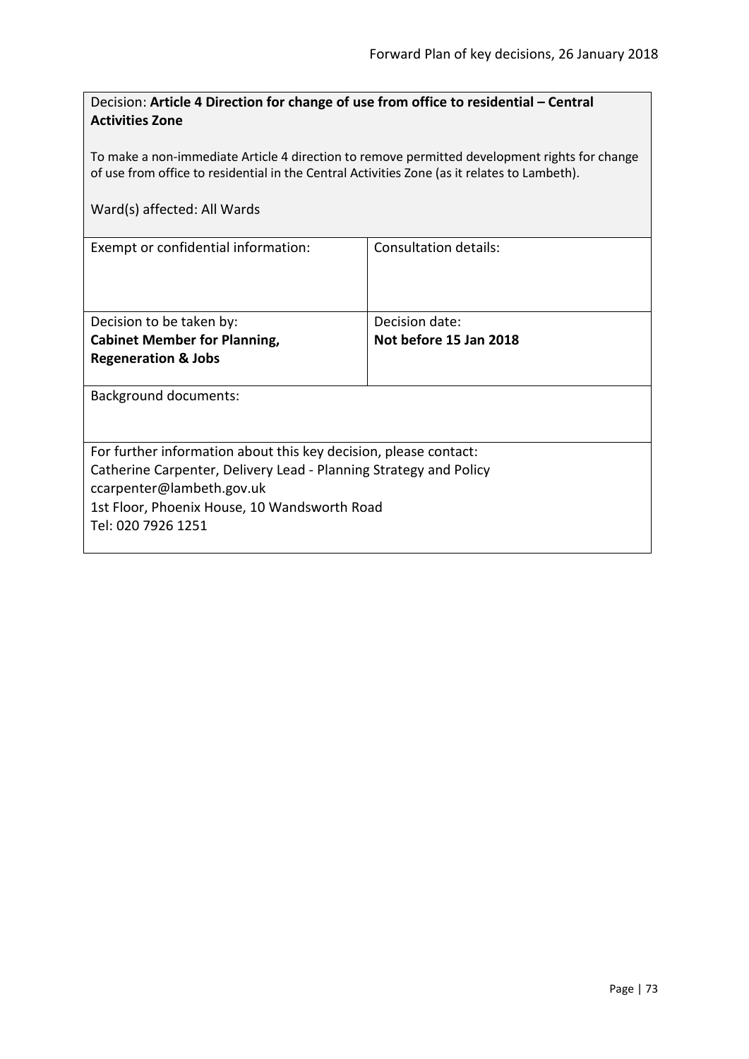Decision: **Article 4 Direction for change of use from office to residential – Central Activities Zone**

To make a non-immediate Article 4 direction to remove permitted development rights for change of use from office to residential in the Central Activities Zone (as it relates to Lambeth).

Ward(s) affected: All Wards

| Exempt or confidential information: | Consultation details: |
|---|---|
| Decision to be taken by:<br>**Cabinet Member for Planning, Regeneration & Jobs** | Decision date:<br>**Not before 15 Jan 2018** |

Background documents:

For further information about this key decision, please contact:
Catherine Carpenter, Delivery Lead - Planning Strategy and Policy
ccarpenter@lambeth.gov.uk
1st Floor, Phoenix House, 10 Wandsworth Road
Tel: 020 7926 1251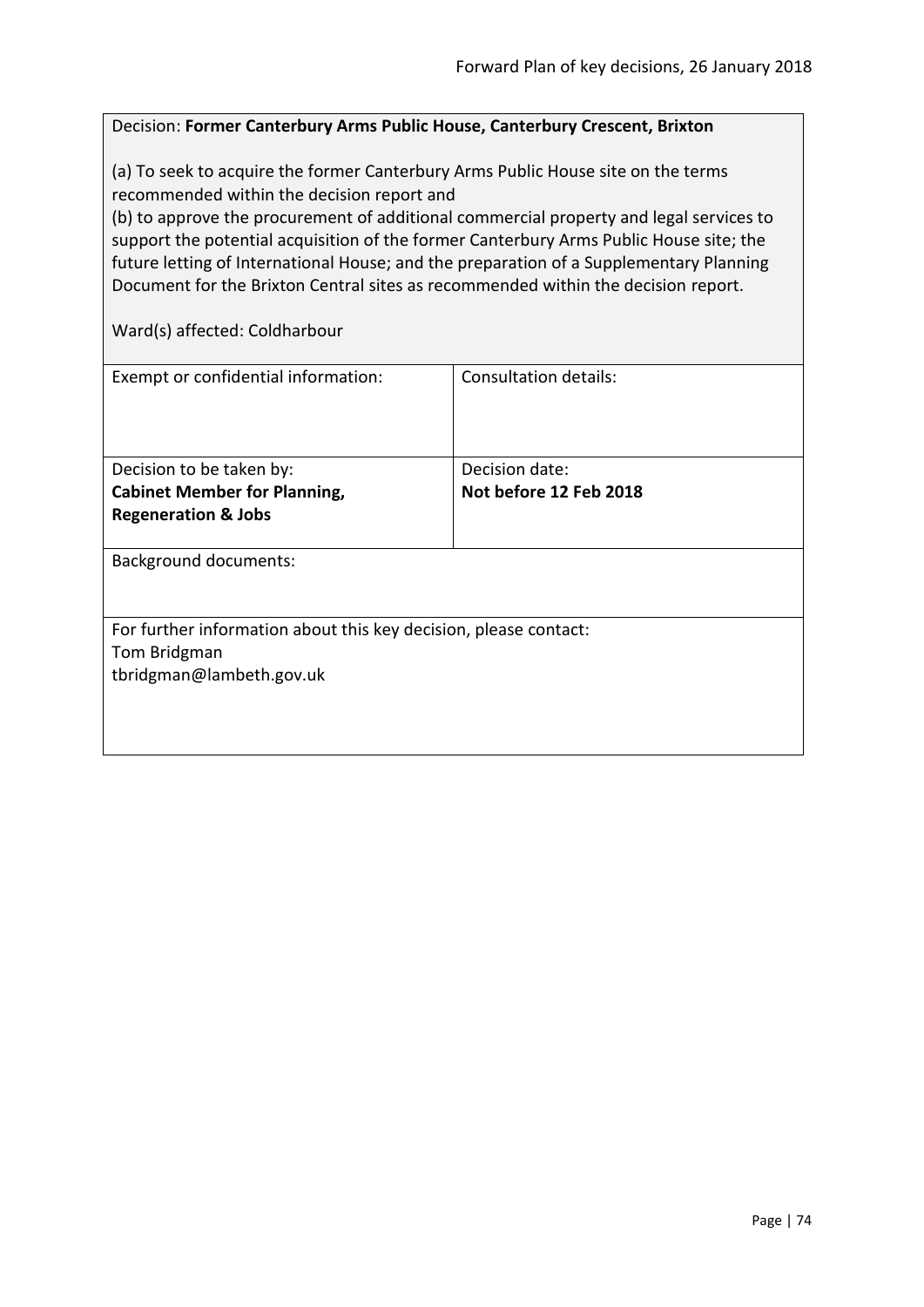Decision: **Former Canterbury Arms Public House, Canterbury Crescent, Brixton**

(a) To seek to acquire the former Canterbury Arms Public House site on the terms recommended within the decision report and
(b) to approve the procurement of additional commercial property and legal services to support the potential acquisition of the former Canterbury Arms Public House site; the future letting of International House; and the preparation of a Supplementary Planning Document for the Brixton Central sites as recommended within the decision report.

Ward(s) affected: Coldharbour

| Exempt or confidential information: | Consultation details: |
| --- | --- |
| Decision to be taken by: **Cabinet Member for Planning, Regeneration & Jobs** | Decision date: **Not before 12 Feb 2018** |

Background documents:

For further information about this key decision, please contact:
Tom Bridgman
tbridgman@lambeth.gov.uk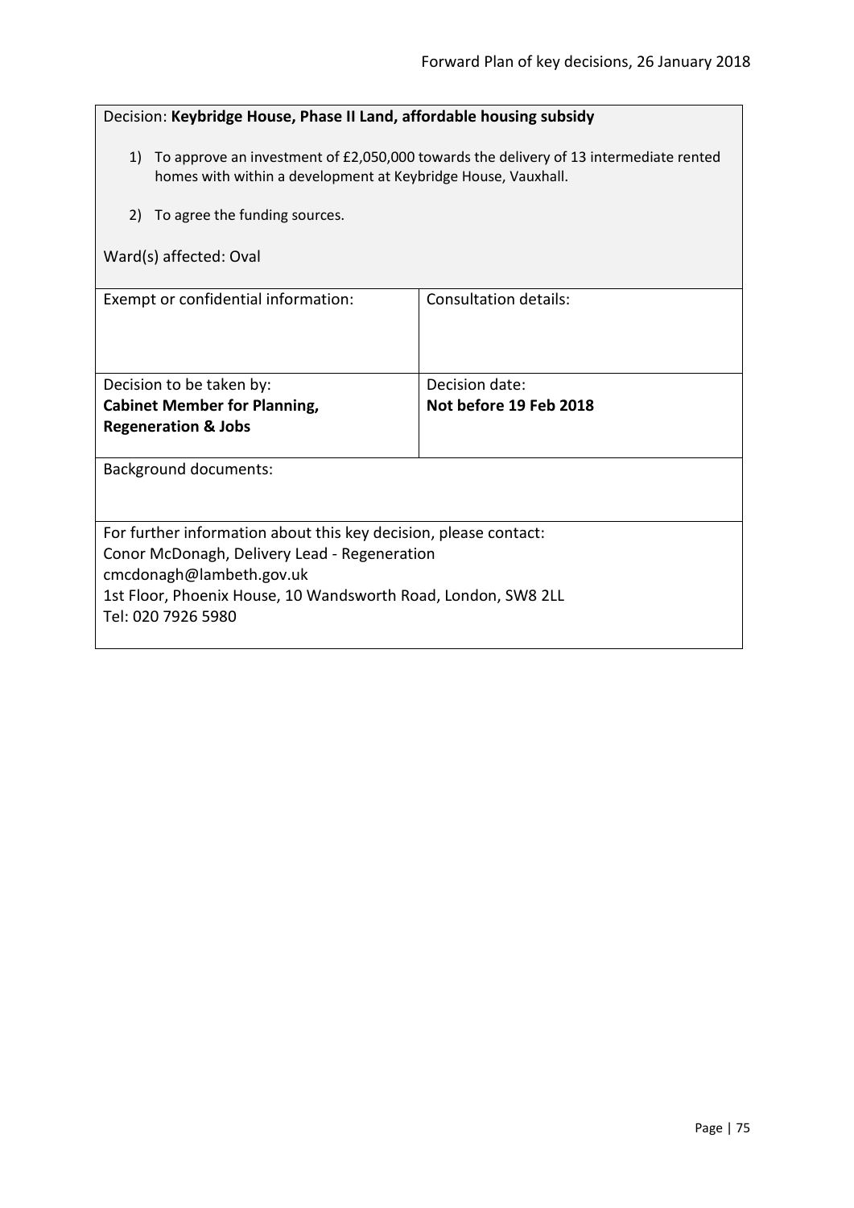Decision: **Keybridge House, Phase II Land, affordable housing subsidy**

1) To approve an investment of £2,050,000 towards the delivery of 13 intermediate rented homes with within a development at Keybridge House, Vauxhall.

2) To agree the funding sources.

Ward(s) affected: Oval

| Exempt or confidential information: | Consultation details: |
| --- | --- |
| Decision to be taken by:<br>**Cabinet Member for Planning, Regeneration & Jobs** | Decision date:<br>**Not before 19 Feb 2018** |

Background documents:

For further information about this key decision, please contact:
Conor McDonagh, Delivery Lead - Regeneration
cmcdonagh@lambeth.gov.uk
1st Floor, Phoenix House, 10 Wandsworth Road, London, SW8 2LL
Tel: 020 7926 5980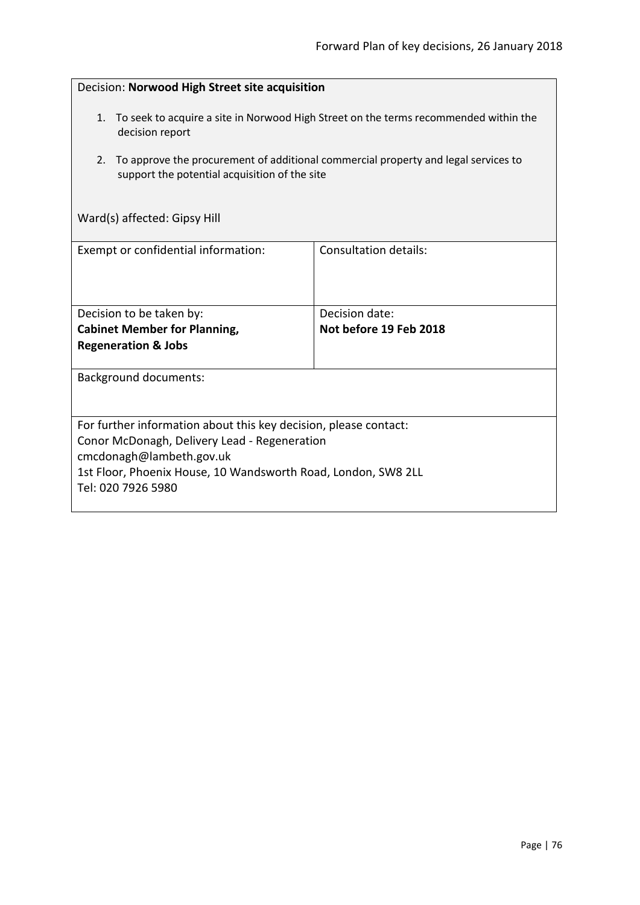Decision: **Norwood High Street site acquisition**

1. To seek to acquire a site in Norwood High Street on the terms recommended within the decision report
2. To approve the procurement of additional commercial property and legal services to support the potential acquisition of the site

Ward(s) affected: Gipsy Hill

| Exempt or confidential information: | Consultation details: |
|---|---|
| Decision to be taken by:<br>**Cabinet Member for Planning, Regeneration & Jobs** | Decision date:<br>**Not before 19 Feb 2018** |

Background documents:

For further information about this key decision, please contact:
Conor McDonagh, Delivery Lead - Regeneration
cmcdonagh@lambeth.gov.uk
1st Floor, Phoenix House, 10 Wandsworth Road, London, SW8 2LL
Tel: 020 7926 5980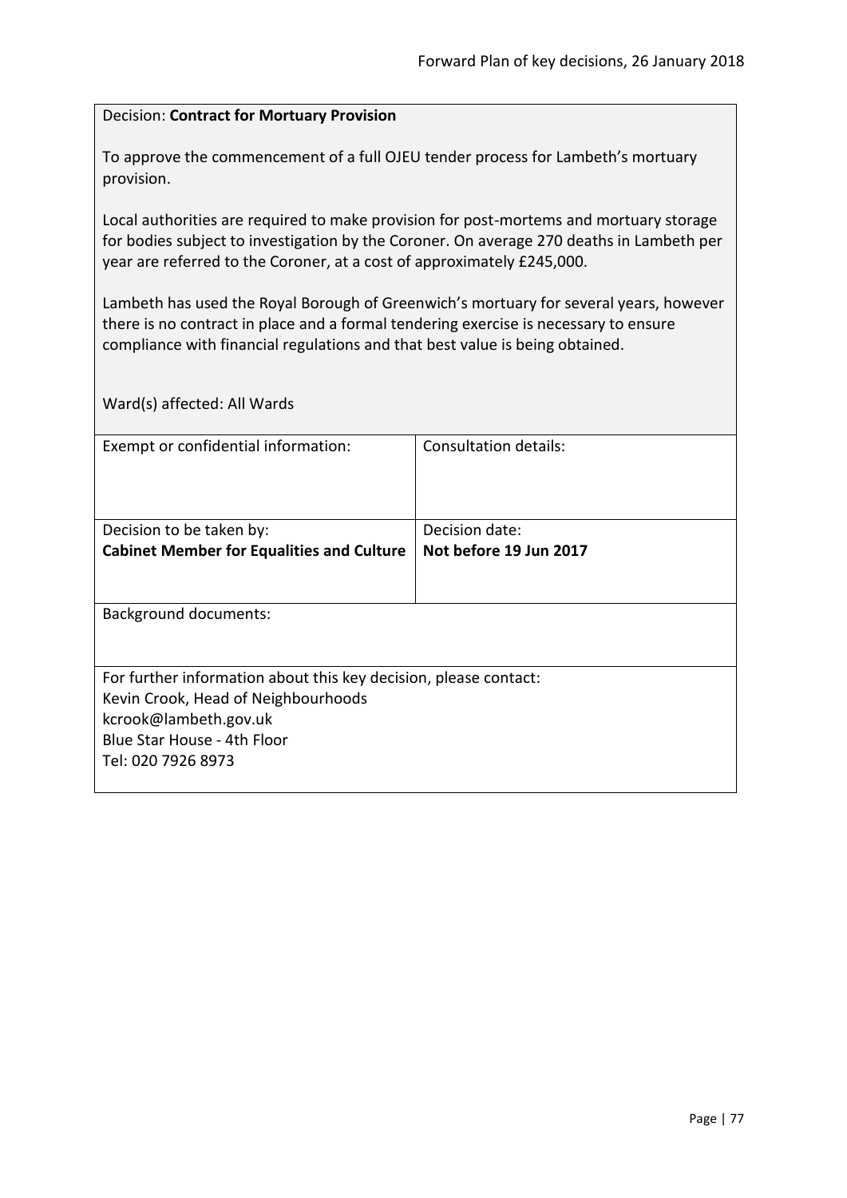Decision: **Contract for Mortuary Provision**

To approve the commencement of a full OJEU tender process for Lambeth's mortuary provision.

Local authorities are required to make provision for post-mortems and mortuary storage for bodies subject to investigation by the Coroner. On average 270 deaths in Lambeth per year are referred to the Coroner, at a cost of approximately £245,000.

Lambeth has used the Royal Borough of Greenwich's mortuary for several years, however there is no contract in place and a formal tendering exercise is necessary to ensure compliance with financial regulations and that best value is being obtained.

Ward(s) affected: All Wards

| Exempt or confidential information: | Consultation details: |
|---|---|
| Decision to be taken by:<br>**Cabinet Member for Equalities and Culture** | Decision date:<br>**Not before 19 Jun 2017** |

Background documents:

For further information about this key decision, please contact:
Kevin Crook, Head of Neighbourhoods
kcrook@lambeth.gov.uk
Blue Star House - 4th Floor
Tel: 020 7926 8973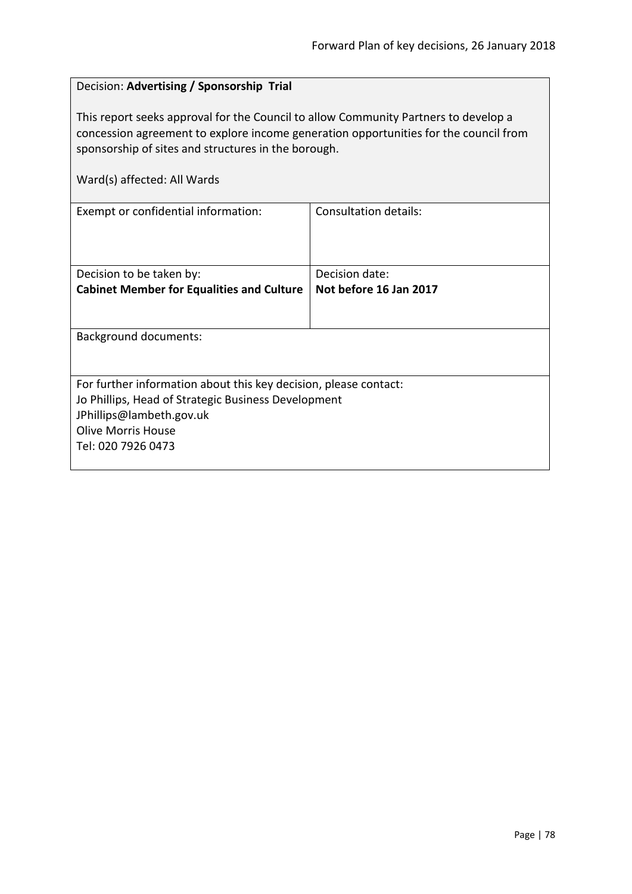Decision: **Advertising / Sponsorship Trial**

This report seeks approval for the Council to allow Community Partners to develop a concession agreement to explore income generation opportunities for the council from sponsorship of sites and structures in the borough.

Ward(s) affected: All Wards

| Exempt or confidential information: | Consultation details: |
| --- | --- |
| Decision to be taken by:<br>**Cabinet Member for Equalities and Culture** | Decision date:<br>**Not before 16 Jan 2017** |

Background documents:

For further information about this key decision, please contact:
Jo Phillips, Head of Strategic Business Development
JPhillips@lambeth.gov.uk
Olive Morris House
Tel: 020 7926 0473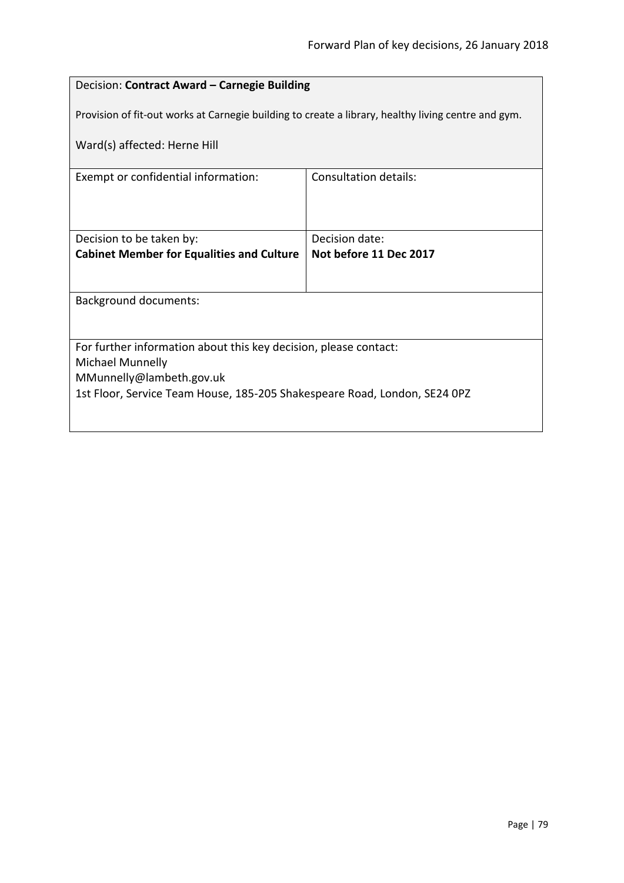Decision: **Contract Award – Carnegie Building**

Provision of fit-out works at Carnegie building to create a library, healthy living centre and gym.

Ward(s) affected: Herne Hill

| Exempt or confidential information: | Consultation details: |
| --- | --- |
| Decision to be taken by: **Cabinet Member for Equalities and Culture** | Decision date: **Not before 11 Dec 2017** |

Background documents:

For further information about this key decision, please contact:
Michael Munnelly
MMunnelly@lambeth.gov.uk
1st Floor, Service Team House, 185-205 Shakespeare Road, London, SE24 0PZ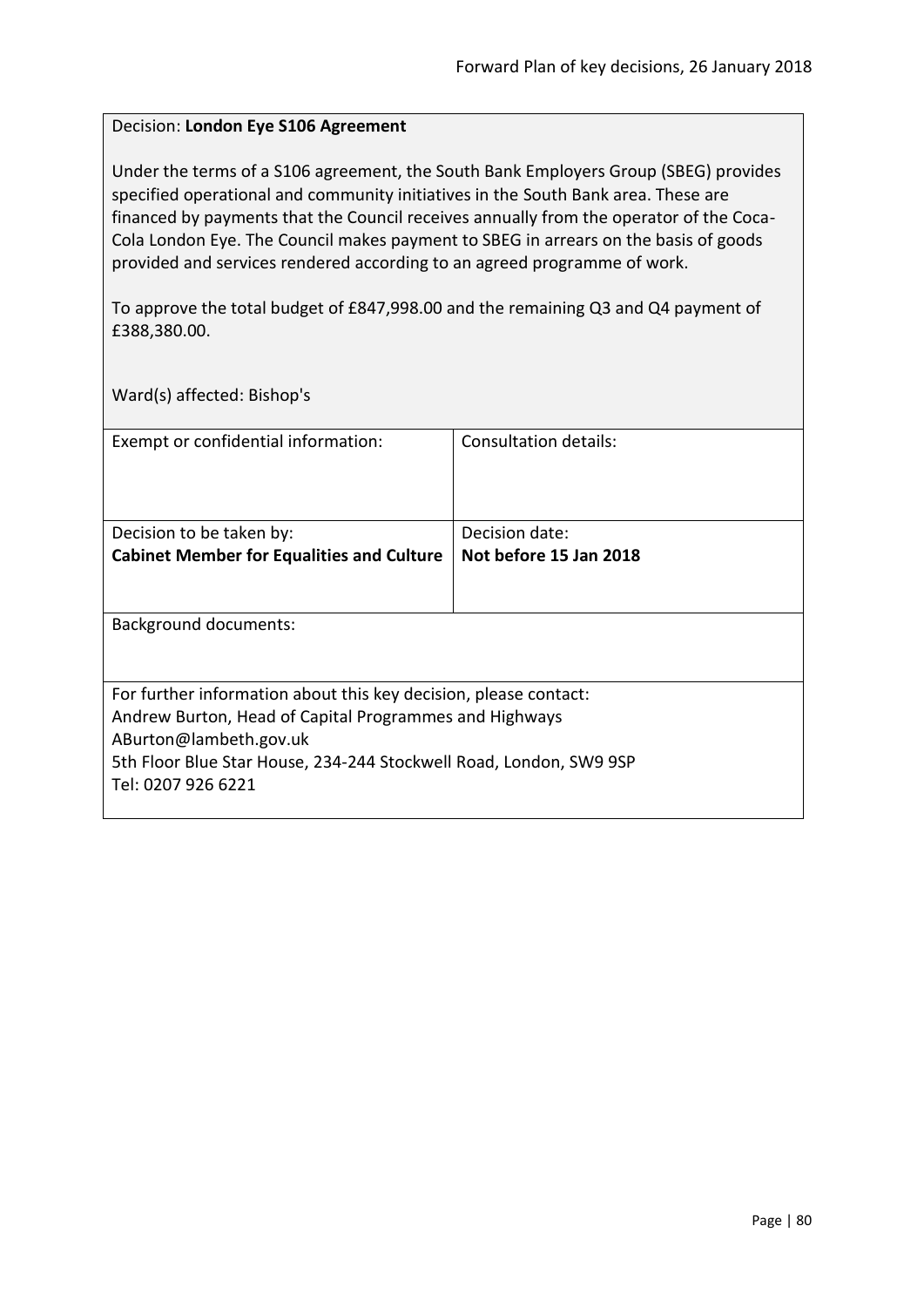Decision: **London Eye S106 Agreement**

Under the terms of a S106 agreement, the South Bank Employers Group (SBEG) provides specified operational and community initiatives in the South Bank area. These are financed by payments that the Council receives annually from the operator of the Coca-Cola London Eye. The Council makes payment to SBEG in arrears on the basis of goods provided and services rendered according to an agreed programme of work.

To approve the total budget of £847,998.00 and the remaining Q3 and Q4 payment of £388,380.00.

Ward(s) affected: Bishop's

| Exempt or confidential information: | Consultation details: |
|---|---|
| Decision to be taken by: **Cabinet Member for Equalities and Culture** | Decision date: **Not before 15 Jan 2018** |

Background documents:

For further information about this key decision, please contact:
Andrew Burton, Head of Capital Programmes and Highways
ABurton@lambeth.gov.uk
5th Floor Blue Star House, 234-244 Stockwell Road, London, SW9 9SP
Tel: 0207 926 6221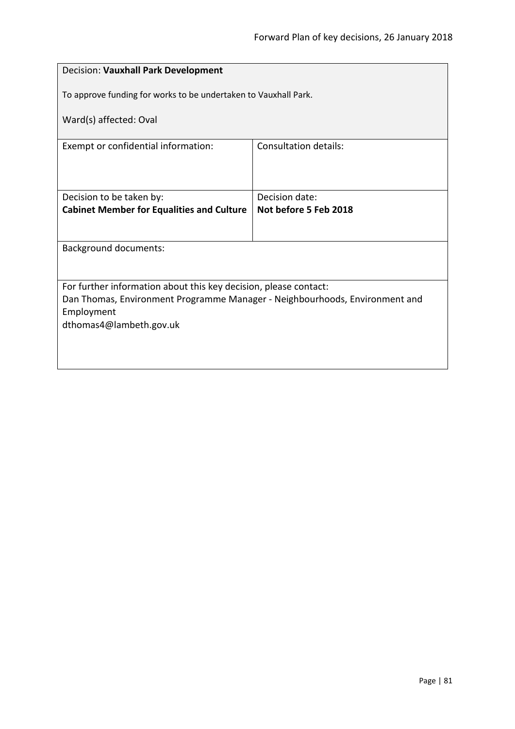Decision: **Vauxhall Park Development**

To approve funding for works to be undertaken to Vauxhall Park.

Ward(s) affected: Oval

| Exempt or confidential information: | Consultation details: |
| --- | --- |
| Decision to be taken by:<br>**Cabinet Member for Equalities and Culture** | Decision date:<br>**Not before 5 Feb 2018** |

Background documents:

For further information about this key decision, please contact:
Dan Thomas, Environment Programme Manager - Neighbourhoods, Environment and Employment
dthomas4@lambeth.gov.uk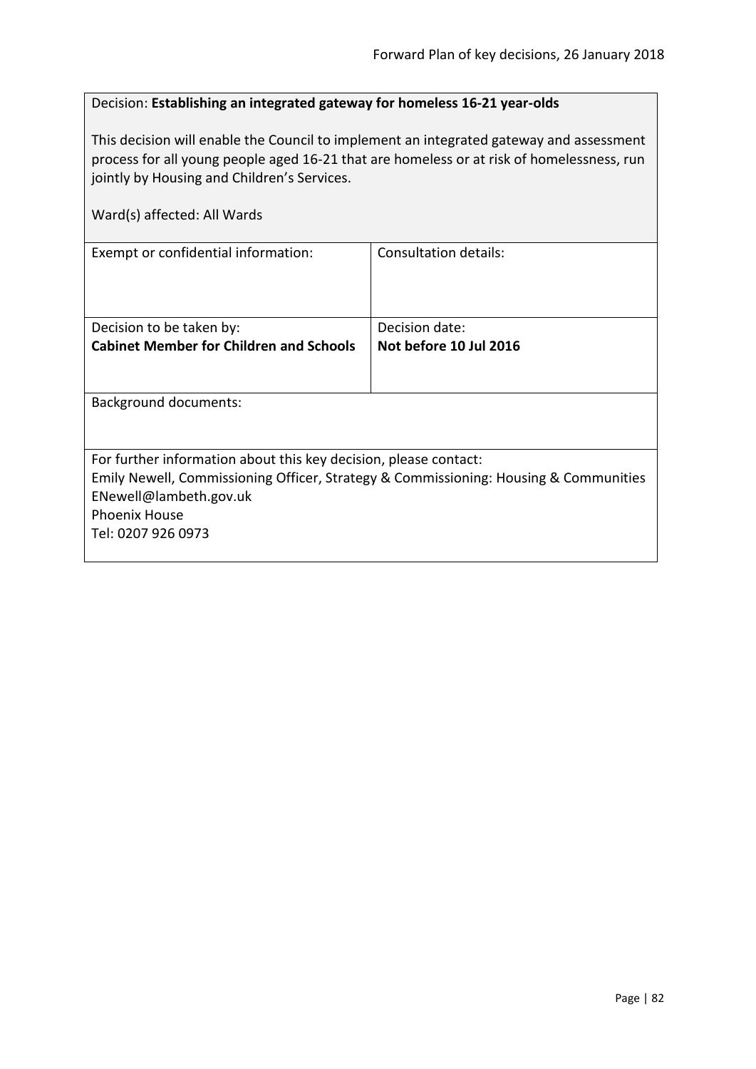Decision: **Establishing an integrated gateway for homeless 16-21 year-olds**

This decision will enable the Council to implement an integrated gateway and assessment process for all young people aged 16-21 that are homeless or at risk of homelessness, run jointly by Housing and Children's Services.

Ward(s) affected: All Wards

| Exempt or confidential information: | Consultation details: |
|---|---|
| Decision to be taken by:<br>**Cabinet Member for Children and Schools** | Decision date:<br>**Not before 10 Jul 2016** |

Background documents:

For further information about this key decision, please contact:
Emily Newell, Commissioning Officer, Strategy & Commissioning: Housing & Communities
ENewell@lambeth.gov.uk
Phoenix House
Tel: 0207 926 0973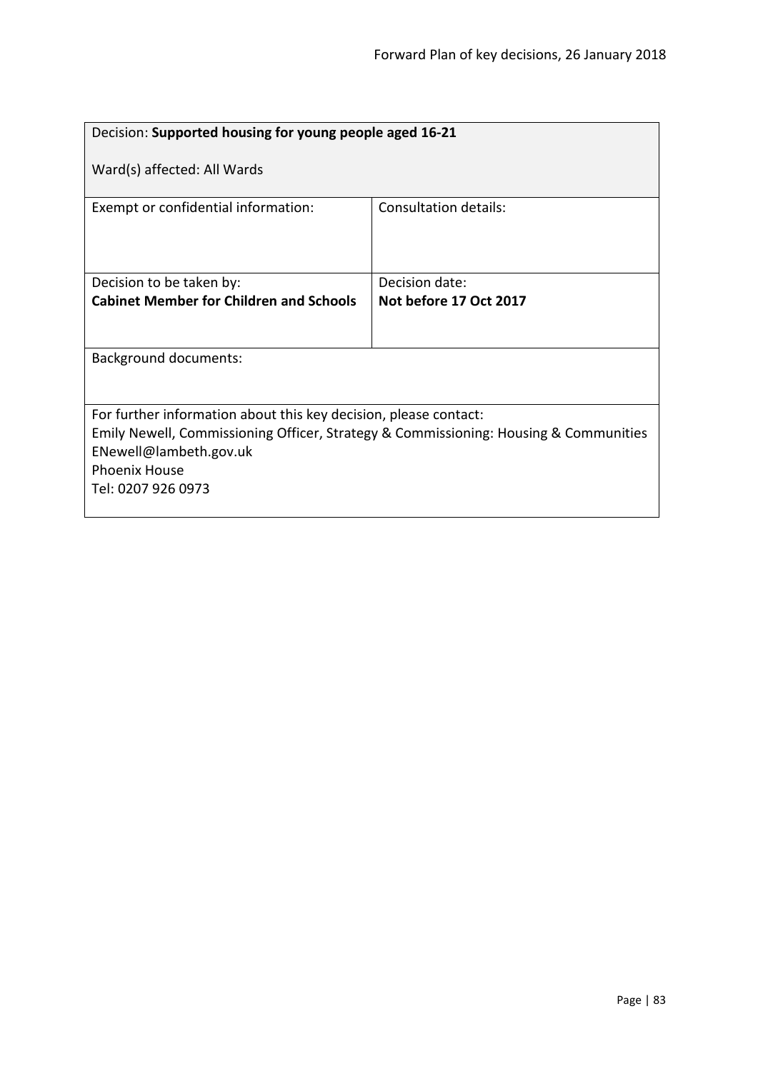| Decision: **Supported housing for young people aged 16-21**<br><br>Ward(s) affected: All Wards | |
|---|---|
| Exempt or confidential information: | Consultation details: |
| Decision to be taken by:<br>**Cabinet Member for Children and Schools** | Decision date:<br>**Not before 17 Oct 2017** |
| Background documents: | |
| For further information about this key decision, please contact:<br>Emily Newell, Commissioning Officer, Strategy & Commissioning: Housing & Communities<br>ENewell@lambeth.gov.uk<br>Phoenix House<br>Tel: 0207 926 0973 | |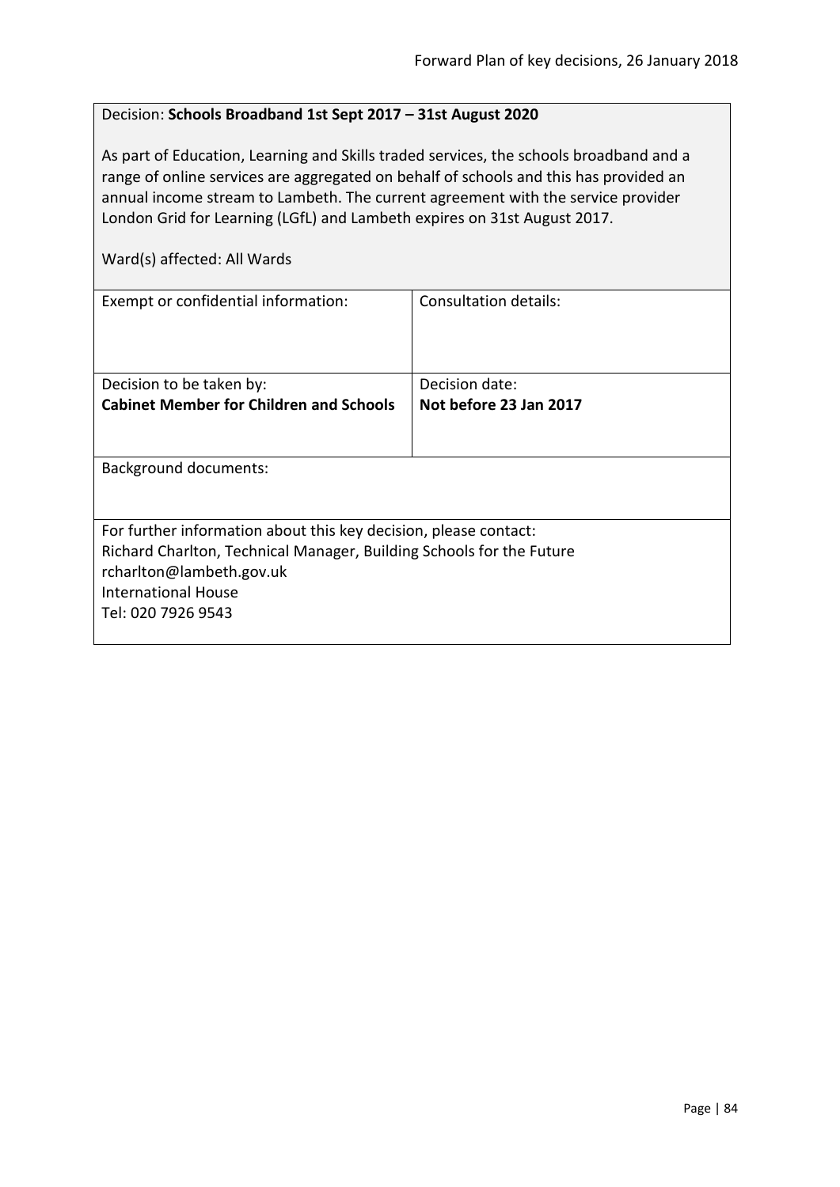Decision: **Schools Broadband 1st Sept 2017 – 31st August 2020**

As part of Education, Learning and Skills traded services, the schools broadband and a range of online services are aggregated on behalf of schools and this has provided an annual income stream to Lambeth. The current agreement with the service provider London Grid for Learning (LGfL) and Lambeth expires on 31st August 2017.

Ward(s) affected: All Wards

| Exempt or confidential information: | Consultation details: |
| --- | --- |
| Decision to be taken by:<br>**Cabinet Member for Children and Schools** | Decision date:<br>**Not before 23 Jan 2017** |

Background documents:

For further information about this key decision, please contact:
Richard Charlton, Technical Manager, Building Schools for the Future
rcharlton@lambeth.gov.uk
International House
Tel: 020 7926 9543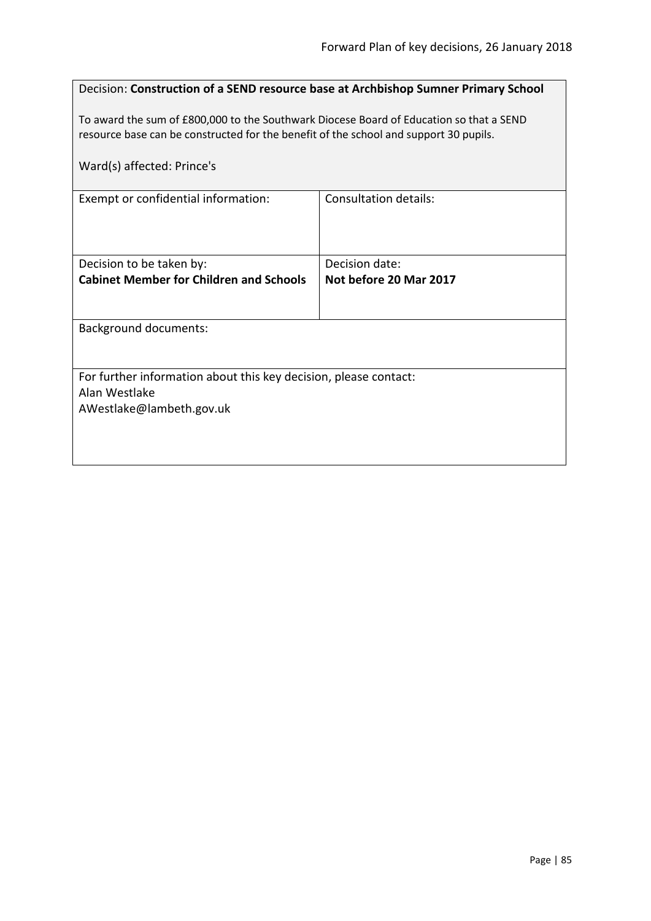Decision: **Construction of a SEND resource base at Archbishop Sumner Primary School**

To award the sum of £800,000 to the Southwark Diocese Board of Education so that a SEND resource base can be constructed for the benefit of the school and support 30 pupils.

Ward(s) affected: Prince's

| Exempt or confidential information: | Consultation details: |
| --- | --- |
| Decision to be taken by:<br>**Cabinet Member for Children and Schools** | Decision date:<br>**Not before 20 Mar 2017** |

Background documents:

For further information about this key decision, please contact:
Alan Westlake
AWestlake@lambeth.gov.uk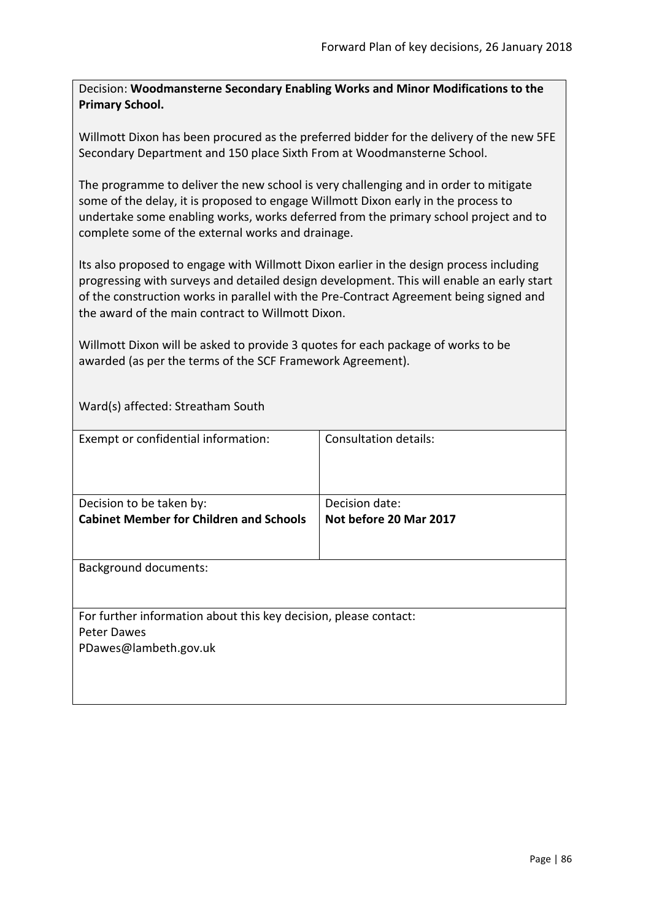Decision: **Woodmansterne Secondary Enabling Works and Minor Modifications to the Primary School.**

Willmott Dixon has been procured as the preferred bidder for the delivery of the new 5FE Secondary Department and 150 place Sixth From at Woodmansterne School.

The programme to deliver the new school is very challenging and in order to mitigate some of the delay, it is proposed to engage Willmott Dixon early in the process to undertake some enabling works, works deferred from the primary school project and to complete some of the external works and drainage.

Its also proposed to engage with Willmott Dixon earlier in the design process including progressing with surveys and detailed design development. This will enable an early start of the construction works in parallel with the Pre-Contract Agreement being signed and the award of the main contract to Willmott Dixon.

Willmott Dixon will be asked to provide 3 quotes for each package of works to be awarded (as per the terms of the SCF Framework Agreement).

Ward(s) affected: Streatham South

| Exempt or confidential information: | Consultation details: |
| --- | --- |
| Decision to be taken by: **Cabinet Member for Children and Schools** | Decision date: **Not before 20 Mar 2017** |

Background documents:

For further information about this key decision, please contact:
Peter Dawes
PDawes@lambeth.gov.uk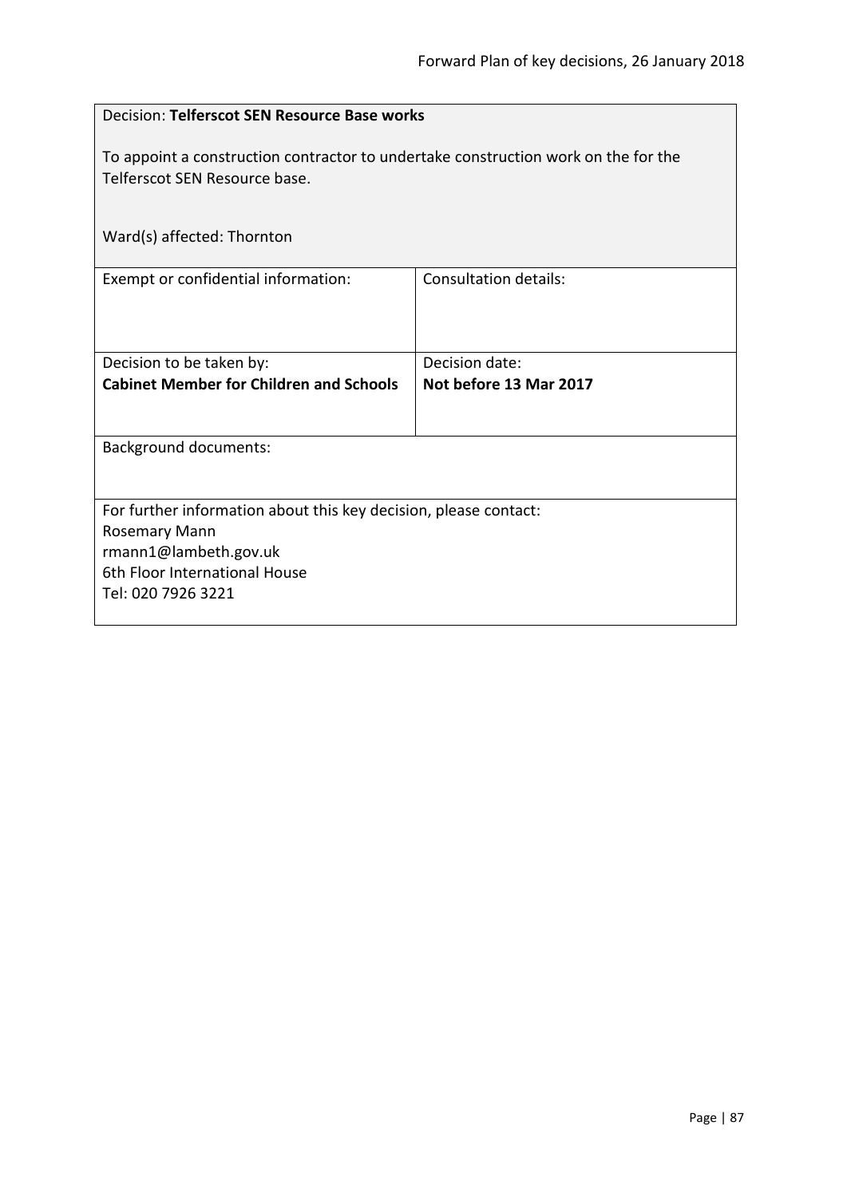Decision: **Telferscot SEN Resource Base works**

To appoint a construction contractor to undertake construction work on the for the Telferscot SEN Resource base.

Ward(s) affected: Thornton

| Exempt or confidential information: | Consultation details: |
|---|---|
| Decision to be taken by:<br>**Cabinet Member for Children and Schools** | Decision date:<br>**Not before 13 Mar 2017** |

Background documents:

For further information about this key decision, please contact:
Rosemary Mann
rmann1@lambeth.gov.uk
6th Floor International House
Tel: 020 7926 3221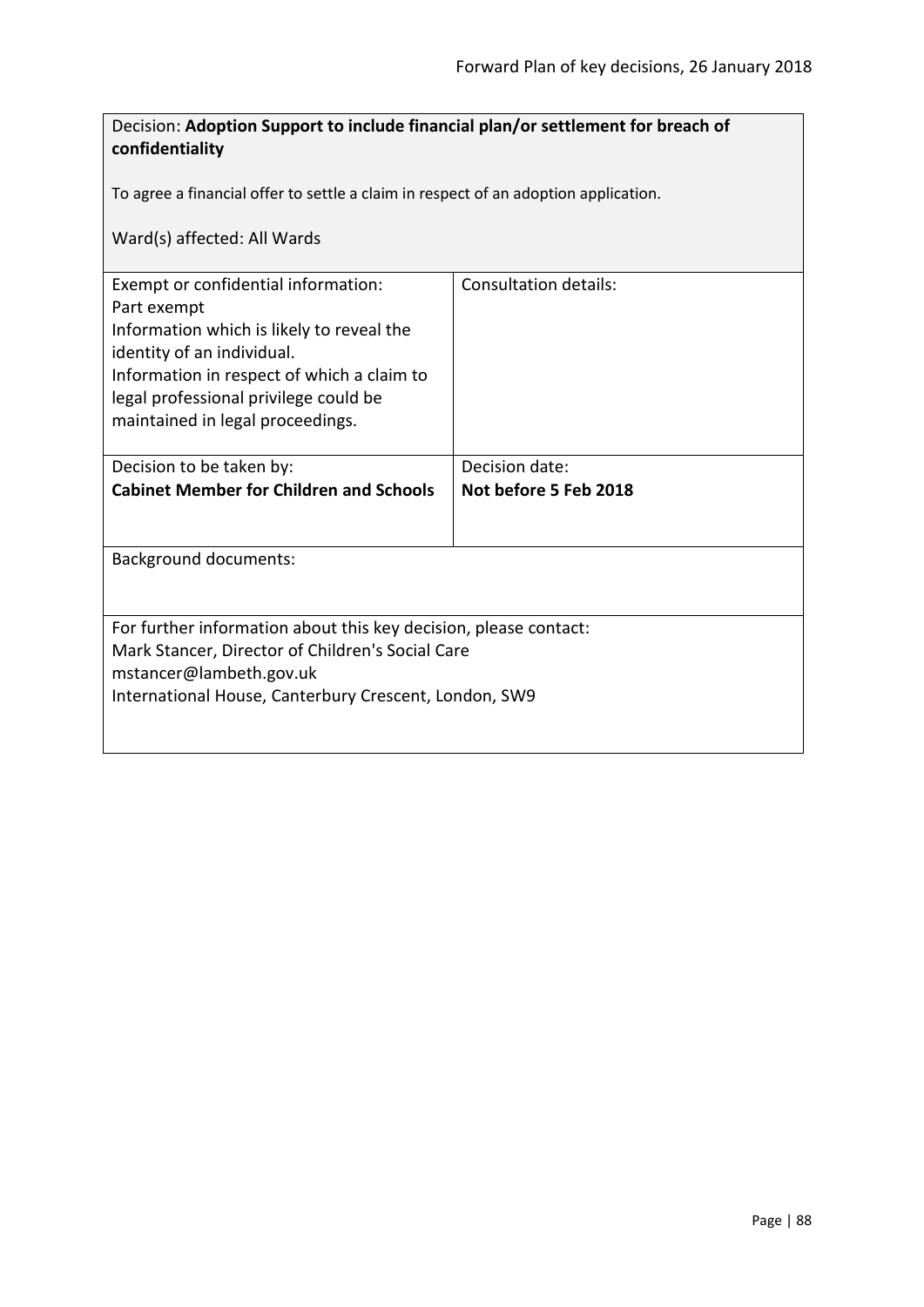Decision: **Adoption Support to include financial plan/or settlement for breach of confidentiality**

To agree a financial offer to settle a claim in respect of an adoption application.

Ward(s) affected: All Wards

| Exempt or confidential information: | Consultation details: |
|---|---|
| Part exempt<br>Information which is likely to reveal the identity of an individual.<br>Information in respect of which a claim to legal professional privilege could be maintained in legal proceedings. | |
| Decision to be taken by:<br>**Cabinet Member for Children and Schools** | Decision date:<br>**Not before 5 Feb 2018** |

Background documents:

For further information about this key decision, please contact:
Mark Stancer, Director of Children's Social Care
mstancer@lambeth.gov.uk
International House, Canterbury Crescent, London, SW9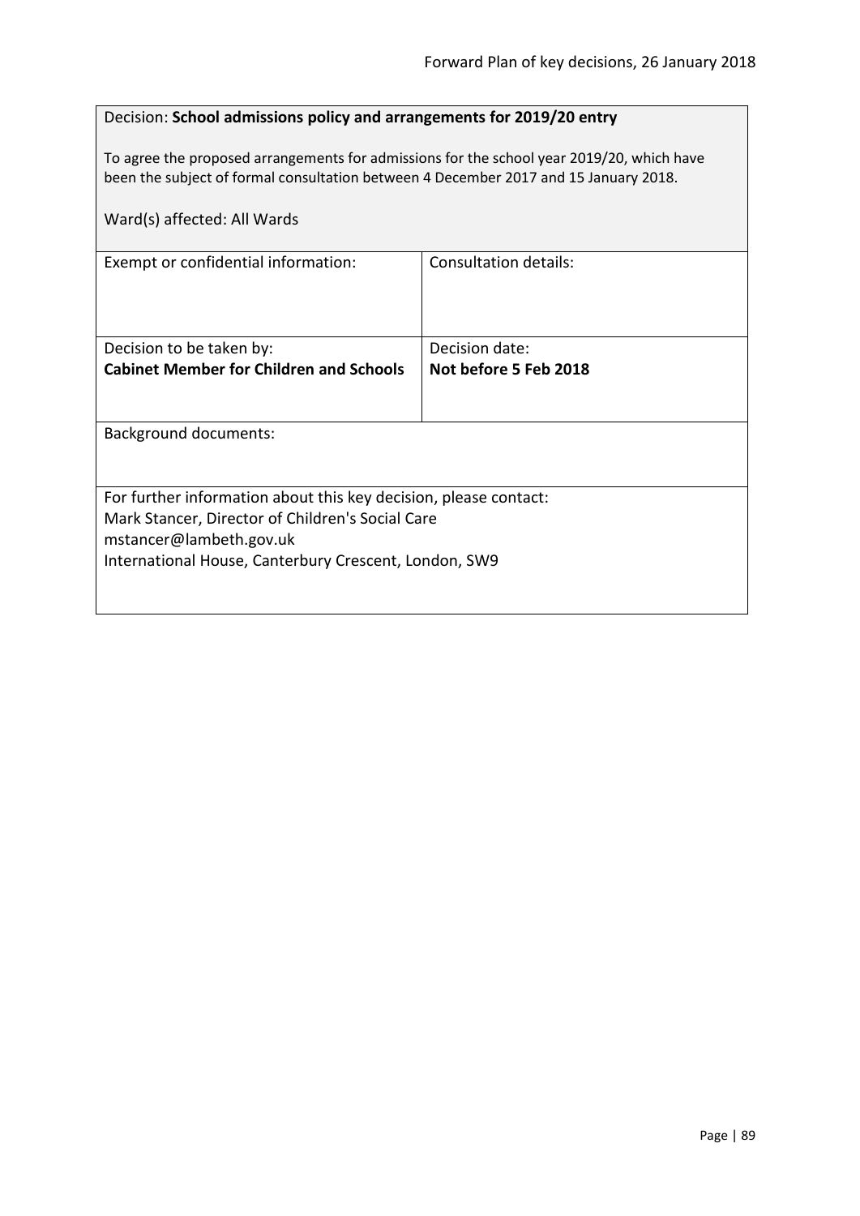Decision: **School admissions policy and arrangements for 2019/20 entry**

To agree the proposed arrangements for admissions for the school year 2019/20, which have been the subject of formal consultation between 4 December 2017 and 15 January 2018.

Ward(s) affected: All Wards

| | |
|---|---|
| Exempt or confidential information: | Consultation details: |
| Decision to be taken by:<br>**Cabinet Member for Children and Schools** | Decision date:<br>**Not before 5 Feb 2018** |

Background documents:

For further information about this key decision, please contact:
Mark Stancer, Director of Children's Social Care
mstancer@lambeth.gov.uk
International House, Canterbury Crescent, London, SW9